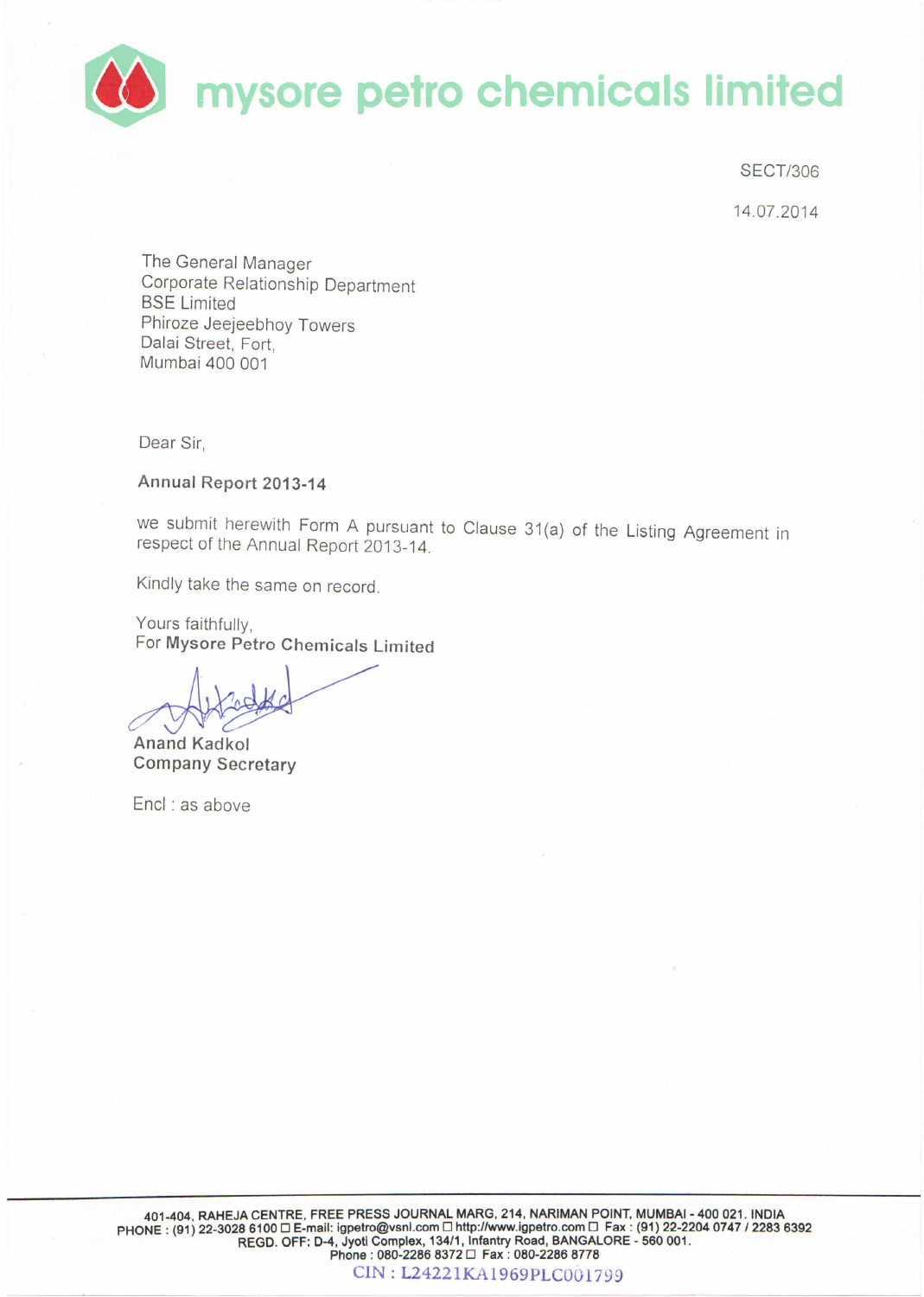# mysore petro chemicals limited

SECT/306

14.07.2014

The General Manager
Corporate Relationship Department
BSE Limited
Phiroze Jeejeebhoy Towers
Dalai Street, Fort,
Mumbai 400 001

Dear Sir,

**Annual Report 2013-14**

we submit herewith Form A pursuant to Clause 31(a) of the Listing Agreement in respect of the Annual Report 2013-14.

Kindly take the same on record.

Yours faithfully,
For **Mysore Petro Chemicals Limited**

**Anand Kadkol**
**Company Secretary**

Encl : as above

401-404, RAHEJA CENTRE, FREE PRESS JOURNAL MARG, 214, NARIMAN POINT, MUMBAI - 400 021. INDIA
PHONE : (91) 22-3028 6100 ☐ E-mail: igpetro@vsnl.com ☐ http://www.igpetro.com ☐ Fax : (91) 22-2204 0747 / 2283 6392
REGD. OFF: D-4, Jyoti Complex, 134/1, Infantry Road, BANGALORE - 560 001.
Phone : 080-2286 8372 ☐ Fax : 080-2286 8778
CIN : L24221KA1969PLC001799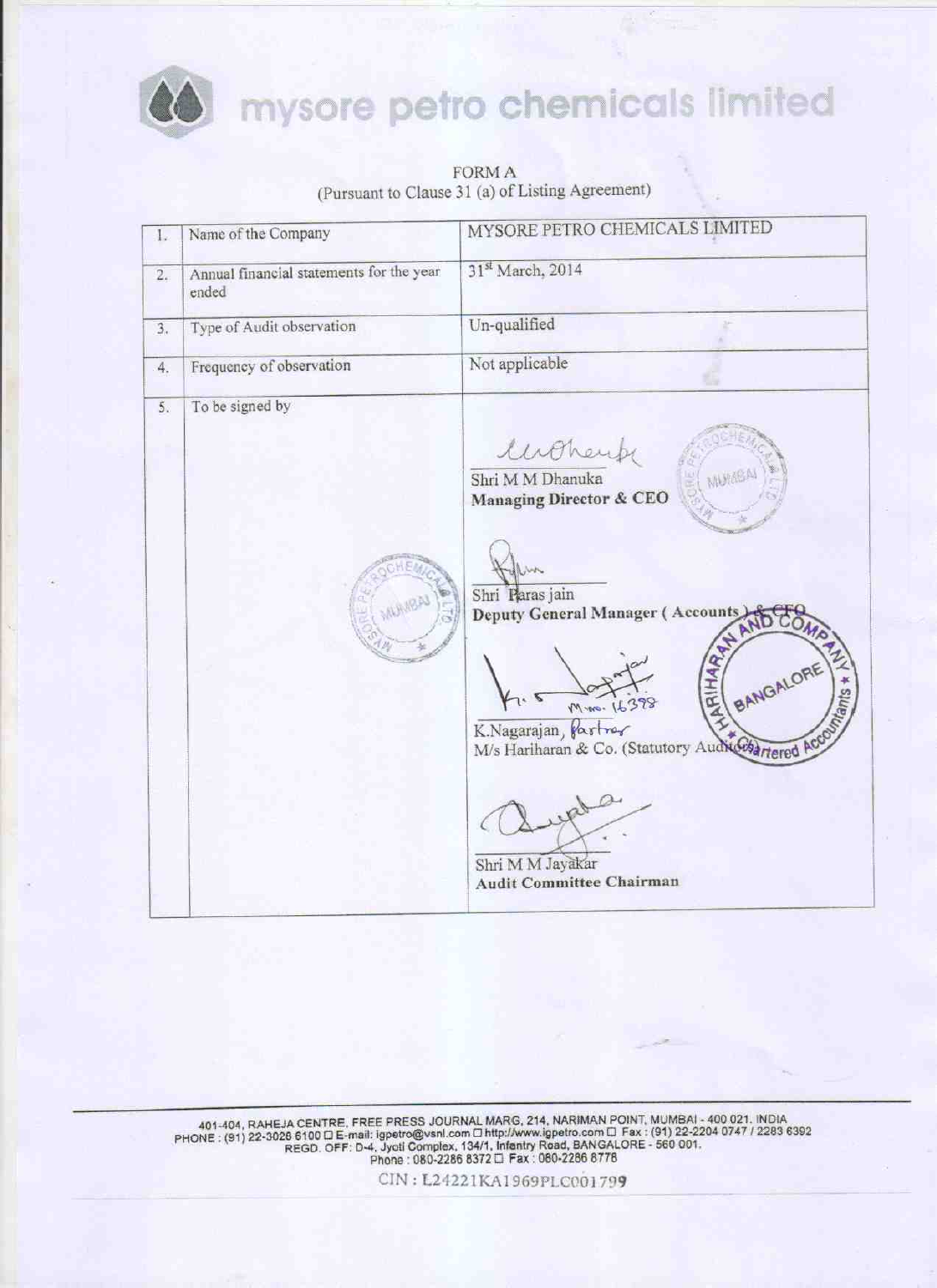# mysore petro chemicals limited

FORM A
(Pursuant to Clause 31 (a) of Listing Agreement)

| 1. | Name of the Company | MYSORE PETRO CHEMICALS LIMITED |
|---|---|---|
| 2. | Annual financial statements for the year ended | 31st March, 2014 |
| 3. | Type of Audit observation | Un-qualified |
| 4. | Frequency of observation | Not applicable |
| 5. | To be signed by | Shri M M Dhanuka<br>**Managing Director & CEO**<br><br>Shri Paras jain<br>**Deputy General Manager ( Accounts ) & CFO**<br><br>K.Nagarajan, Partner<br>M.no. 16398<br>M/s Hariharan & Co. (Statutory Auditors)<br><br>Shri M M Jayakar<br>**Audit Committee Chairman** |

401-404, RAHEJA CENTRE, FREE PRESS JOURNAL MARG, 214, NARIMAN POINT, MUMBAI - 400 021. INDIA
PHONE : (91) 22-3026 6100 E-mail: igpetro@vsnl.com http://www.igpetro.com Fax : (91) 22-2204 0747 / 2283 6392
REGD. OFF: D-4, Jyoti Complex, 134/1, Infantry Road, BANGALORE - 560 001.
Phone : 080-2286 8372 Fax : 080-2286 8778

CIN : L24221KA1969PLC001799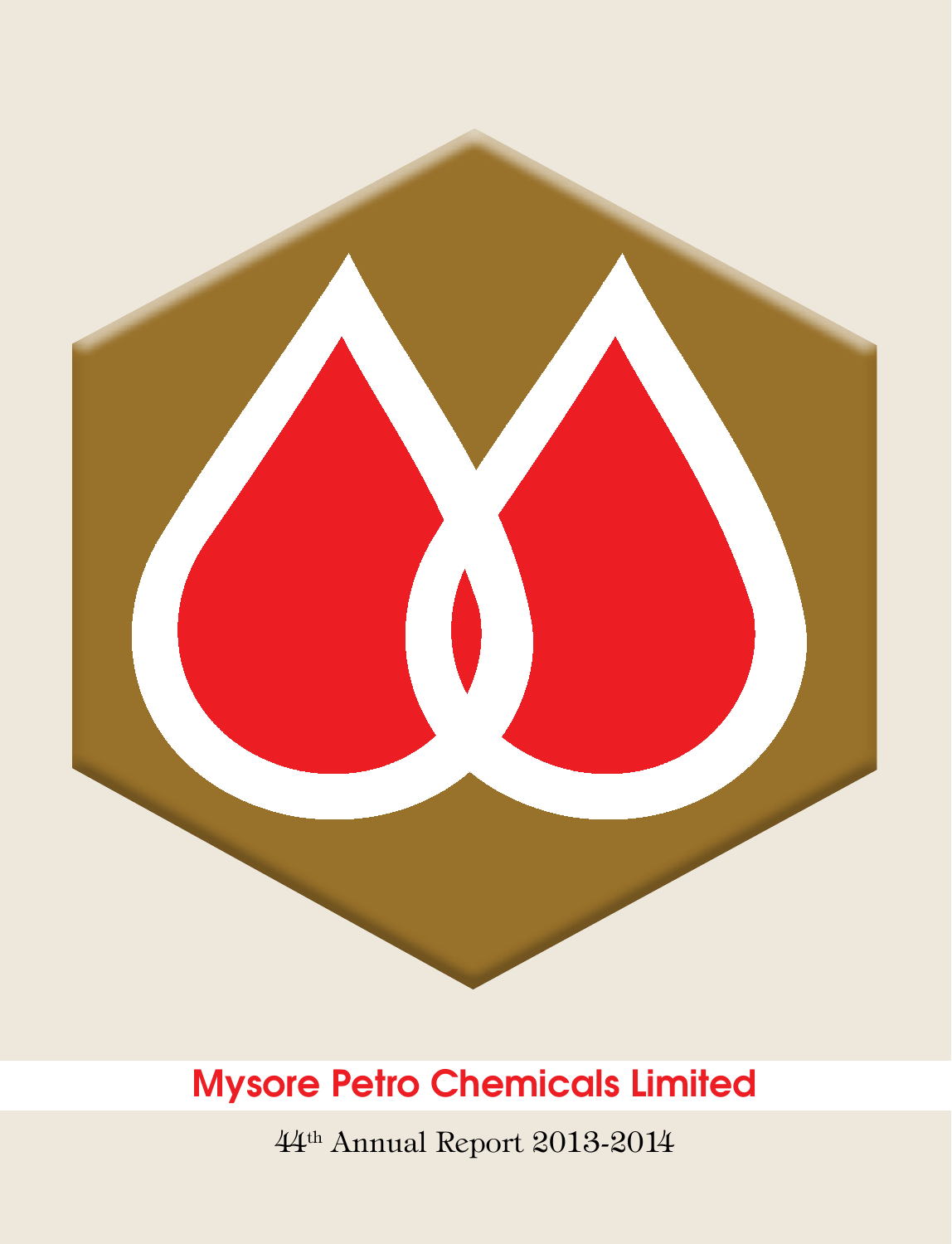# Mysore Petro Chemicals Limited

44th Annual Report 2013-2014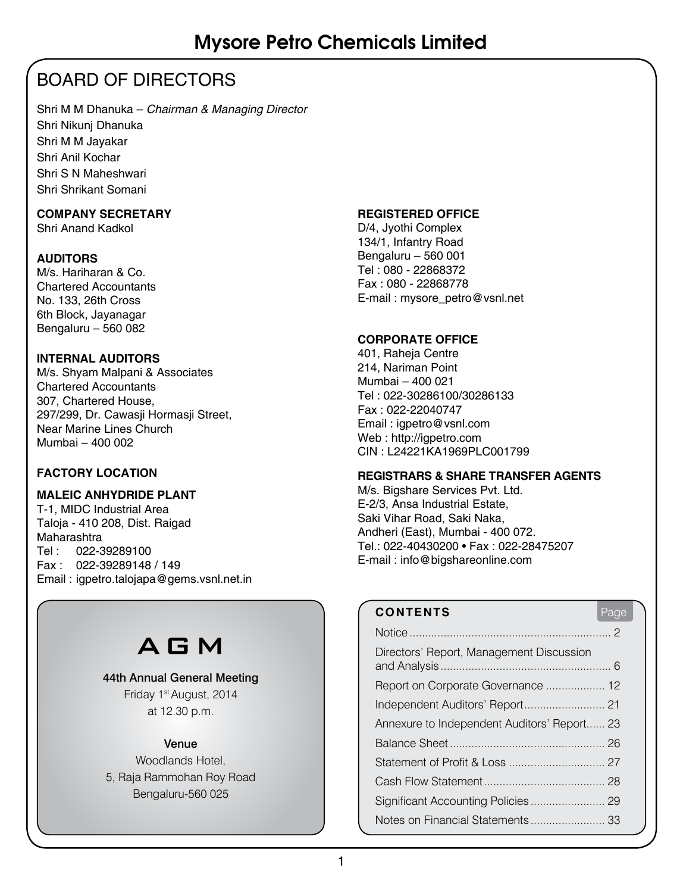# Mysore Petro Chemicals Limited

## BOARD OF DIRECTORS

Shri M M Dhanuka – *Chairman & Managing Director*
Shri Nikunj Dhanuka
Shri M M Jayakar
Shri Anil Kochar
Shri S N Maheshwari
Shri Shrikant Somani

**COMPANY SECRETARY**
Shri Anand Kadkol

**AUDITORS**
M/s. Hariharan & Co.
Chartered Accountants
No. 133, 26th Cross
6th Block, Jayanagar
Bengaluru – 560 082

**INTERNAL AUDITORS**
M/s. Shyam Malpani & Associates
Chartered Accountants
307, Chartered House,
297/299, Dr. Cawasji Hormasji Street,
Near Marine Lines Church
Mumbai – 400 002

**FACTORY LOCATION**

**MALEIC ANHYDRIDE PLANT**
T-1, MIDC Industrial Area
Taloja - 410 208, Dist. Raigad
Maharashtra
Tel : 022-39289100
Fax : 022-39289148 / 149
Email : igpetro.talojapa@gems.vsnl.net.in

**REGISTERED OFFICE**
D/4, Jyothi Complex
134/1, Infantry Road
Bengaluru – 560 001
Tel : 080 - 22868372
Fax : 080 - 22868778
E-mail : mysore_petro@vsnl.net

**CORPORATE OFFICE**
401, Raheja Centre
214, Nariman Point
Mumbai – 400 021
Tel : 022-30286100/30286133
Fax : 022-22040747
Email : igpetro@vsnl.com
Web : http://igpetro.com
CIN : L24221KA1969PLC001799

**REGISTRARS & SHARE TRANSFER AGENTS**
M/s. Bigshare Services Pvt. Ltd.
E-2/3, Ansa Industrial Estate,
Saki Vihar Road, Saki Naka,
Andheri (East), Mumbai - 400 072.
Tel.: 022-40430200 • Fax : 022-28475207
E-mail : info@bigshareonline.com

## AGM

**44th Annual General Meeting**
Friday 1st August, 2014
at 12.30 p.m.

**Venue**
Woodlands Hotel,
5, Raja Rammohan Roy Road
Bengaluru-560 025

## CONTENTS

| | Page |
|---|---|
| Notice | 2 |
| Directors' Report, Management Discussion and Analysis | 6 |
| Report on Corporate Governance | 12 |
| Independent Auditors' Report | 21 |
| Annexure to Independent Auditors' Report | 23 |
| Balance Sheet | 26 |
| Statement of Profit & Loss | 27 |
| Cash Flow Statement | 28 |
| Significant Accounting Policies | 29 |
| Notes on Financial Statements | 33 |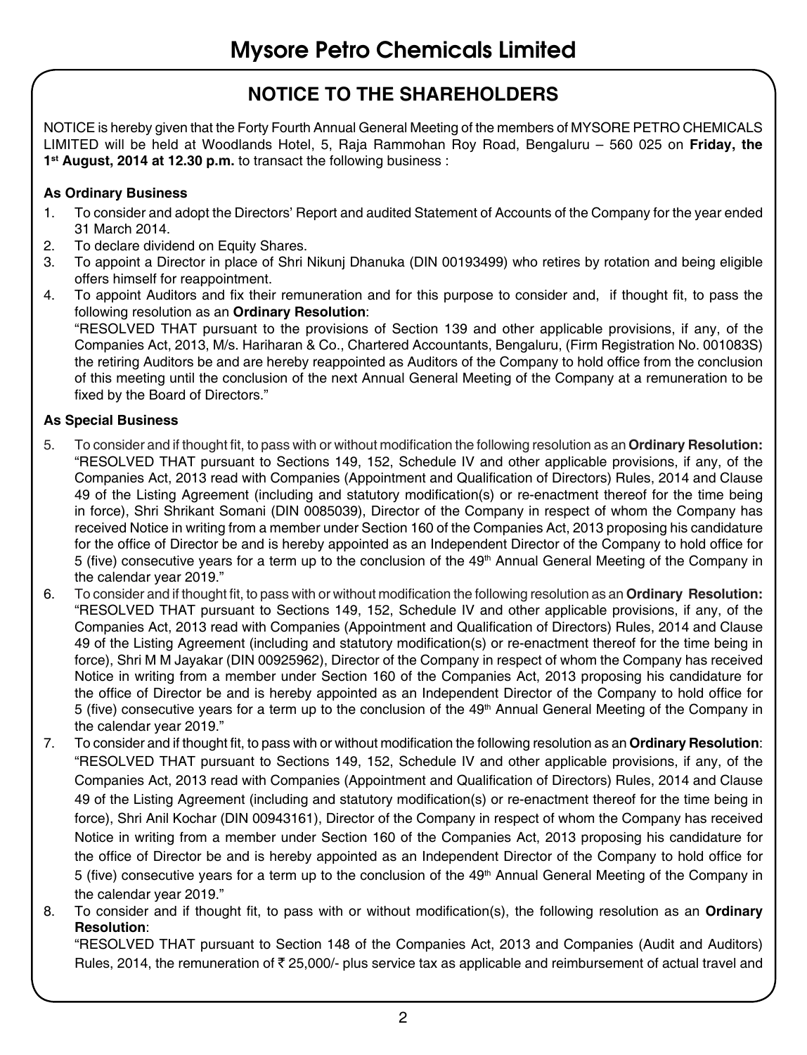# Mysore Petro Chemicals Limited

## NOTICE TO THE SHAREHOLDERS

NOTICE is hereby given that the Forty Fourth Annual General Meeting of the members of MYSORE PETRO CHEMICALS LIMITED will be held at Woodlands Hotel, 5, Raja Rammohan Roy Road, Bengaluru – 560 025 on **Friday, the 1st August, 2014 at 12.30 p.m.** to transact the following business :

**As Ordinary Business**

1. To consider and adopt the Directors' Report and audited Statement of Accounts of the Company for the year ended 31 March 2014.
2. To declare dividend on Equity Shares.
3. To appoint a Director in place of Shri Nikunj Dhanuka (DIN 00193499) who retires by rotation and being eligible offers himself for reappointment.
4. To appoint Auditors and fix their remuneration and for this purpose to consider and, if thought fit, to pass the following resolution as an **Ordinary Resolution**:
   "RESOLVED THAT pursuant to the provisions of Section 139 and other applicable provisions, if any, of the Companies Act, 2013, M/s. Hariharan & Co., Chartered Accountants, Bengaluru, (Firm Registration No. 001083S) the retiring Auditors be and are hereby reappointed as Auditors of the Company to hold office from the conclusion of this meeting until the conclusion of the next Annual General Meeting of the Company at a remuneration to be fixed by the Board of Directors."

**As Special Business**

5. To consider and if thought fit, to pass with or without modification the following resolution as an **Ordinary Resolution:**
   "RESOLVED THAT pursuant to Sections 149, 152, Schedule IV and other applicable provisions, if any, of the Companies Act, 2013 read with Companies (Appointment and Qualification of Directors) Rules, 2014 and Clause 49 of the Listing Agreement (including and statutory modification(s) or re-enactment thereof for the time being in force), Shri Shrikant Somani (DIN 0085039), Director of the Company in respect of whom the Company has received Notice in writing from a member under Section 160 of the Companies Act, 2013 proposing his candidature for the office of Director be and is hereby appointed as an Independent Director of the Company to hold office for 5 (five) consecutive years for a term up to the conclusion of the 49th Annual General Meeting of the Company in the calendar year 2019."
6. To consider and if thought fit, to pass with or without modification the following resolution as an **Ordinary Resolution:**
   "RESOLVED THAT pursuant to Sections 149, 152, Schedule IV and other applicable provisions, if any, of the Companies Act, 2013 read with Companies (Appointment and Qualification of Directors) Rules, 2014 and Clause 49 of the Listing Agreement (including and statutory modification(s) or re-enactment thereof for the time being in force), Shri M M Jayakar (DIN 00925962), Director of the Company in respect of whom the Company has received Notice in writing from a member under Section 160 of the Companies Act, 2013 proposing his candidature for the office of Director be and is hereby appointed as an Independent Director of the Company to hold office for 5 (five) consecutive years for a term up to the conclusion of the 49th Annual General Meeting of the Company in the calendar year 2019."
7. To consider and if thought fit, to pass with or without modification the following resolution as an **Ordinary Resolution**:
   "RESOLVED THAT pursuant to Sections 149, 152, Schedule IV and other applicable provisions, if any, of the Companies Act, 2013 read with Companies (Appointment and Qualification of Directors) Rules, 2014 and Clause 49 of the Listing Agreement (including and statutory modification(s) or re-enactment thereof for the time being in force), Shri Anil Kochar (DIN 00943161), Director of the Company in respect of whom the Company has received Notice in writing from a member under Section 160 of the Companies Act, 2013 proposing his candidature for the office of Director be and is hereby appointed as an Independent Director of the Company to hold office for 5 (five) consecutive years for a term up to the conclusion of the 49th Annual General Meeting of the Company in the calendar year 2019."
8. To consider and if thought fit, to pass with or without modification(s), the following resolution as an **Ordinary Resolution**:
   "RESOLVED THAT pursuant to Section 148 of the Companies Act, 2013 and Companies (Audit and Auditors) Rules, 2014, the remuneration of ₹ 25,000/- plus service tax as applicable and reimbursement of actual travel and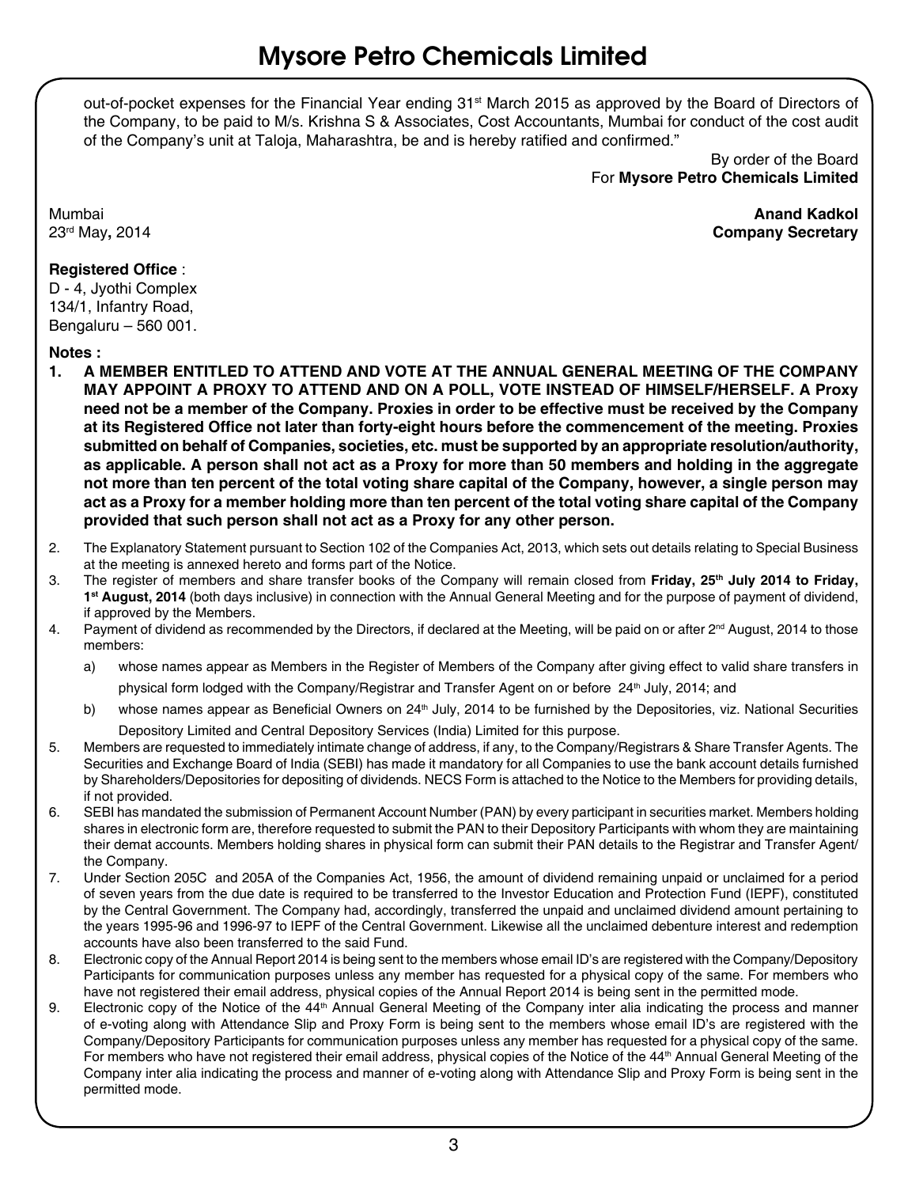out-of-pocket expenses for the Financial Year ending 31st March 2015 as approved by the Board of Directors of the Company, to be paid to M/s. Krishna S & Associates, Cost Accountants, Mumbai for conduct of the cost audit of the Company's unit at Taloja, Maharashtra, be and is hereby ratified and confirmed."

By order of the Board
For **Mysore Petro Chemicals Limited**

Mumbai
23rd May, 2014

**Anand Kadkol**
**Company Secretary**

**Registered Office** :
D - 4, Jyothi Complex
134/1, Infantry Road,
Bengaluru – 560 001.

**Notes :**

1. **A MEMBER ENTITLED TO ATTEND AND VOTE AT THE ANNUAL GENERAL MEETING OF THE COMPANY MAY APPOINT A PROXY TO ATTEND AND ON A POLL, VOTE INSTEAD OF HIMSELF/HERSELF. A Proxy need not be a member of the Company. Proxies in order to be effective must be received by the Company at its Registered Office not later than forty-eight hours before the commencement of the meeting. Proxies submitted on behalf of Companies, societies, etc. must be supported by an appropriate resolution/authority, as applicable. A person shall not act as a Proxy for more than 50 members and holding in the aggregate not more than ten percent of the total voting share capital of the Company, however, a single person may act as a Proxy for a member holding more than ten percent of the total voting share capital of the Company provided that such person shall not act as a Proxy for any other person.**
2. The Explanatory Statement pursuant to Section 102 of the Companies Act, 2013, which sets out details relating to Special Business at the meeting is annexed hereto and forms part of the Notice.
3. The register of members and share transfer books of the Company will remain closed from **Friday, 25th July 2014 to Friday, 1st August, 2014** (both days inclusive) in connection with the Annual General Meeting and for the purpose of payment of dividend, if approved by the Members.
4. Payment of dividend as recommended by the Directors, if declared at the Meeting, will be paid on or after 2nd August, 2014 to those members:
   a) whose names appear as Members in the Register of Members of the Company after giving effect to valid share transfers in physical form lodged with the Company/Registrar and Transfer Agent on or before 24th July, 2014; and
   b) whose names appear as Beneficial Owners on 24th July, 2014 to be furnished by the Depositories, viz. National Securities Depository Limited and Central Depository Services (India) Limited for this purpose.
5. Members are requested to immediately intimate change of address, if any, to the Company/Registrars & Share Transfer Agents. The Securities and Exchange Board of India (SEBI) has made it mandatory for all Companies to use the bank account details furnished by Shareholders/Depositories for depositing of dividends. NECS Form is attached to the Notice to the Members for providing details, if not provided.
6. SEBI has mandated the submission of Permanent Account Number (PAN) by every participant in securities market. Members holding shares in electronic form are, therefore requested to submit the PAN to their Depository Participants with whom they are maintaining their demat accounts. Members holding shares in physical form can submit their PAN details to the Registrar and Transfer Agent/ the Company.
7. Under Section 205C and 205A of the Companies Act, 1956, the amount of dividend remaining unpaid or unclaimed for a period of seven years from the due date is required to be transferred to the Investor Education and Protection Fund (IEPF), constituted by the Central Government. The Company had, accordingly, transferred the unpaid and unclaimed dividend amount pertaining to the years 1995-96 and 1996-97 to IEPF of the Central Government. Likewise all the unclaimed debenture interest and redemption accounts have also been transferred to the said Fund.
8. Electronic copy of the Annual Report 2014 is being sent to the members whose email ID's are registered with the Company/Depository Participants for communication purposes unless any member has requested for a physical copy of the same. For members who have not registered their email address, physical copies of the Annual Report 2014 is being sent in the permitted mode.
9. Electronic copy of the Notice of the 44th Annual General Meeting of the Company inter alia indicating the process and manner of e-voting along with Attendance Slip and Proxy Form is being sent to the members whose email ID's are registered with the Company/Depository Participants for communication purposes unless any member has requested for a physical copy of the same. For members who have not registered their email address, physical copies of the Notice of the 44th Annual General Meeting of the Company inter alia indicating the process and manner of e-voting along with Attendance Slip and Proxy Form is being sent in the permitted mode.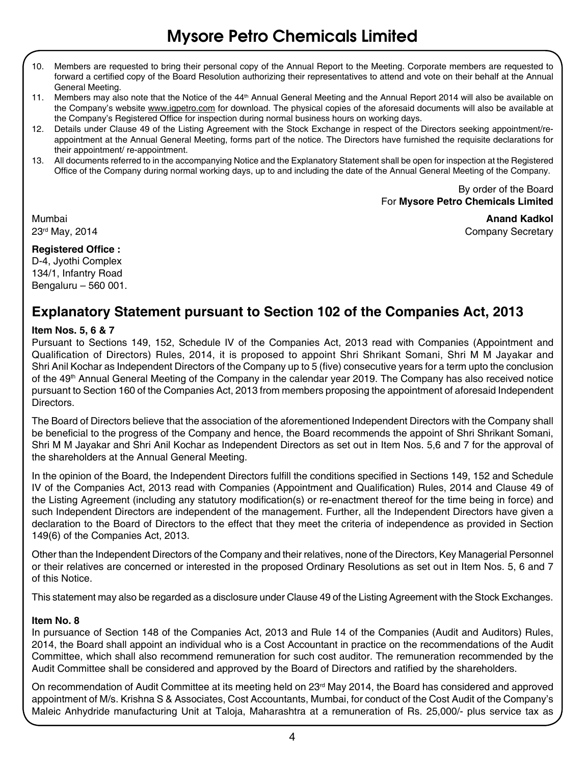10. Members are requested to bring their personal copy of the Annual Report to the Meeting. Corporate members are requested to forward a certified copy of the Board Resolution authorizing their representatives to attend and vote on their behalf at the Annual General Meeting.
11. Members may also note that the Notice of the 44th Annual General Meeting and the Annual Report 2014 will also be available on the Company's website www.igpetro.com for download. The physical copies of the aforesaid documents will also be available at the Company's Registered Office for inspection during normal business hours on working days.
12. Details under Clause 49 of the Listing Agreement with the Stock Exchange in respect of the Directors seeking appointment/re-appointment at the Annual General Meeting, forms part of the notice. The Directors have furnished the requisite declarations for their appointment/ re-appointment.
13. All documents referred to in the accompanying Notice and the Explanatory Statement shall be open for inspection at the Registered Office of the Company during normal working days, up to and including the date of the Annual General Meeting of the Company.

By order of the Board
For **Mysore Petro Chemicals Limited**

Mumbai
23rd May, 2014

**Anand Kadkol**
Company Secretary

**Registered Office :**
D-4, Jyothi Complex
134/1, Infantry Road
Bengaluru – 560 001.

## Explanatory Statement pursuant to Section 102 of the Companies Act, 2013

**Item Nos. 5, 6 & 7**

Pursuant to Sections 149, 152, Schedule IV of the Companies Act, 2013 read with Companies (Appointment and Qualification of Directors) Rules, 2014, it is proposed to appoint Shri Shrikant Somani, Shri M M Jayakar and Shri Anil Kochar as Independent Directors of the Company up to 5 (five) consecutive years for a term upto the conclusion of the 49th Annual General Meeting of the Company in the calendar year 2019. The Company has also received notice pursuant to Section 160 of the Companies Act, 2013 from members proposing the appointment of aforesaid Independent Directors.

The Board of Directors believe that the association of the aforementioned Independent Directors with the Company shall be beneficial to the progress of the Company and hence, the Board recommends the appoint of Shri Shrikant Somani, Shri M M Jayakar and Shri Anil Kochar as Independent Directors as set out in Item Nos. 5,6 and 7 for the approval of the shareholders at the Annual General Meeting.

In the opinion of the Board, the Independent Directors fulfill the conditions specified in Sections 149, 152 and Schedule IV of the Companies Act, 2013 read with Companies (Appointment and Qualification) Rules, 2014 and Clause 49 of the Listing Agreement (including any statutory modification(s) or re-enactment thereof for the time being in force) and such Independent Directors are independent of the management. Further, all the Independent Directors have given a declaration to the Board of Directors to the effect that they meet the criteria of independence as provided in Section 149(6) of the Companies Act, 2013.

Other than the Independent Directors of the Company and their relatives, none of the Directors, Key Managerial Personnel or their relatives are concerned or interested in the proposed Ordinary Resolutions as set out in Item Nos. 5, 6 and 7 of this Notice.

This statement may also be regarded as a disclosure under Clause 49 of the Listing Agreement with the Stock Exchanges.

**Item No. 8**

In pursuance of Section 148 of the Companies Act, 2013 and Rule 14 of the Companies (Audit and Auditors) Rules, 2014, the Board shall appoint an individual who is a Cost Accountant in practice on the recommendations of the Audit Committee, which shall also recommend remuneration for such cost auditor. The remuneration recommended by the Audit Committee shall be considered and approved by the Board of Directors and ratified by the shareholders.

On recommendation of Audit Committee at its meeting held on 23rd May 2014, the Board has considered and approved appointment of M/s. Krishna S & Associates, Cost Accountants, Mumbai, for conduct of the Cost Audit of the Company's Maleic Anhydride manufacturing Unit at Taloja, Maharashtra at a remuneration of Rs. 25,000/- plus service tax as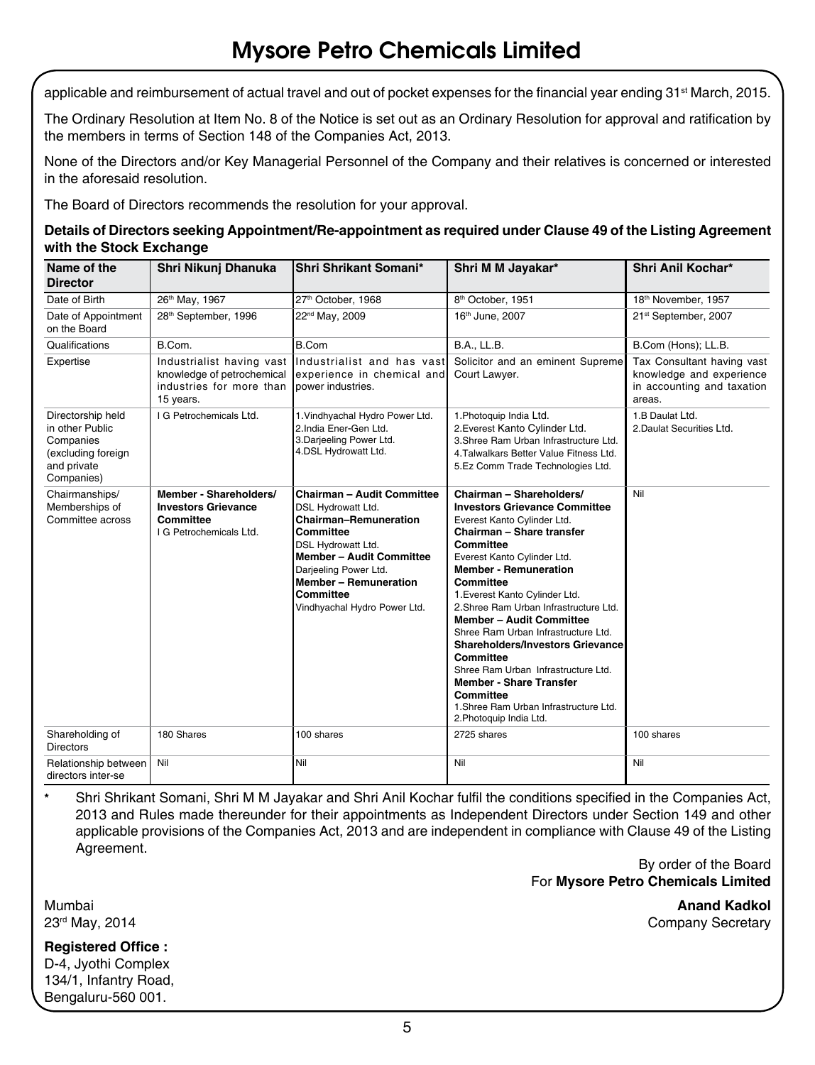applicable and reimbursement of actual travel and out of pocket expenses for the financial year ending 31st March, 2015.

The Ordinary Resolution at Item No. 8 of the Notice is set out as an Ordinary Resolution for approval and ratification by the members in terms of Section 148 of the Companies Act, 2013.

None of the Directors and/or Key Managerial Personnel of the Company and their relatives is concerned or interested in the aforesaid resolution.

The Board of Directors recommends the resolution for your approval.

**Details of Directors seeking Appointment/Re-appointment as required under Clause 49 of the Listing Agreement with the Stock Exchange**

| Name of the Director | Shri Nikunj Dhanuka | Shri Shrikant Somani* | Shri M M Jayakar* | Shri Anil Kochar* |
|---|---|---|---|---|
| Date of Birth | 26th May, 1967 | 27th October, 1968 | 8th October, 1951 | 18th November, 1957 |
| Date of Appointment on the Board | 28th September, 1996 | 22nd May, 2009 | 16th June, 2007 | 21st September, 2007 |
| Qualifications | B.Com. | B.Com | B.A., LL.B. | B.Com (Hons); LL.B. |
| Expertise | Industrialist having vast knowledge of petrochemical industries for more than 15 years. | Industrialist and has vast experience in chemical and power industries. | Solicitor and an eminent Supreme Court Lawyer. | Tax Consultant having vast knowledge and experience in accounting and taxation areas. |
| Directorship held in other Public Companies (excluding foreign and private Companies) | I G Petrochemicals Ltd. | 1.Vindhyachal Hydro Power Ltd.<br>2.India Ener-Gen Ltd.<br>3.Darjeeling Power Ltd.<br>4.DSL Hydrowatt Ltd. | 1.Photoquip India Ltd.<br>2.Everest Kanto Cylinder Ltd.<br>3.Shree Ram Urban Infrastructure Ltd.<br>4.Talwalkars Better Value Fitness Ltd.<br>5.Ez Comm Trade Technologies Ltd. | 1.B Daulat Ltd.<br>2.Daulat Securities Ltd. |
| Chairmanships/ Memberships of Committee across | **Member - Shareholders/ Investors Grievance Committee**<br>I G Petrochemicals Ltd. | **Chairman – Audit Committee**<br>DSL Hydrowatt Ltd.<br>**Chairman–Remuneration Committee**<br>DSL Hydrowatt Ltd.<br>**Member – Audit Committee**<br>Darjeeling Power Ltd.<br>**Member – Remuneration Committee**<br>Vindhyachal Hydro Power Ltd. | **Chairman – Shareholders/ Investors Grievance Committee**<br>Everest Kanto Cylinder Ltd.<br>**Chairman – Share transfer Committee**<br>Everest Kanto Cylinder Ltd.<br>**Member - Remuneration Committee**<br>1.Everest Kanto Cylinder Ltd.<br>2.Shree Ram Urban Infrastructure Ltd.<br>**Member – Audit Committee**<br>Shree Ram Urban Infrastructure Ltd.<br>**Shareholders/Investors Grievance Committee**<br>Shree Ram Urban Infrastructure Ltd.<br>**Member - Share Transfer Committee**<br>1.Shree Ram Urban Infrastructure Ltd.<br>2.Photoquip India Ltd. | Nil |
| Shareholding of Directors | 180 Shares | 100 shares | 2725 shares | 100 shares |
| Relationship between directors inter-se | Nil | Nil | Nil | Nil |

\* Shri Shrikant Somani, Shri M M Jayakar and Shri Anil Kochar fulfil the conditions specified in the Companies Act, 2013 and Rules made thereunder for their appointments as Independent Directors under Section 149 and other applicable provisions of the Companies Act, 2013 and are independent in compliance with Clause 49 of the Listing Agreement.

By order of the Board
For **Mysore Petro Chemicals Limited**

Mumbai
23rd May, 2014

**Anand Kadkol**
Company Secretary

**Registered Office :**
D-4, Jyothi Complex
134/1, Infantry Road,
Bengaluru-560 001.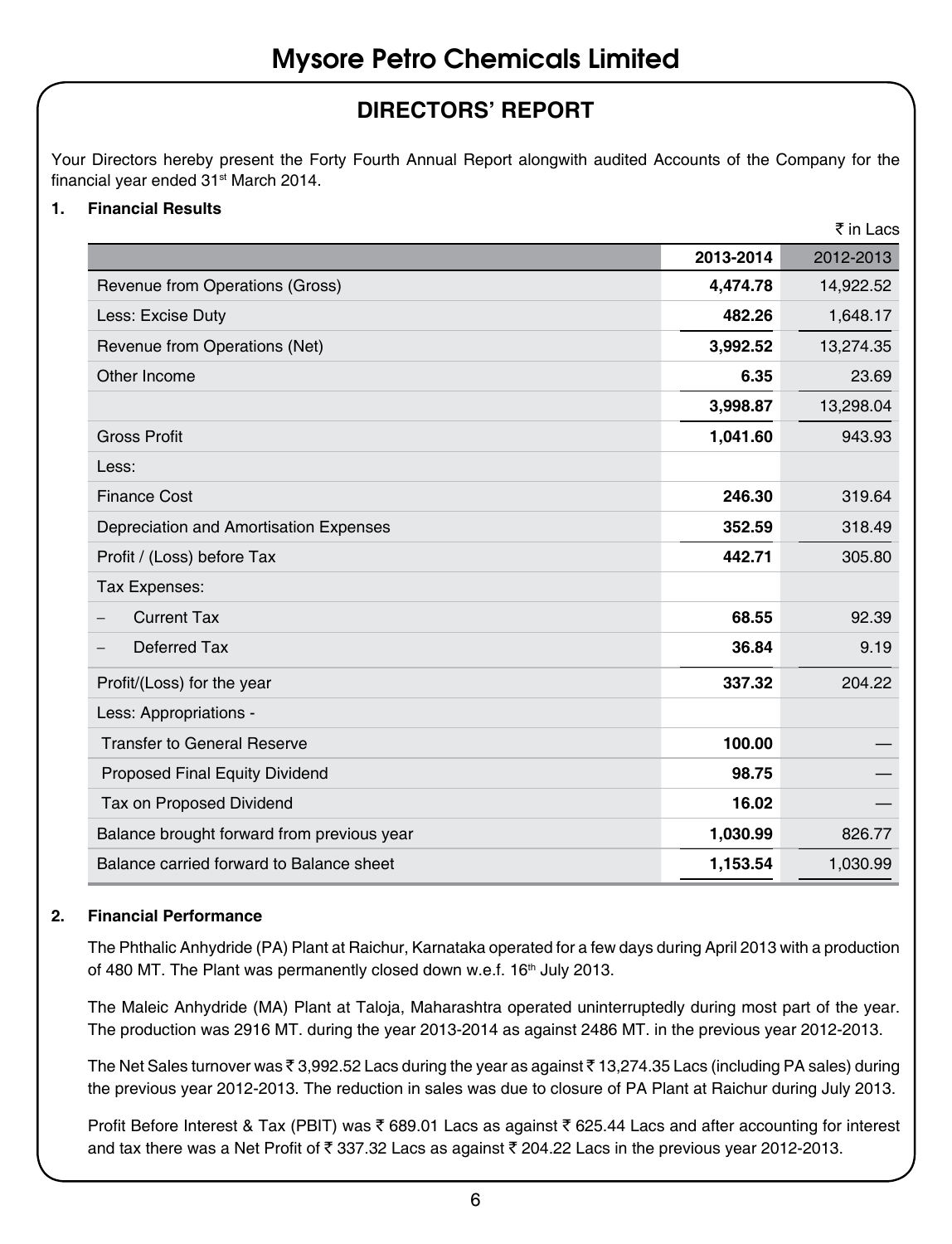# Mysore Petro Chemicals Limited

## DIRECTORS' REPORT

Your Directors hereby present the Forty Fourth Annual Report alongwith audited Accounts of the Company for the financial year ended 31st March 2014.

### 1. Financial Results

₹ in Lacs

| | 2013-2014 | 2012-2013 |
|---|---|---|
| Revenue from Operations (Gross) | **4,474.78** | 14,922.52 |
| Less: Excise Duty | **482.26** | 1,648.17 |
| Revenue from Operations (Net) | **3,992.52** | 13,274.35 |
| Other Income | **6.35** | 23.69 |
| | **3,998.87** | 13,298.04 |
| Gross Profit | **1,041.60** | 943.93 |
| Less: | | |
| Finance Cost | **246.30** | 319.64 |
| Depreciation and Amortisation Expenses | **352.59** | 318.49 |
| Profit / (Loss) before Tax | **442.71** | 305.80 |
| Tax Expenses: | | |
| – Current Tax | **68.55** | 92.39 |
| – Deferred Tax | **36.84** | 9.19 |
| Profit/(Loss) for the year | **337.32** | 204.22 |
| Less: Appropriations - | | |
| Transfer to General Reserve | **100.00** | — |
| Proposed Final Equity Dividend | **98.75** | — |
| Tax on Proposed Dividend | **16.02** | — |
| Balance brought forward from previous year | **1,030.99** | 826.77 |
| Balance carried forward to Balance sheet | **1,153.54** | 1,030.99 |

### 2. Financial Performance

The Phthalic Anhydride (PA) Plant at Raichur, Karnataka operated for a few days during April 2013 with a production of 480 MT. The Plant was permanently closed down w.e.f. 16th July 2013.

The Maleic Anhydride (MA) Plant at Taloja, Maharashtra operated uninterruptedly during most part of the year. The production was 2916 MT. during the year 2013-2014 as against 2486 MT. in the previous year 2012-2013.

The Net Sales turnover was ₹ 3,992.52 Lacs during the year as against ₹ 13,274.35 Lacs (including PA sales) during the previous year 2012-2013. The reduction in sales was due to closure of PA Plant at Raichur during July 2013.

Profit Before Interest & Tax (PBIT) was ₹ 689.01 Lacs as against ₹ 625.44 Lacs and after accounting for interest and tax there was a Net Profit of ₹ 337.32 Lacs as against ₹ 204.22 Lacs in the previous year 2012-2013.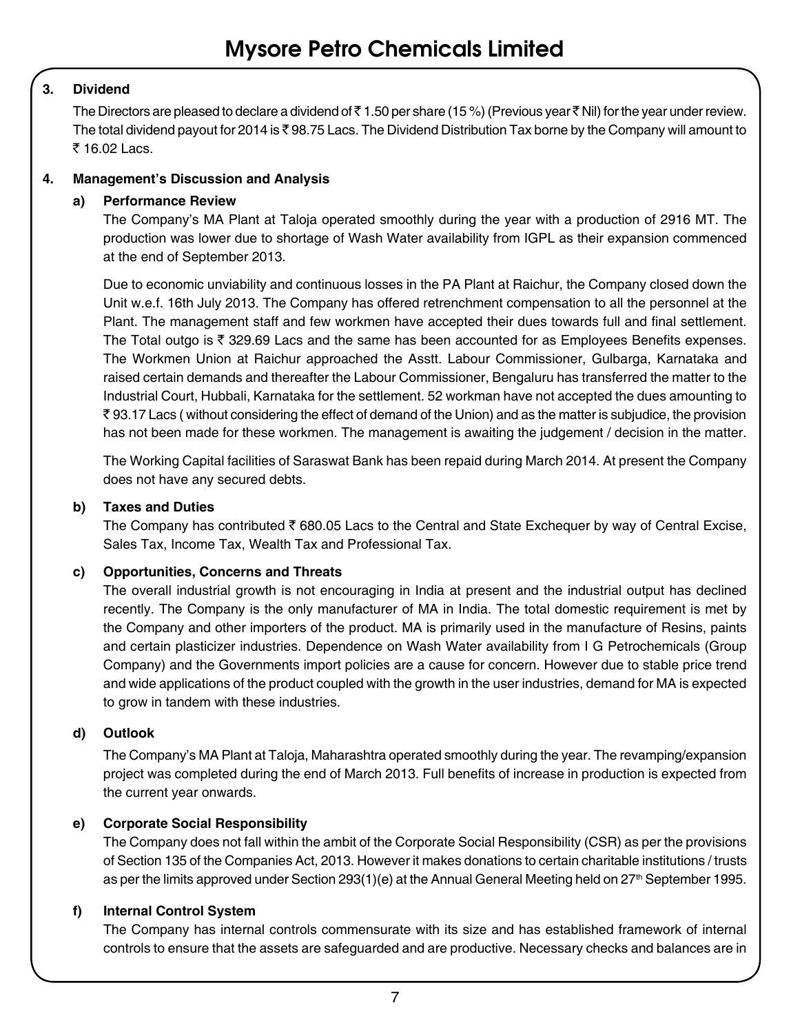### 3. Dividend

The Directors are pleased to declare a dividend of ₹ 1.50 per share (15 %) (Previous year ₹ Nil) for the year under review. The total dividend payout for 2014 is ₹ 98.75 Lacs. The Dividend Distribution Tax borne by the Company will amount to ₹ 16.02 Lacs.

### 4. Management's Discussion and Analysis

#### a) Performance Review

The Company's MA Plant at Taloja operated smoothly during the year with a production of 2916 MT. The production was lower due to shortage of Wash Water availability from IGPL as their expansion commenced at the end of September 2013.

Due to economic unviability and continuous losses in the PA Plant at Raichur, the Company closed down the Unit w.e.f. 16th July 2013. The Company has offered retrenchment compensation to all the personnel at the Plant. The management staff and few workmen have accepted their dues towards full and final settlement. The Total outgo is ₹ 329.69 Lacs and the same has been accounted for as Employees Benefits expenses. The Workmen Union at Raichur approached the Asstt. Labour Commissioner, Gulbarga, Karnataka and raised certain demands and thereafter the Labour Commissioner, Bengaluru has transferred the matter to the Industrial Court, Hubbali, Karnataka for the settlement. 52 workman have not accepted the dues amounting to ₹ 93.17 Lacs ( without considering the effect of demand of the Union) and as the matter is subjudice, the provision has not been made for these workmen. The management is awaiting the judgement / decision in the matter.

The Working Capital facilities of Saraswat Bank has been repaid during March 2014. At present the Company does not have any secured debts.

#### b) Taxes and Duties

The Company has contributed ₹ 680.05 Lacs to the Central and State Exchequer by way of Central Excise, Sales Tax, Income Tax, Wealth Tax and Professional Tax.

#### c) Opportunities, Concerns and Threats

The overall industrial growth is not encouraging in India at present and the industrial output has declined recently. The Company is the only manufacturer of MA in India. The total domestic requirement is met by the Company and other importers of the product. MA is primarily used in the manufacture of Resins, paints and certain plasticizer industries. Dependence on Wash Water availability from I G Petrochemicals (Group Company) and the Governments import policies are a cause for concern. However due to stable price trend and wide applications of the product coupled with the growth in the user industries, demand for MA is expected to grow in tandem with these industries.

#### d) Outlook

The Company's MA Plant at Taloja, Maharashtra operated smoothly during the year. The revamping/expansion project was completed during the end of March 2013. Full benefits of increase in production is expected from the current year onwards.

#### e) Corporate Social Responsibility

The Company does not fall within the ambit of the Corporate Social Responsibility (CSR) as per the provisions of Section 135 of the Companies Act, 2013. However it makes donations to certain charitable institutions / trusts as per the limits approved under Section 293(1)(e) at the Annual General Meeting held on 27th September 1995.

#### f) Internal Control System

The Company has internal controls commensurate with its size and has established framework of internal controls to ensure that the assets are safeguarded and are productive. Necessary checks and balances are in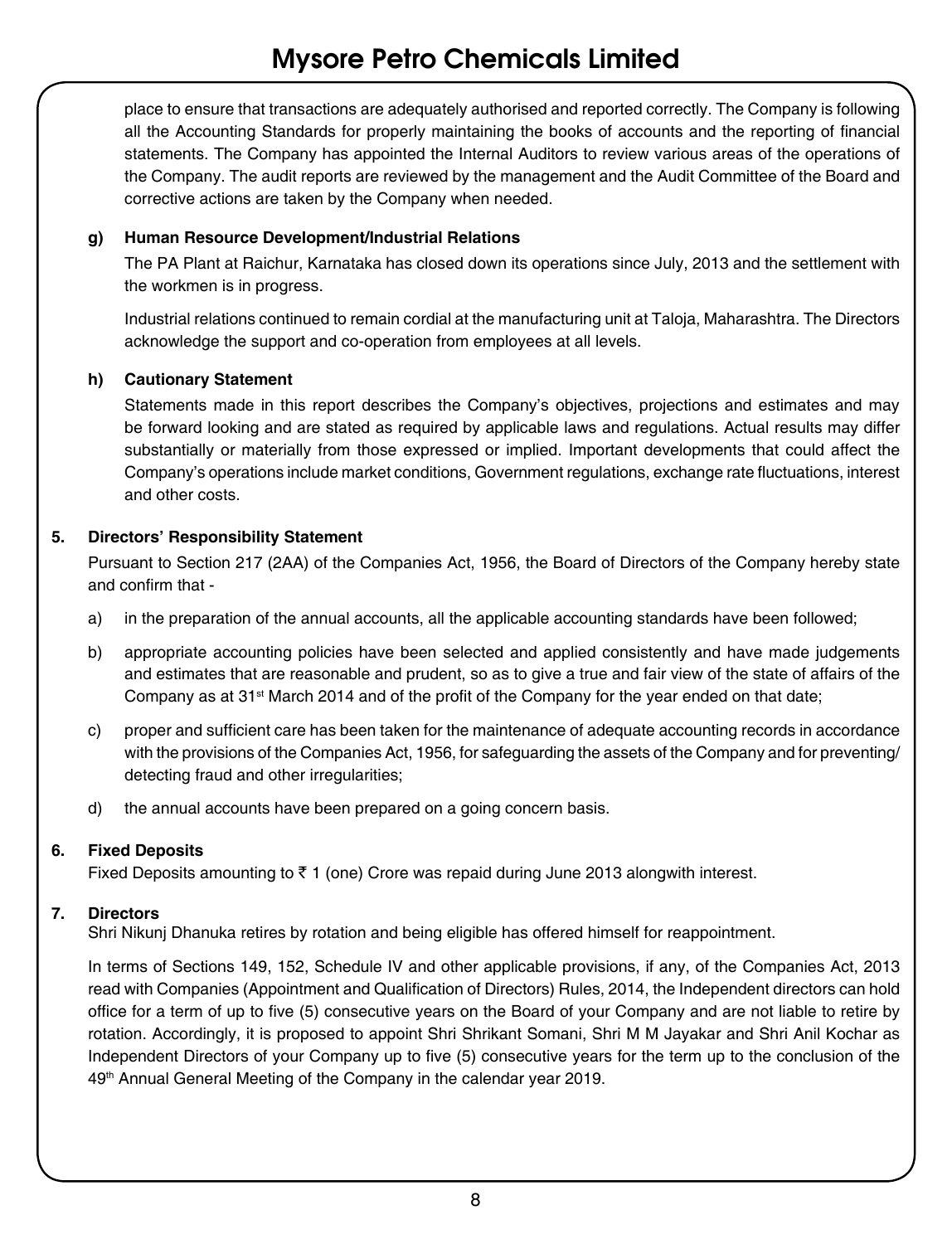place to ensure that transactions are adequately authorised and reported correctly. The Company is following all the Accounting Standards for properly maintaining the books of accounts and the reporting of financial statements. The Company has appointed the Internal Auditors to review various areas of the operations of the Company. The audit reports are reviewed by the management and the Audit Committee of the Board and corrective actions are taken by the Company when needed.

**g) Human Resource Development/Industrial Relations**

The PA Plant at Raichur, Karnataka has closed down its operations since July, 2013 and the settlement with the workmen is in progress.

Industrial relations continued to remain cordial at the manufacturing unit at Taloja, Maharashtra. The Directors acknowledge the support and co-operation from employees at all levels.

**h) Cautionary Statement**

Statements made in this report describes the Company's objectives, projections and estimates and may be forward looking and are stated as required by applicable laws and regulations. Actual results may differ substantially or materially from those expressed or implied. Important developments that could affect the Company's operations include market conditions, Government regulations, exchange rate fluctuations, interest and other costs.

## 5. Directors' Responsibility Statement

Pursuant to Section 217 (2AA) of the Companies Act, 1956, the Board of Directors of the Company hereby state and confirm that -

a) in the preparation of the annual accounts, all the applicable accounting standards have been followed;

b) appropriate accounting policies have been selected and applied consistently and have made judgements and estimates that are reasonable and prudent, so as to give a true and fair view of the state of affairs of the Company as at 31st March 2014 and of the profit of the Company for the year ended on that date;

c) proper and sufficient care has been taken for the maintenance of adequate accounting records in accordance with the provisions of the Companies Act, 1956, for safeguarding the assets of the Company and for preventing/ detecting fraud and other irregularities;

d) the annual accounts have been prepared on a going concern basis.

## 6. Fixed Deposits

Fixed Deposits amounting to ₹ 1 (one) Crore was repaid during June 2013 alongwith interest.

## 7. Directors

Shri Nikunj Dhanuka retires by rotation and being eligible has offered himself for reappointment.

In terms of Sections 149, 152, Schedule IV and other applicable provisions, if any, of the Companies Act, 2013 read with Companies (Appointment and Qualification of Directors) Rules, 2014, the Independent directors can hold office for a term of up to five (5) consecutive years on the Board of your Company and are not liable to retire by rotation. Accordingly, it is proposed to appoint Shri Shrikant Somani, Shri M M Jayakar and Shri Anil Kochar as Independent Directors of your Company up to five (5) consecutive years for the term up to the conclusion of the 49th Annual General Meeting of the Company in the calendar year 2019.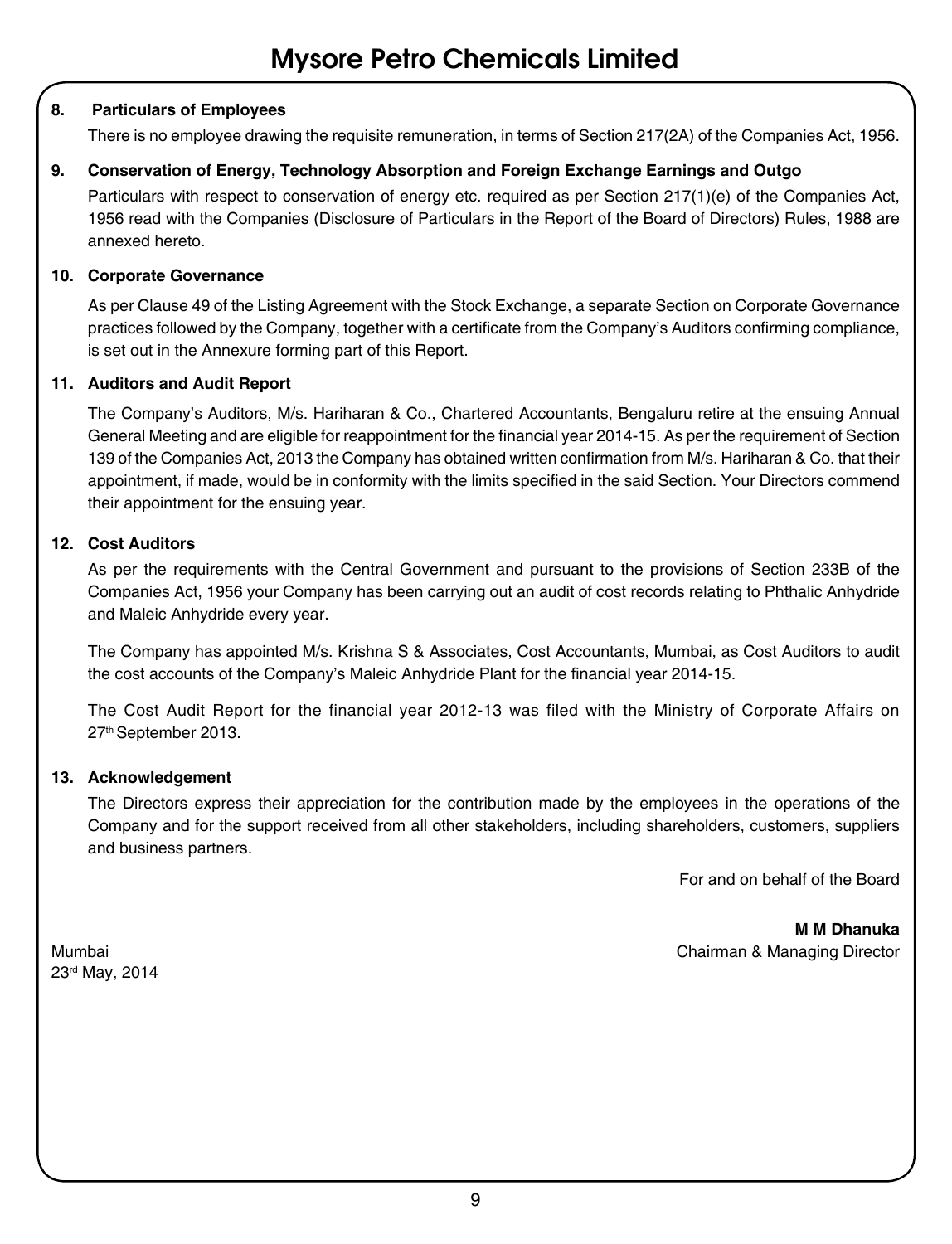## 8. Particulars of Employees

There is no employee drawing the requisite remuneration, in terms of Section 217(2A) of the Companies Act, 1956.

## 9. Conservation of Energy, Technology Absorption and Foreign Exchange Earnings and Outgo

Particulars with respect to conservation of energy etc. required as per Section 217(1)(e) of the Companies Act, 1956 read with the Companies (Disclosure of Particulars in the Report of the Board of Directors) Rules, 1988 are annexed hereto.

## 10. Corporate Governance

As per Clause 49 of the Listing Agreement with the Stock Exchange, a separate Section on Corporate Governance practices followed by the Company, together with a certificate from the Company's Auditors confirming compliance, is set out in the Annexure forming part of this Report.

## 11. Auditors and Audit Report

The Company's Auditors, M/s. Hariharan & Co., Chartered Accountants, Bengaluru retire at the ensuing Annual General Meeting and are eligible for reappointment for the financial year 2014-15. As per the requirement of Section 139 of the Companies Act, 2013 the Company has obtained written confirmation from M/s. Hariharan & Co. that their appointment, if made, would be in conformity with the limits specified in the said Section. Your Directors commend their appointment for the ensuing year.

## 12. Cost Auditors

As per the requirements with the Central Government and pursuant to the provisions of Section 233B of the Companies Act, 1956 your Company has been carrying out an audit of cost records relating to Phthalic Anhydride and Maleic Anhydride every year.

The Company has appointed M/s. Krishna S & Associates, Cost Accountants, Mumbai, as Cost Auditors to audit the cost accounts of the Company's Maleic Anhydride Plant for the financial year 2014-15.

The Cost Audit Report for the financial year 2012-13 was filed with the Ministry of Corporate Affairs on 27th September 2013.

## 13. Acknowledgement

The Directors express their appreciation for the contribution made by the employees in the operations of the Company and for the support received from all other stakeholders, including shareholders, customers, suppliers and business partners.

For and on behalf of the Board

**M M Dhanuka**
Chairman & Managing Director

Mumbai
23rd May, 2014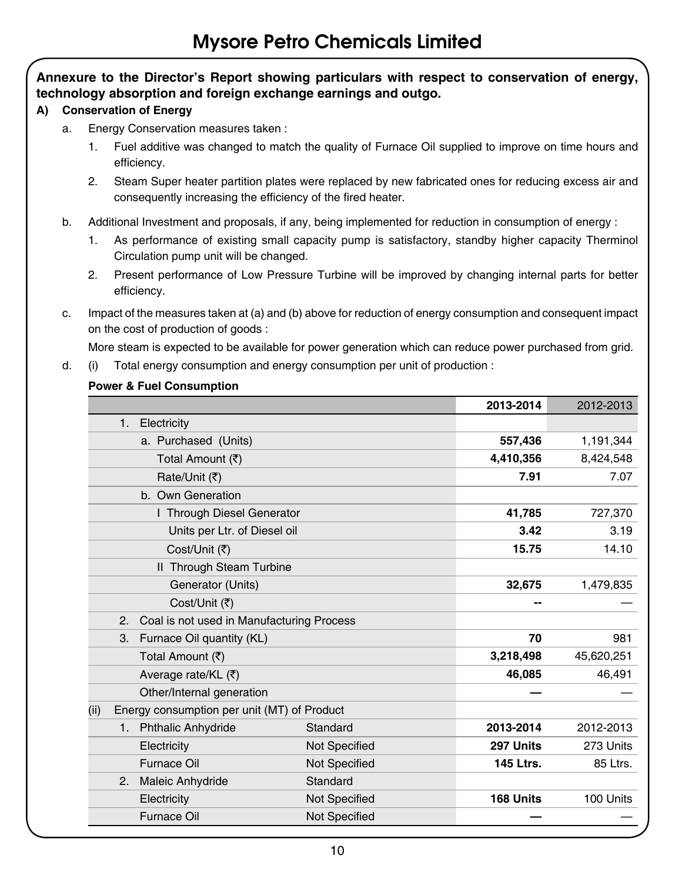# Mysore Petro Chemicals Limited

**Annexure to the Director's Report showing particulars with respect to conservation of energy, technology absorption and foreign exchange earnings and outgo.**

**A) Conservation of Energy**

a. Energy Conservation measures taken :

1. Fuel additive was changed to match the quality of Furnace Oil supplied to improve on time hours and efficiency.
2. Steam Super heater partition plates were replaced by new fabricated ones for reducing excess air and consequently increasing the efficiency of the fired heater.

b. Additional Investment and proposals, if any, being implemented for reduction in consumption of energy :

1. As performance of existing small capacity pump is satisfactory, standby higher capacity Therminol Circulation pump unit will be changed.
2. Present performance of Low Pressure Turbine will be improved by changing internal parts for better efficiency.

c. Impact of the measures taken at (a) and (b) above for reduction of energy consumption and consequent impact on the cost of production of goods :

More steam is expected to be available for power generation which can reduce power purchased from grid.

d. (i) Total energy consumption and energy consumption per unit of production :

**Power & Fuel Consumption**

| | | **2013-2014** | 2012-2013 |
|---|---|---|---|
| 1. Electricity | | | |
| a. Purchased (Units) | | **557,436** | 1,191,344 |
| Total Amount (₹) | | **4,410,356** | 8,424,548 |
| Rate/Unit (₹) | | **7.91** | 7.07 |
| b. Own Generation | | | |
| I Through Diesel Generator | | **41,785** | 727,370 |
| Units per Ltr. of Diesel oil | | **3.42** | 3.19 |
| Cost/Unit (₹) | | **15.75** | 14.10 |
| II Through Steam Turbine | | | |
| Generator (Units) | | **32,675** | 1,479,835 |
| Cost/Unit (₹) | | **--** | — |
| 2. Coal is not used in Manufacturing Process | | | |
| 3. Furnace Oil quantity (KL) | | **70** | 981 |
| Total Amount (₹) | | **3,218,498** | 45,620,251 |
| Average rate/KL (₹) | | **46,085** | 46,491 |
| Other/Internal generation | | **—** | — |
| (ii) Energy consumption per unit (MT) of Product | | | |
| 1. Phthalic Anhydride | Standard | **2013-2014** | 2012-2013 |
| Electricity | Not Specified | **297 Units** | 273 Units |
| Furnace Oil | Not Specified | **145 Ltrs.** | 85 Ltrs. |
| 2. Maleic Anhydride | Standard | | |
| Electricity | Not Specified | **168 Units** | 100 Units |
| Furnace Oil | Not Specified | **—** | — |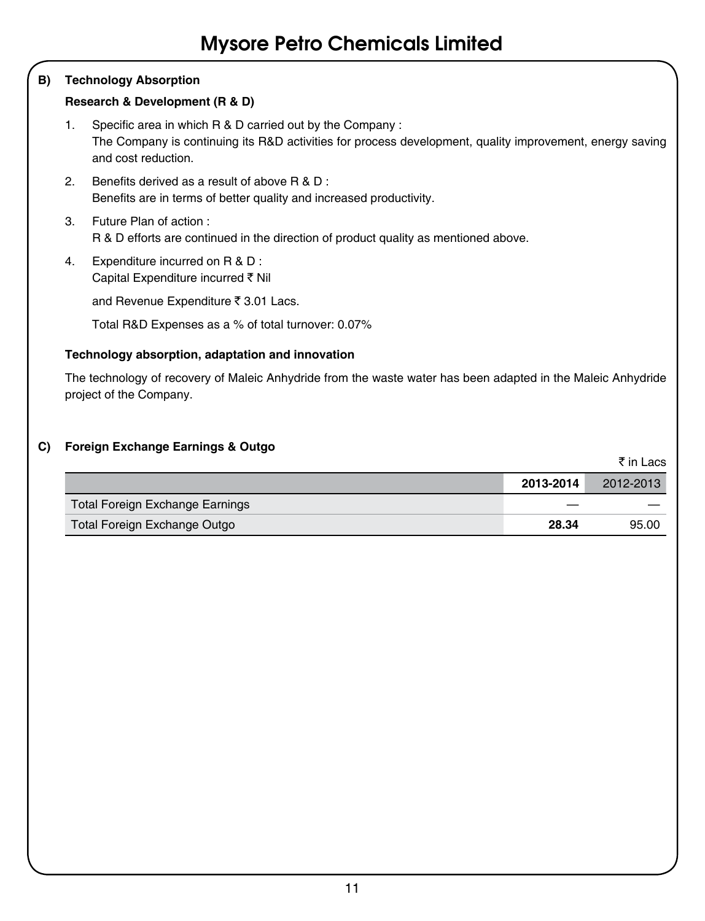## B) Technology Absorption

### Research & Development (R & D)

1. Specific area in which R & D carried out by the Company :
   The Company is continuing its R&D activities for process development, quality improvement, energy saving and cost reduction.
2. Benefits derived as a result of above R & D :
   Benefits are in terms of better quality and increased productivity.
3. Future Plan of action :
   R & D efforts are continued in the direction of product quality as mentioned above.
4. Expenditure incurred on R & D :
   Capital Expenditure incurred ₹ Nil

   and Revenue Expenditure ₹ 3.01 Lacs.

   Total R&D Expenses as a % of total turnover: 0.07%

### Technology absorption, adaptation and innovation

The technology of recovery of Maleic Anhydride from the waste water has been adapted in the Maleic Anhydride project of the Company.

## C) Foreign Exchange Earnings & Outgo

₹ in Lacs

| | **2013-2014** | 2012-2013 |
|---|---|---|
| Total Foreign Exchange Earnings | — | — |
| Total Foreign Exchange Outgo | **28.34** | 95.00 |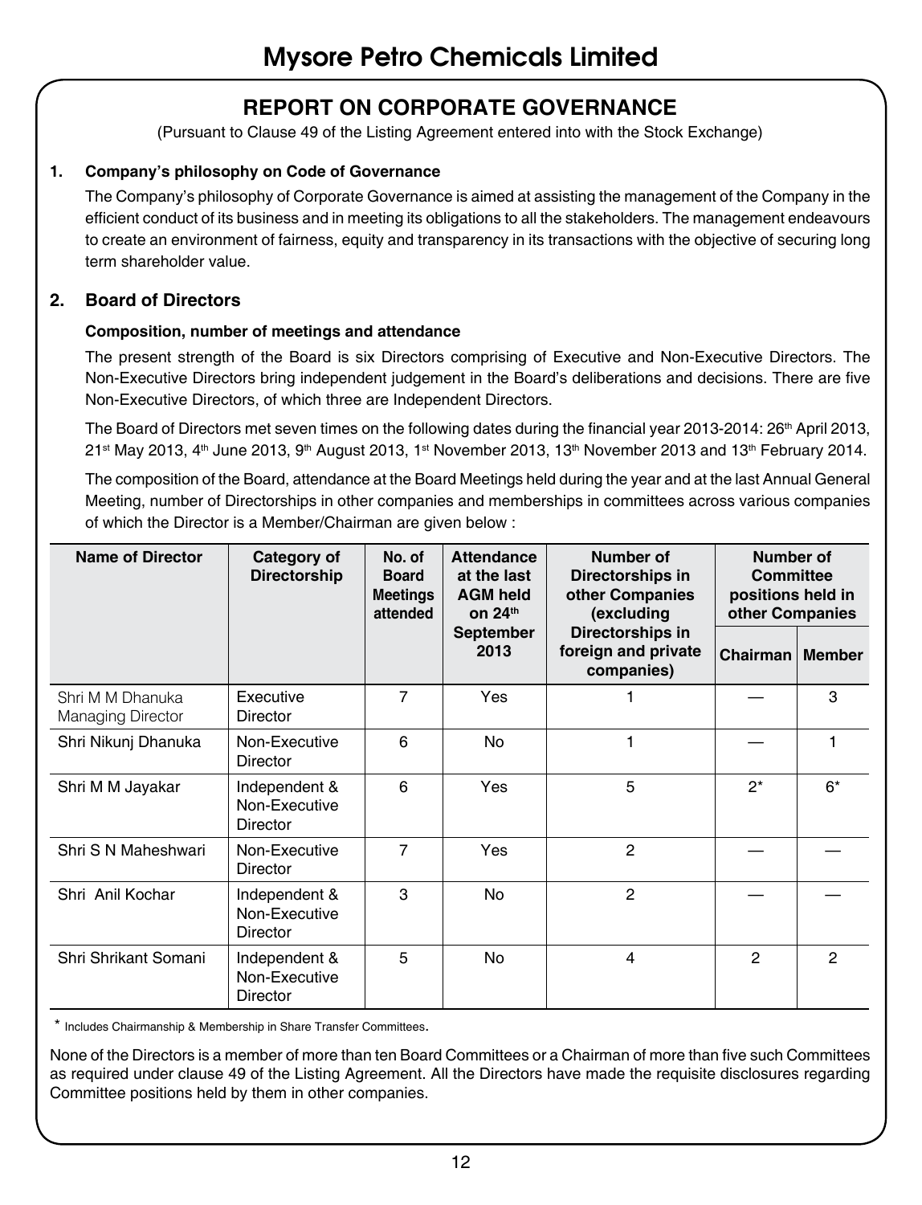# Mysore Petro Chemicals Limited

## REPORT ON CORPORATE GOVERNANCE

(Pursuant to Clause 49 of the Listing Agreement entered into with the Stock Exchange)

### 1. Company's philosophy on Code of Governance

The Company's philosophy of Corporate Governance is aimed at assisting the management of the Company in the efficient conduct of its business and in meeting its obligations to all the stakeholders. The management endeavours to create an environment of fairness, equity and transparency in its transactions with the objective of securing long term shareholder value.

### 2. Board of Directors

**Composition, number of meetings and attendance**

The present strength of the Board is six Directors comprising of Executive and Non-Executive Directors. The Non-Executive Directors bring independent judgement in the Board's deliberations and decisions. There are five Non-Executive Directors, of which three are Independent Directors.

The Board of Directors met seven times on the following dates during the financial year 2013-2014: 26th April 2013, 21st May 2013, 4th June 2013, 9th August 2013, 1st November 2013, 13th November 2013 and 13th February 2014.

The composition of the Board, attendance at the Board Meetings held during the year and at the last Annual General Meeting, number of Directorships in other companies and memberships in committees across various companies of which the Director is a Member/Chairman are given below :

| Name of Director | Category of Directorship | No. of Board Meetings attended | Attendance at the last AGM held on 24th September 2013 | Number of Directorships in other Companies (excluding Directorships in foreign and private companies) | Number of Committee positions held in other Companies | |
|---|---|---|---|---|---|---|
| | | | | | Chairman | Member |
| Shri M M Dhanuka Managing Director | Executive Director | 7 | Yes | 1 | — | 3 |
| Shri Nikunj Dhanuka | Non-Executive Director | 6 | No | 1 | — | 1 |
| Shri M M Jayakar | Independent & Non-Executive Director | 6 | Yes | 5 | 2* | 6* |
| Shri S N Maheshwari | Non-Executive Director | 7 | Yes | 2 | — | — |
| Shri Anil Kochar | Independent & Non-Executive Director | 3 | No | 2 | — | — |
| Shri Shrikant Somani | Independent & Non-Executive Director | 5 | No | 4 | 2 | 2 |

* Includes Chairmanship & Membership in Share Transfer Committees.

None of the Directors is a member of more than ten Board Committees or a Chairman of more than five such Committees as required under clause 49 of the Listing Agreement. All the Directors have made the requisite disclosures regarding Committee positions held by them in other companies.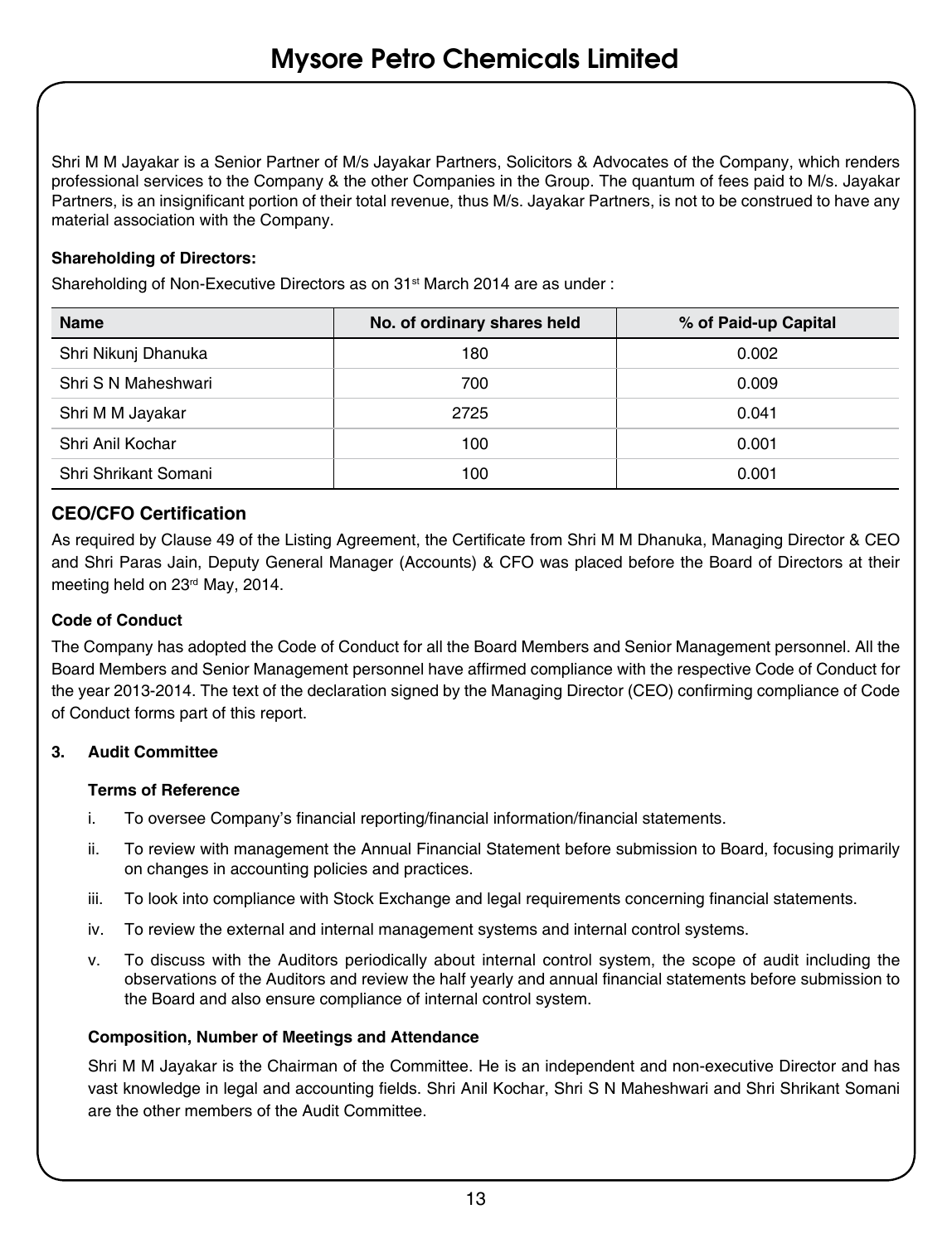Shri M M Jayakar is a Senior Partner of M/s Jayakar Partners, Solicitors & Advocates of the Company, which renders professional services to the Company & the other Companies in the Group. The quantum of fees paid to M/s. Jayakar Partners, is an insignificant portion of their total revenue, thus M/s. Jayakar Partners, is not to be construed to have any material association with the Company.

**Shareholding of Directors:**

Shareholding of Non-Executive Directors as on 31st March 2014 are as under :

| Name | No. of ordinary shares held | % of Paid-up Capital |
|---|---|---|
| Shri Nikunj Dhanuka | 180 | 0.002 |
| Shri S N Maheshwari | 700 | 0.009 |
| Shri M M Jayakar | 2725 | 0.041 |
| Shri Anil Kochar | 100 | 0.001 |
| Shri Shrikant Somani | 100 | 0.001 |

## CEO/CFO Certification

As required by Clause 49 of the Listing Agreement, the Certificate from Shri M M Dhanuka, Managing Director & CEO and Shri Paras Jain, Deputy General Manager (Accounts) & CFO was placed before the Board of Directors at their meeting held on 23rd May, 2014.

### Code of Conduct

The Company has adopted the Code of Conduct for all the Board Members and Senior Management personnel. All the Board Members and Senior Management personnel have affirmed compliance with the respective Code of Conduct for the year 2013-2014. The text of the declaration signed by the Managing Director (CEO) confirming compliance of Code of Conduct forms part of this report.

### 3. Audit Committee

**Terms of Reference**

i. To oversee Company's financial reporting/financial information/financial statements.

ii. To review with management the Annual Financial Statement before submission to Board, focusing primarily on changes in accounting policies and practices.

iii. To look into compliance with Stock Exchange and legal requirements concerning financial statements.

iv. To review the external and internal management systems and internal control systems.

v. To discuss with the Auditors periodically about internal control system, the scope of audit including the observations of the Auditors and review the half yearly and annual financial statements before submission to the Board and also ensure compliance of internal control system.

**Composition, Number of Meetings and Attendance**

Shri M M Jayakar is the Chairman of the Committee. He is an independent and non-executive Director and has vast knowledge in legal and accounting fields. Shri Anil Kochar, Shri S N Maheshwari and Shri Shrikant Somani are the other members of the Audit Committee.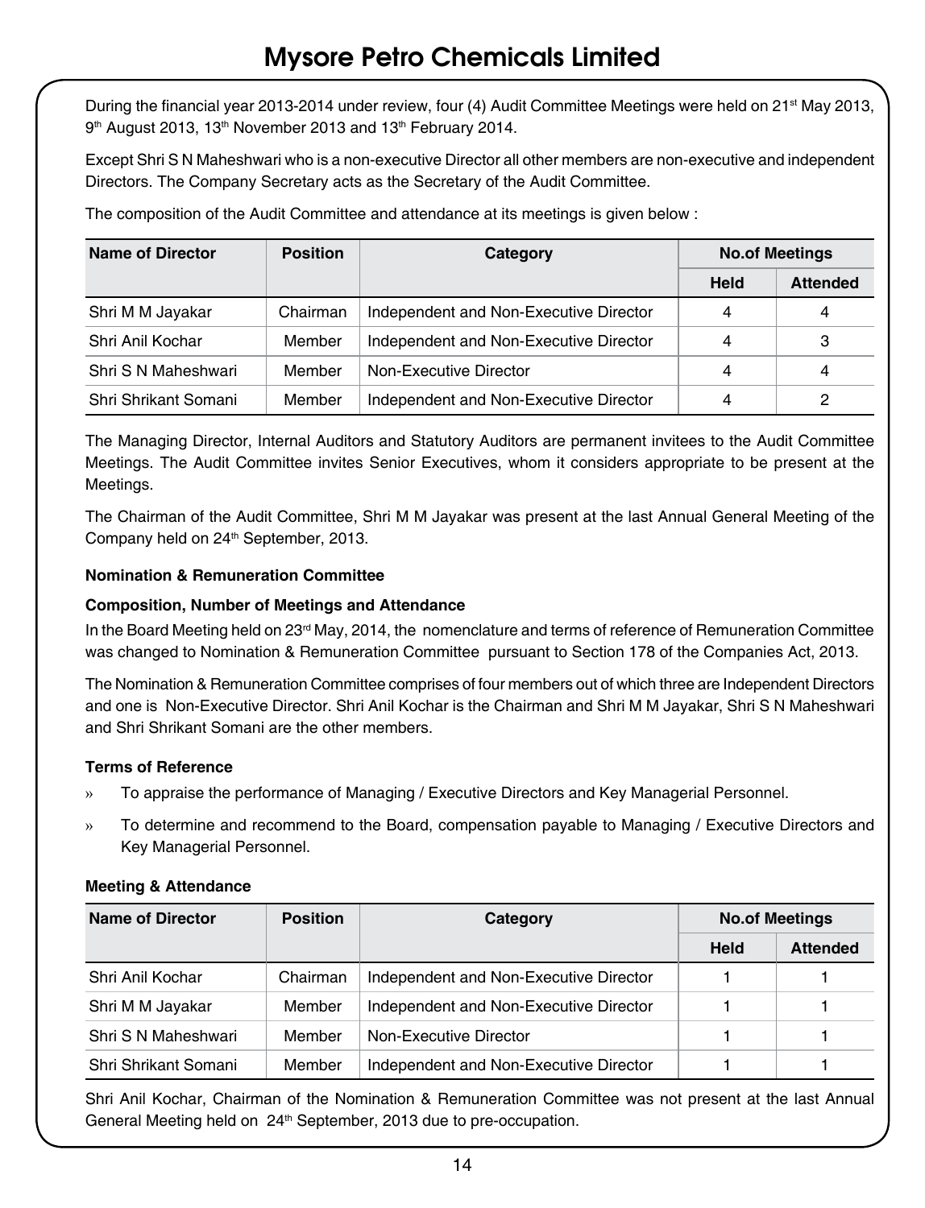During the financial year 2013-2014 under review, four (4) Audit Committee Meetings were held on 21st May 2013, 9th August 2013, 13th November 2013 and 13th February 2014.

Except Shri S N Maheshwari who is a non-executive Director all other members are non-executive and independent Directors. The Company Secretary acts as the Secretary of the Audit Committee.

The composition of the Audit Committee and attendance at its meetings is given below :

| Name of Director | Position | Category | No.of Meetings | |
|---|---|---|---|---|
| | | | Held | Attended |
| Shri M M Jayakar | Chairman | Independent and Non-Executive Director | 4 | 4 |
| Shri Anil Kochar | Member | Independent and Non-Executive Director | 4 | 3 |
| Shri S N Maheshwari | Member | Non-Executive Director | 4 | 4 |
| Shri Shrikant Somani | Member | Independent and Non-Executive Director | 4 | 2 |

The Managing Director, Internal Auditors and Statutory Auditors are permanent invitees to the Audit Committee Meetings. The Audit Committee invites Senior Executives, whom it considers appropriate to be present at the Meetings.

The Chairman of the Audit Committee, Shri M M Jayakar was present at the last Annual General Meeting of the Company held on 24th September, 2013.

**Nomination & Remuneration Committee**

**Composition, Number of Meetings and Attendance**

In the Board Meeting held on 23rd May, 2014, the nomenclature and terms of reference of Remuneration Committee was changed to Nomination & Remuneration Committee pursuant to Section 178 of the Companies Act, 2013.

The Nomination & Remuneration Committee comprises of four members out of which three are Independent Directors and one is Non-Executive Director. Shri Anil Kochar is the Chairman and Shri M M Jayakar, Shri S N Maheshwari and Shri Shrikant Somani are the other members.

**Terms of Reference**

- To appraise the performance of Managing / Executive Directors and Key Managerial Personnel.
- To determine and recommend to the Board, compensation payable to Managing / Executive Directors and Key Managerial Personnel.

**Meeting & Attendance**

| Name of Director | Position | Category | No.of Meetings | |
|---|---|---|---|---|
| | | | Held | Attended |
| Shri Anil Kochar | Chairman | Independent and Non-Executive Director | 1 | 1 |
| Shri M M Jayakar | Member | Independent and Non-Executive Director | 1 | 1 |
| Shri S N Maheshwari | Member | Non-Executive Director | 1 | 1 |
| Shri Shrikant Somani | Member | Independent and Non-Executive Director | 1 | 1 |

Shri Anil Kochar, Chairman of the Nomination & Remuneration Committee was not present at the last Annual General Meeting held on 24th September, 2013 due to pre-occupation.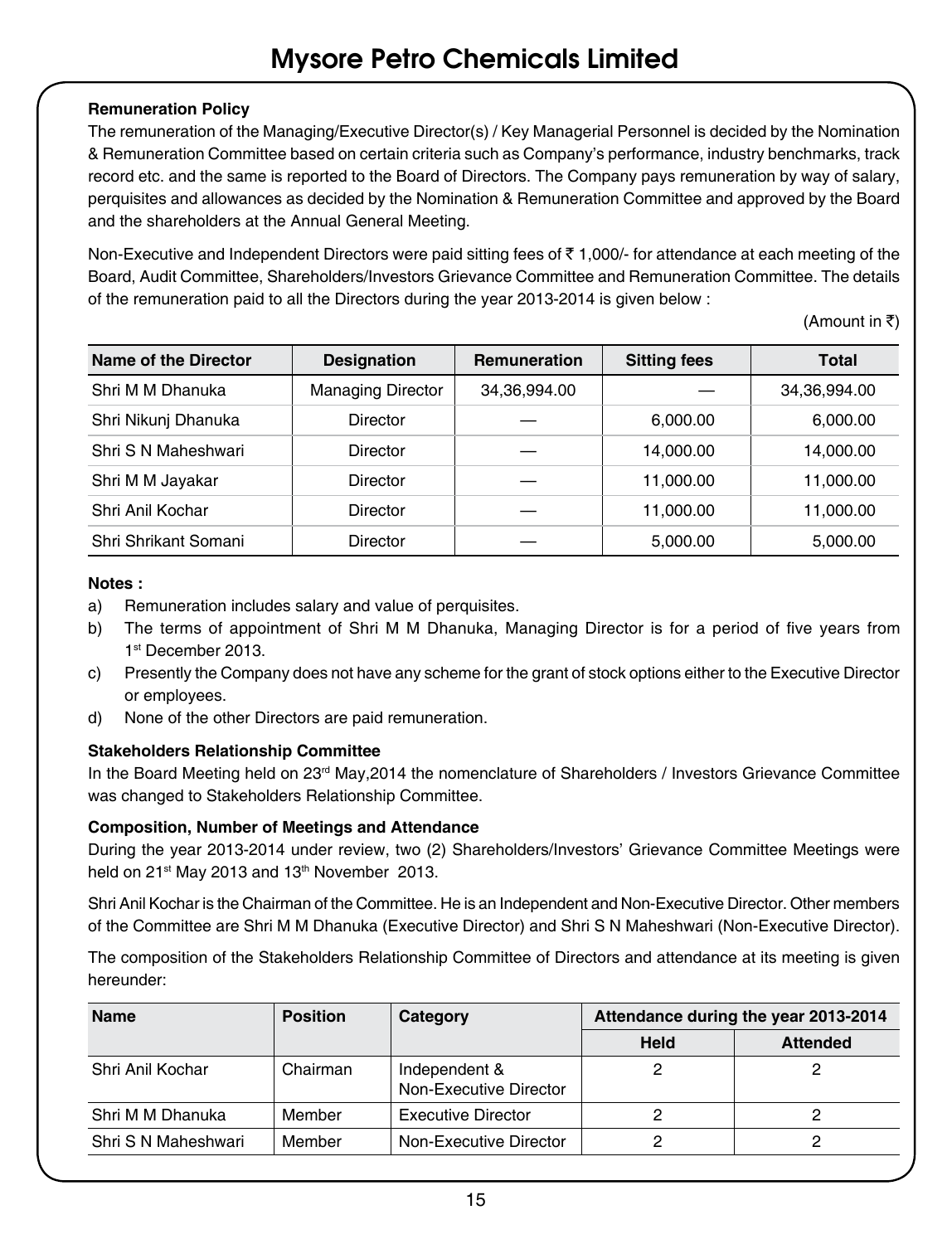**Remuneration Policy**

The remuneration of the Managing/Executive Director(s) / Key Managerial Personnel is decided by the Nomination & Remuneration Committee based on certain criteria such as Company's performance, industry benchmarks, track record etc. and the same is reported to the Board of Directors. The Company pays remuneration by way of salary, perquisites and allowances as decided by the Nomination & Remuneration Committee and approved by the Board and the shareholders at the Annual General Meeting.

Non-Executive and Independent Directors were paid sitting fees of ₹ 1,000/- for attendance at each meeting of the Board, Audit Committee, Shareholders/Investors Grievance Committee and Remuneration Committee. The details of the remuneration paid to all the Directors during the year 2013-2014 is given below :

(Amount in ₹)

| Name of the Director | Designation | Remuneration | Sitting fees | Total |
|---|---|---|---|---|
| Shri M M Dhanuka | Managing Director | 34,36,994.00 | — | 34,36,994.00 |
| Shri Nikunj Dhanuka | Director | — | 6,000.00 | 6,000.00 |
| Shri S N Maheshwari | Director | — | 14,000.00 | 14,000.00 |
| Shri M M Jayakar | Director | — | 11,000.00 | 11,000.00 |
| Shri Anil Kochar | Director | — | 11,000.00 | 11,000.00 |
| Shri Shrikant Somani | Director | — | 5,000.00 | 5,000.00 |

**Notes :**

a) Remuneration includes salary and value of perquisites.

b) The terms of appointment of Shri M M Dhanuka, Managing Director is for a period of five years from 1st December 2013.

c) Presently the Company does not have any scheme for the grant of stock options either to the Executive Director or employees.

d) None of the other Directors are paid remuneration.

**Stakeholders Relationship Committee**

In the Board Meeting held on 23rd May,2014 the nomenclature of Shareholders / Investors Grievance Committee was changed to Stakeholders Relationship Committee.

**Composition, Number of Meetings and Attendance**

During the year 2013-2014 under review, two (2) Shareholders/Investors' Grievance Committee Meetings were held on 21st May 2013 and 13th November 2013.

Shri Anil Kochar is the Chairman of the Committee. He is an Independent and Non-Executive Director. Other members of the Committee are Shri M M Dhanuka (Executive Director) and Shri S N Maheshwari (Non-Executive Director).

The composition of the Stakeholders Relationship Committee of Directors and attendance at its meeting is given hereunder:

| Name | Position | Category | Attendance during the year 2013-2014 | |
|---|---|---|---|---|
| | | | Held | Attended |
| Shri Anil Kochar | Chairman | Independent & Non-Executive Director | 2 | 2 |
| Shri M M Dhanuka | Member | Executive Director | 2 | 2 |
| Shri S N Maheshwari | Member | Non-Executive Director | 2 | 2 |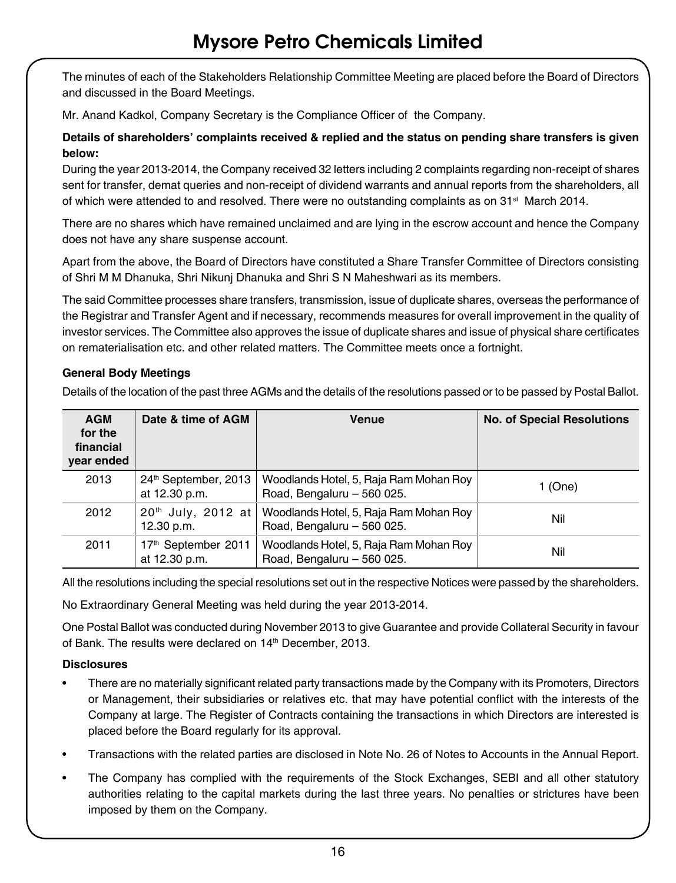The minutes of each of the Stakeholders Relationship Committee Meeting are placed before the Board of Directors and discussed in the Board Meetings.

Mr. Anand Kadkol, Company Secretary is the Compliance Officer of the Company.

**Details of shareholders' complaints received & replied and the status on pending share transfers is given below:**

During the year 2013-2014, the Company received 32 letters including 2 complaints regarding non-receipt of shares sent for transfer, demat queries and non-receipt of dividend warrants and annual reports from the shareholders, all of which were attended to and resolved. There were no outstanding complaints as on 31st March 2014.

There are no shares which have remained unclaimed and are lying in the escrow account and hence the Company does not have any share suspense account.

Apart from the above, the Board of Directors have constituted a Share Transfer Committee of Directors consisting of Shri M M Dhanuka, Shri Nikunj Dhanuka and Shri S N Maheshwari as its members.

The said Committee processes share transfers, transmission, issue of duplicate shares, overseas the performance of the Registrar and Transfer Agent and if necessary, recommends measures for overall improvement in the quality of investor services. The Committee also approves the issue of duplicate shares and issue of physical share certificates on rematerialisation etc. and other related matters. The Committee meets once a fortnight.

**General Body Meetings**

Details of the location of the past three AGMs and the details of the resolutions passed or to be passed by Postal Ballot.

| AGM for the financial year ended | Date & time of AGM | Venue | No. of Special Resolutions |
|---|---|---|---|
| 2013 | 24th September, 2013 at 12.30 p.m. | Woodlands Hotel, 5, Raja Ram Mohan Roy Road, Bengaluru – 560 025. | 1 (One) |
| 2012 | 20th July, 2012 at 12.30 p.m. | Woodlands Hotel, 5, Raja Ram Mohan Roy Road, Bengaluru – 560 025. | Nil |
| 2011 | 17th September 2011 at 12.30 p.m. | Woodlands Hotel, 5, Raja Ram Mohan Roy Road, Bengaluru – 560 025. | Nil |

All the resolutions including the special resolutions set out in the respective Notices were passed by the shareholders.

No Extraordinary General Meeting was held during the year 2013-2014.

One Postal Ballot was conducted during November 2013 to give Guarantee and provide Collateral Security in favour of Bank. The results were declared on 14th December, 2013.

**Disclosures**

- There are no materially significant related party transactions made by the Company with its Promoters, Directors or Management, their subsidiaries or relatives etc. that may have potential conflict with the interests of the Company at large. The Register of Contracts containing the transactions in which Directors are interested is placed before the Board regularly for its approval.
- Transactions with the related parties are disclosed in Note No. 26 of Notes to Accounts in the Annual Report.
- The Company has complied with the requirements of the Stock Exchanges, SEBI and all other statutory authorities relating to the capital markets during the last three years. No penalties or strictures have been imposed by them on the Company.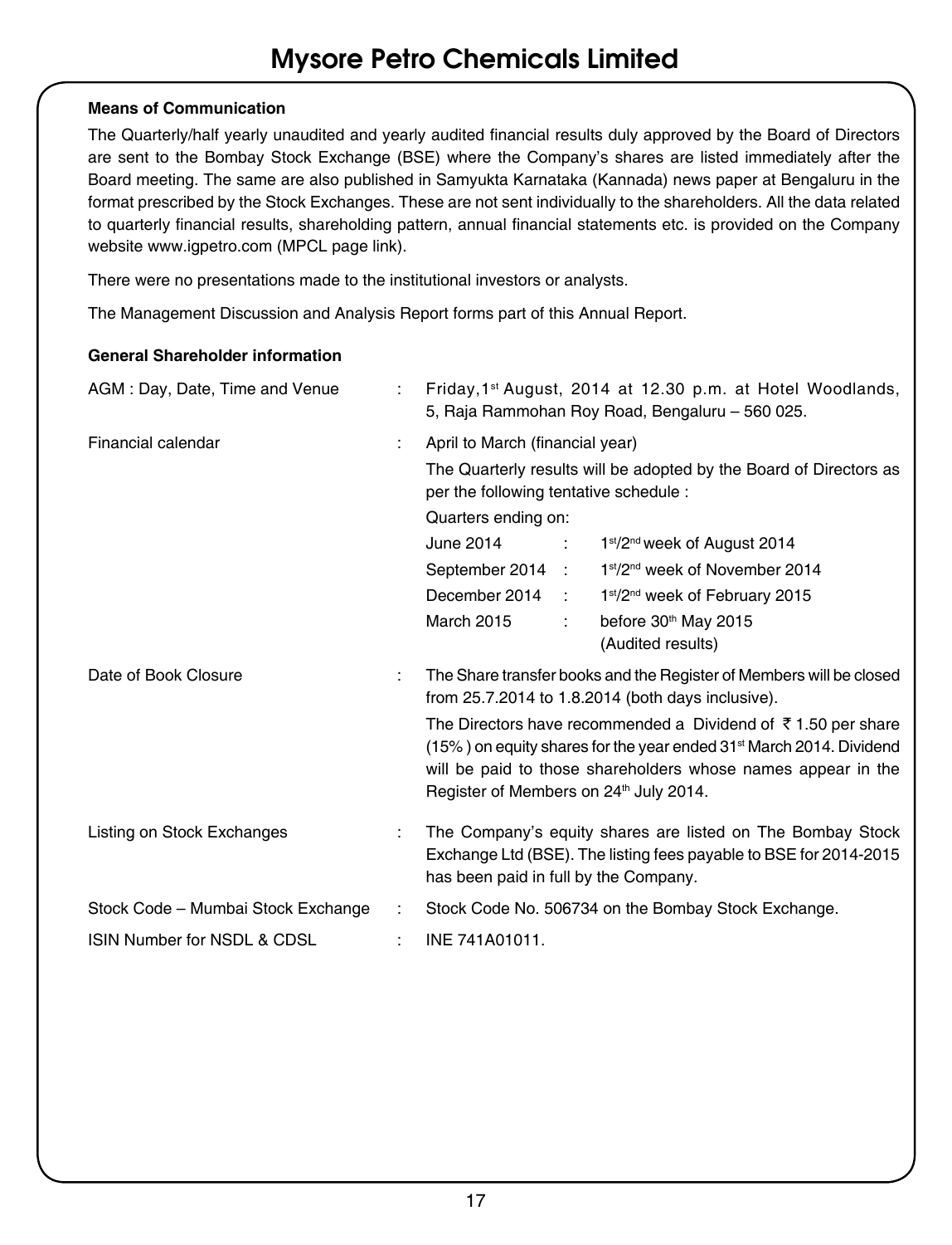**Means of Communication**

The Quarterly/half yearly unaudited and yearly audited financial results duly approved by the Board of Directors are sent to the Bombay Stock Exchange (BSE) where the Company's shares are listed immediately after the Board meeting. The same are also published in Samyukta Karnataka (Kannada) news paper at Bengaluru in the format prescribed by the Stock Exchanges. These are not sent individually to the shareholders. All the data related to quarterly financial results, shareholding pattern, annual financial statements etc. is provided on the Company website www.igpetro.com (MPCL page link).

There were no presentations made to the institutional investors or analysts.

The Management Discussion and Analysis Report forms part of this Annual Report.

**General Shareholder information**

AGM : Day, Date, Time and Venue : Friday, 1st August, 2014 at 12.30 p.m. at Hotel Woodlands, 5, Raja Rammohan Roy Road, Bengaluru – 560 025.

Financial calendar : April to March (financial year)

The Quarterly results will be adopted by the Board of Directors as per the following tentative schedule :

Quarters ending on:

| | | |
|---|---|---|
| June 2014 | : | 1st/2nd week of August 2014 |
| September 2014 | : | 1st/2nd week of November 2014 |
| December 2014 | : | 1st/2nd week of February 2015 |
| March 2015 | : | before 30th May 2015 (Audited results) |

Date of Book Closure : The Share transfer books and the Register of Members will be closed from 25.7.2014 to 1.8.2014 (both days inclusive).

The Directors have recommended a Dividend of ₹ 1.50 per share (15% ) on equity shares for the year ended 31st March 2014. Dividend will be paid to those shareholders whose names appear in the Register of Members on 24th July 2014.

Listing on Stock Exchanges : The Company's equity shares are listed on The Bombay Stock Exchange Ltd (BSE). The listing fees payable to BSE for 2014-2015 has been paid in full by the Company.

Stock Code – Mumbai Stock Exchange : Stock Code No. 506734 on the Bombay Stock Exchange.

ISIN Number for NSDL & CDSL : INE 741A01011.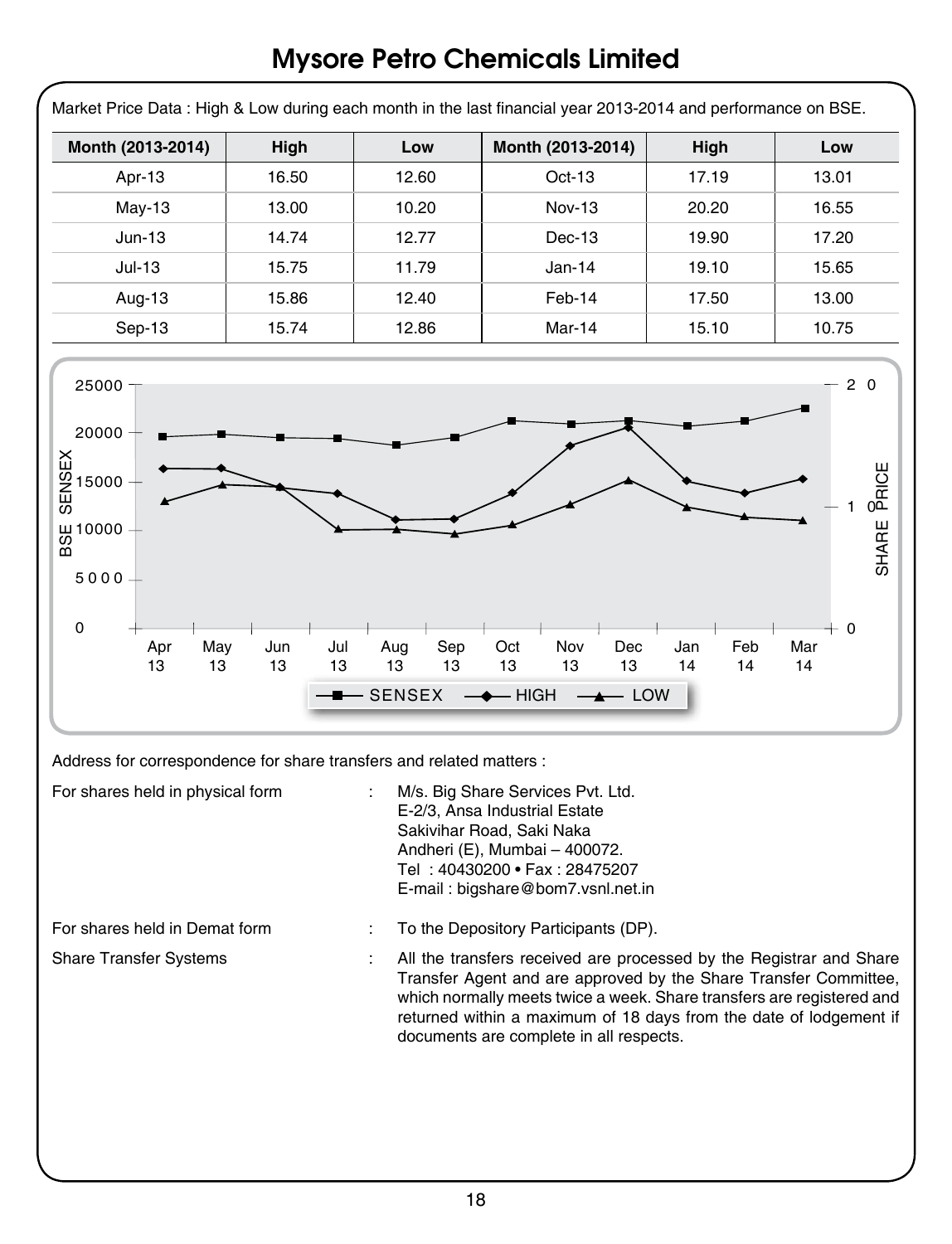# Mysore Petro Chemicals Limited

Market Price Data : High & Low during each month in the last financial year 2013-2014 and performance on BSE.

| Month (2013-2014) | High | Low | Month (2013-2014) | High | Low |
|---|---|---|---|---|---|
| Apr-13 | 16.50 | 12.60 | Oct-13 | 17.19 | 13.01 |
| May-13 | 13.00 | 10.20 | Nov-13 | 20.20 | 16.55 |
| Jun-13 | 14.74 | 12.77 | Dec-13 | 19.90 | 17.20 |
| Jul-13 | 15.75 | 11.79 | Jan-14 | 19.10 | 15.65 |
| Aug-13 | 15.86 | 12.40 | Feb-14 | 17.50 | 13.00 |
| Sep-13 | 15.74 | 12.86 | Mar-14 | 15.10 | 10.75 |

Address for correspondence for share transfers and related matters :

For shares held in physical form : M/s. Big Share Services Pvt. Ltd.
E-2/3, Ansa Industrial Estate
Sakivihar Road, Saki Naka
Andheri (E), Mumbai – 400072.
Tel : 40430200 • Fax : 28475207
E-mail : bigshare@bom7.vsnl.net.in

For shares held in Demat form : To the Depository Participants (DP).

Share Transfer Systems : All the transfers received are processed by the Registrar and Share Transfer Agent and are approved by the Share Transfer Committee, which normally meets twice a week. Share transfers are registered and returned within a maximum of 18 days from the date of lodgement if documents are complete in all respects.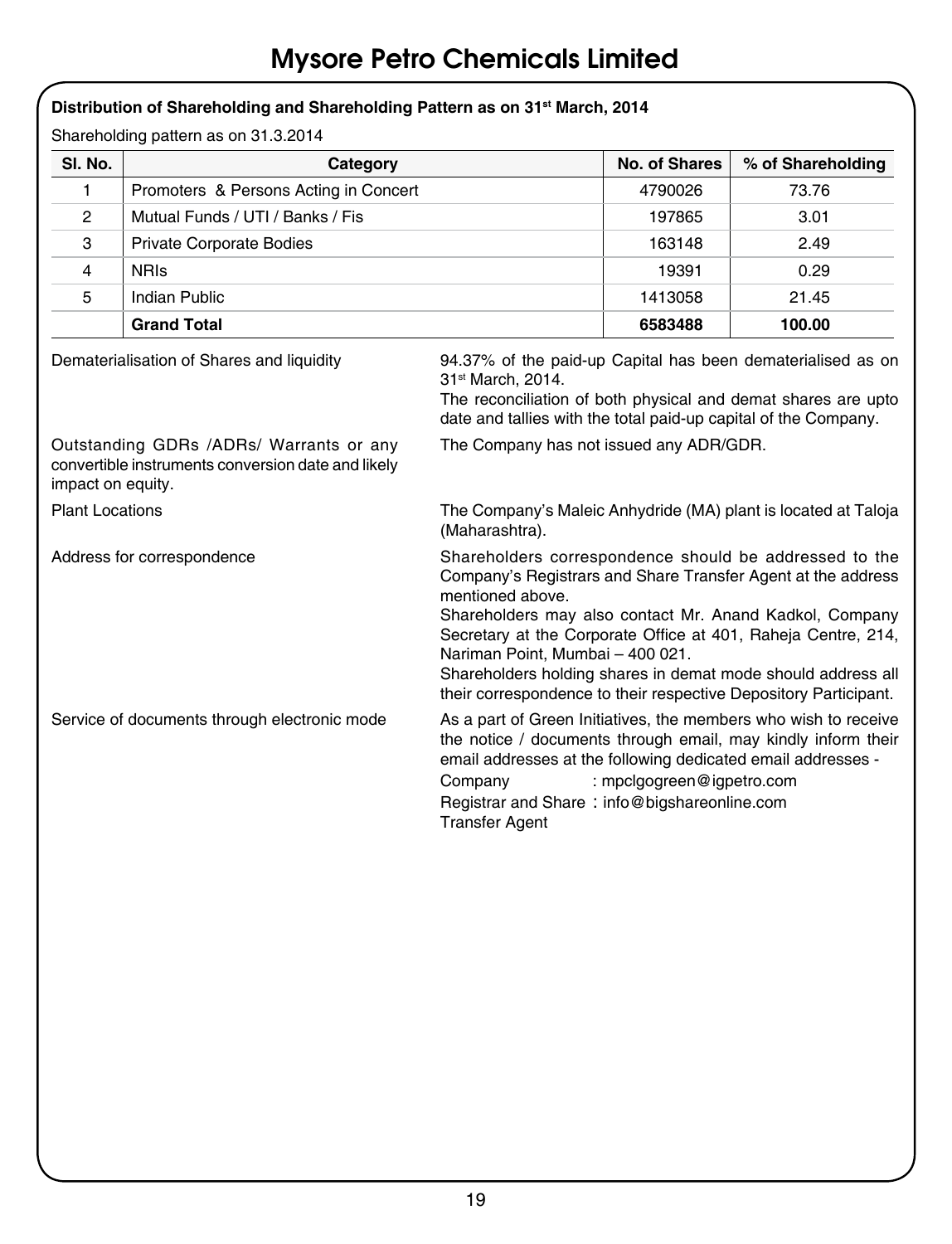# Mysore Petro Chemicals Limited

**Distribution of Shareholding and Shareholding Pattern as on 31st March, 2014**

Shareholding pattern as on 31.3.2014

| Sl. No. | Category | No. of Shares | % of Shareholding |
|---|---|---|---|
| 1 | Promoters & Persons Acting in Concert | 4790026 | 73.76 |
| 2 | Mutual Funds / UTI / Banks / Fis | 197865 | 3.01 |
| 3 | Private Corporate Bodies | 163148 | 2.49 |
| 4 | NRIs | 19391 | 0.29 |
| 5 | Indian Public | 1413058 | 21.45 |
| | **Grand Total** | **6583488** | **100.00** |

**Dematerialisation of Shares and liquidity**

94.37% of the paid-up Capital has been dematerialised as on 31st March, 2014.

The reconciliation of both physical and demat shares are upto date and tallies with the total paid-up capital of the Company.

**Outstanding GDRs /ADRs/ Warrants or any convertible instruments conversion date and likely impact on equity.**

The Company has not issued any ADR/GDR.

**Plant Locations**

The Company's Maleic Anhydride (MA) plant is located at Taloja (Maharashtra).

**Address for correspondence**

Shareholders correspondence should be addressed to the Company's Registrars and Share Transfer Agent at the address mentioned above.

Shareholders may also contact Mr. Anand Kadkol, Company Secretary at the Corporate Office at 401, Raheja Centre, 214, Nariman Point, Mumbai – 400 021.

Shareholders holding shares in demat mode should address all their correspondence to their respective Depository Participant.

**Service of documents through electronic mode**

As a part of Green Initiatives, the members who wish to receive the notice / documents through email, may kindly inform their email addresses at the following dedicated email addresses -

Company : mpclgogreen@igpetro.com

Registrar and Share Transfer Agent : info@bigshareonline.com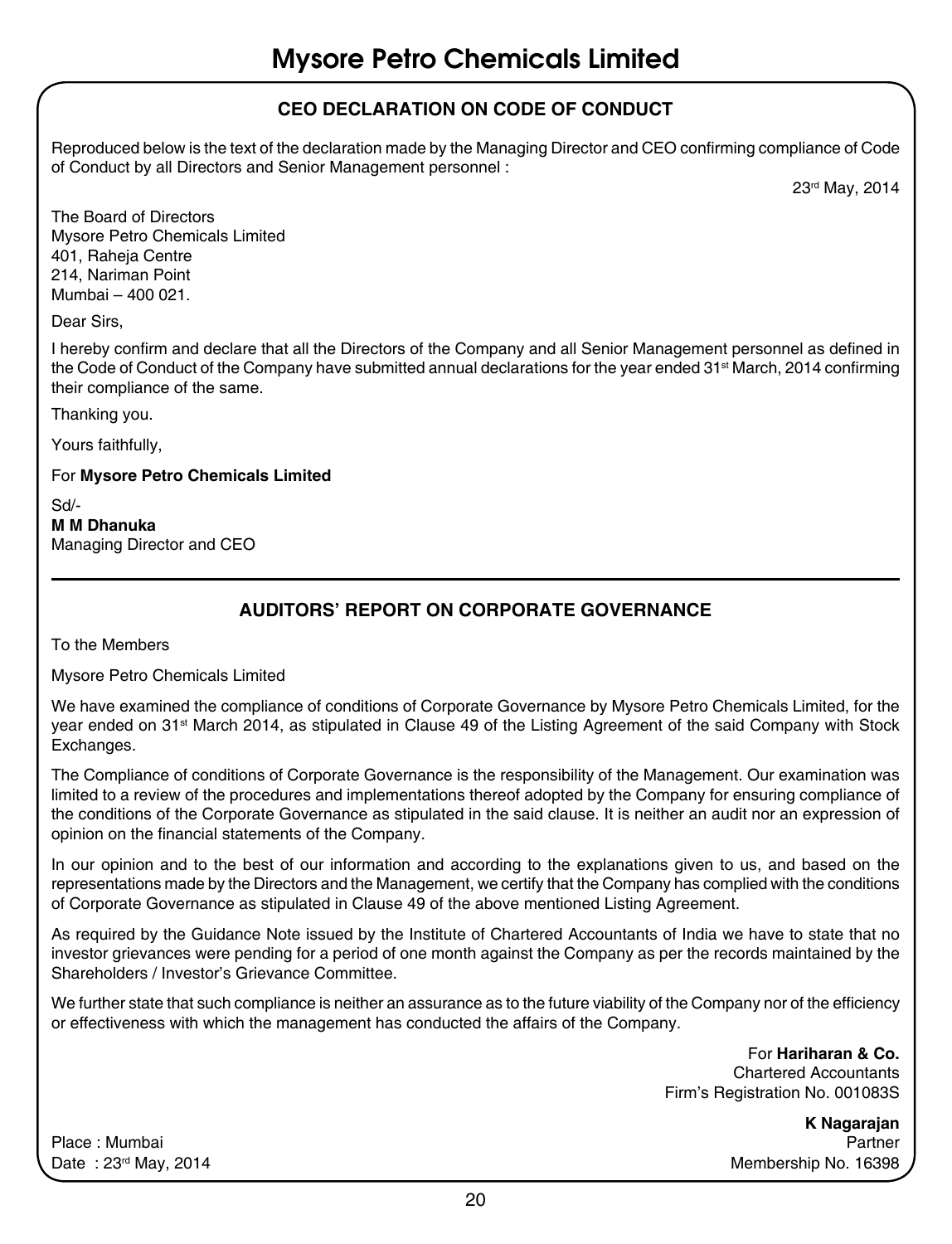## CEO DECLARATION ON CODE OF CONDUCT

Reproduced below is the text of the declaration made by the Managing Director and CEO confirming compliance of Code of Conduct by all Directors and Senior Management personnel :

23rd May, 2014

The Board of Directors
Mysore Petro Chemicals Limited
401, Raheja Centre
214, Nariman Point
Mumbai – 400 021.

Dear Sirs,

I hereby confirm and declare that all the Directors of the Company and all Senior Management personnel as defined in the Code of Conduct of the Company have submitted annual declarations for the year ended 31st March, 2014 confirming their compliance of the same.

Thanking you.

Yours faithfully,

For **Mysore Petro Chemicals Limited**

Sd/-
**M M Dhanuka**
Managing Director and CEO

---

## AUDITORS' REPORT ON CORPORATE GOVERNANCE

To the Members

Mysore Petro Chemicals Limited

We have examined the compliance of conditions of Corporate Governance by Mysore Petro Chemicals Limited, for the year ended on 31st March 2014, as stipulated in Clause 49 of the Listing Agreement of the said Company with Stock Exchanges.

The Compliance of conditions of Corporate Governance is the responsibility of the Management. Our examination was limited to a review of the procedures and implementations thereof adopted by the Company for ensuring compliance of the conditions of the Corporate Governance as stipulated in the said clause. It is neither an audit nor an expression of opinion on the financial statements of the Company.

In our opinion and to the best of our information and according to the explanations given to us, and based on the representations made by the Directors and the Management, we certify that the Company has complied with the conditions of Corporate Governance as stipulated in Clause 49 of the above mentioned Listing Agreement.

As required by the Guidance Note issued by the Institute of Chartered Accountants of India we have to state that no investor grievances were pending for a period of one month against the Company as per the records maintained by the Shareholders / Investor's Grievance Committee.

We further state that such compliance is neither an assurance as to the future viability of the Company nor of the efficiency or effectiveness with which the management has conducted the affairs of the Company.

For **Hariharan & Co.**
Chartered Accountants
Firm's Registration No. 001083S

**K Nagarajan**
Partner
Membership No. 16398

Place : Mumbai
Date : 23rd May, 2014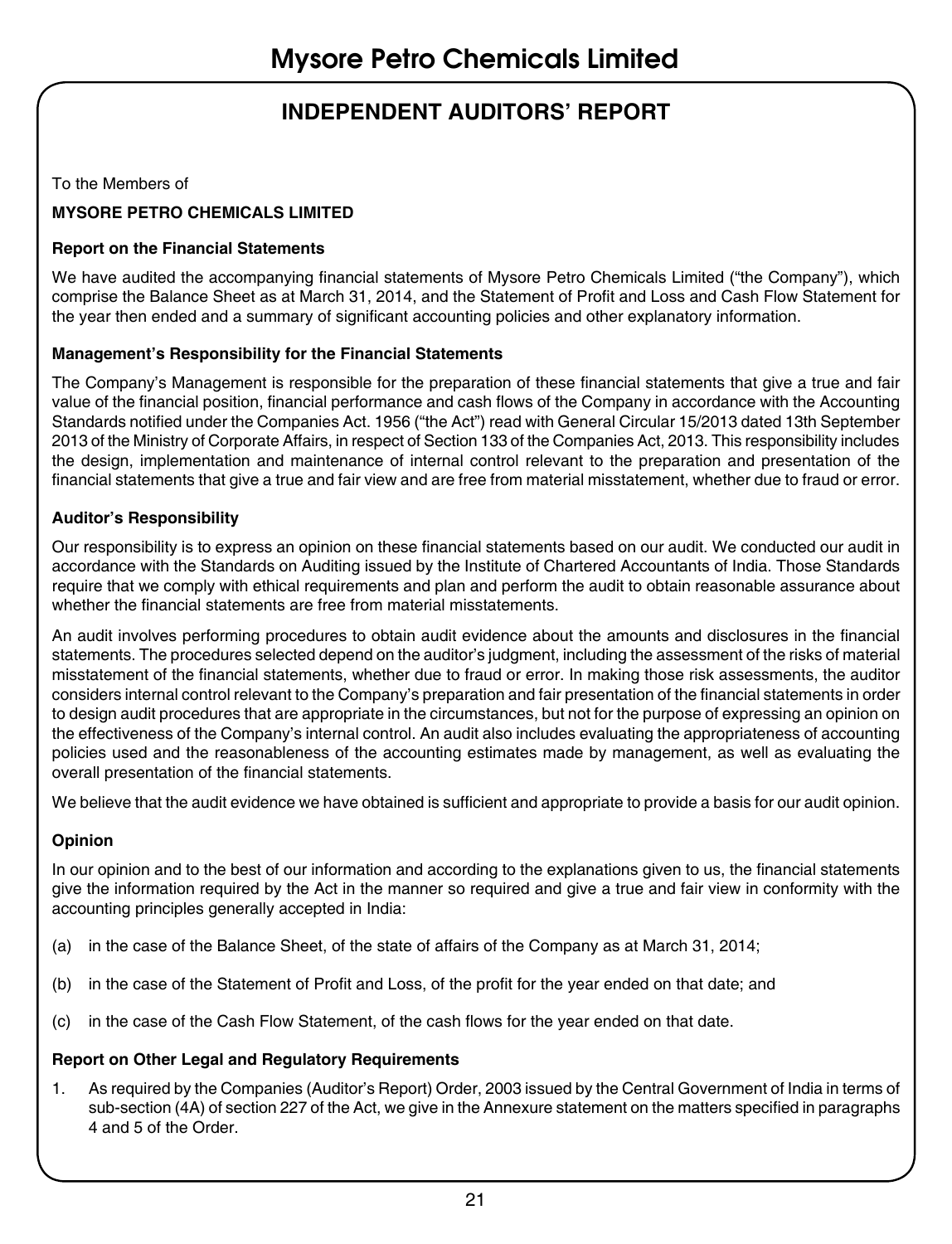# INDEPENDENT AUDITORS' REPORT

To the Members of

**MYSORE PETRO CHEMICALS LIMITED**

**Report on the Financial Statements**

We have audited the accompanying financial statements of Mysore Petro Chemicals Limited ("the Company"), which comprise the Balance Sheet as at March 31, 2014, and the Statement of Profit and Loss and Cash Flow Statement for the year then ended and a summary of significant accounting policies and other explanatory information.

**Management's Responsibility for the Financial Statements**

The Company's Management is responsible for the preparation of these financial statements that give a true and fair value of the financial position, financial performance and cash flows of the Company in accordance with the Accounting Standards notified under the Companies Act. 1956 ("the Act") read with General Circular 15/2013 dated 13th September 2013 of the Ministry of Corporate Affairs, in respect of Section 133 of the Companies Act, 2013. This responsibility includes the design, implementation and maintenance of internal control relevant to the preparation and presentation of the financial statements that give a true and fair view and are free from material misstatement, whether due to fraud or error.

**Auditor's Responsibility**

Our responsibility is to express an opinion on these financial statements based on our audit. We conducted our audit in accordance with the Standards on Auditing issued by the Institute of Chartered Accountants of India. Those Standards require that we comply with ethical requirements and plan and perform the audit to obtain reasonable assurance about whether the financial statements are free from material misstatements.

An audit involves performing procedures to obtain audit evidence about the amounts and disclosures in the financial statements. The procedures selected depend on the auditor's judgment, including the assessment of the risks of material misstatement of the financial statements, whether due to fraud or error. In making those risk assessments, the auditor considers internal control relevant to the Company's preparation and fair presentation of the financial statements in order to design audit procedures that are appropriate in the circumstances, but not for the purpose of expressing an opinion on the effectiveness of the Company's internal control. An audit also includes evaluating the appropriateness of accounting policies used and the reasonableness of the accounting estimates made by management, as well as evaluating the overall presentation of the financial statements.

We believe that the audit evidence we have obtained is sufficient and appropriate to provide a basis for our audit opinion.

**Opinion**

In our opinion and to the best of our information and according to the explanations given to us, the financial statements give the information required by the Act in the manner so required and give a true and fair view in conformity with the accounting principles generally accepted in India:

(a) in the case of the Balance Sheet, of the state of affairs of the Company as at March 31, 2014;

(b) in the case of the Statement of Profit and Loss, of the profit for the year ended on that date; and

(c) in the case of the Cash Flow Statement, of the cash flows for the year ended on that date.

**Report on Other Legal and Regulatory Requirements**

1. As required by the Companies (Auditor's Report) Order, 2003 issued by the Central Government of India in terms of sub-section (4A) of section 227 of the Act, we give in the Annexure statement on the matters specified in paragraphs 4 and 5 of the Order.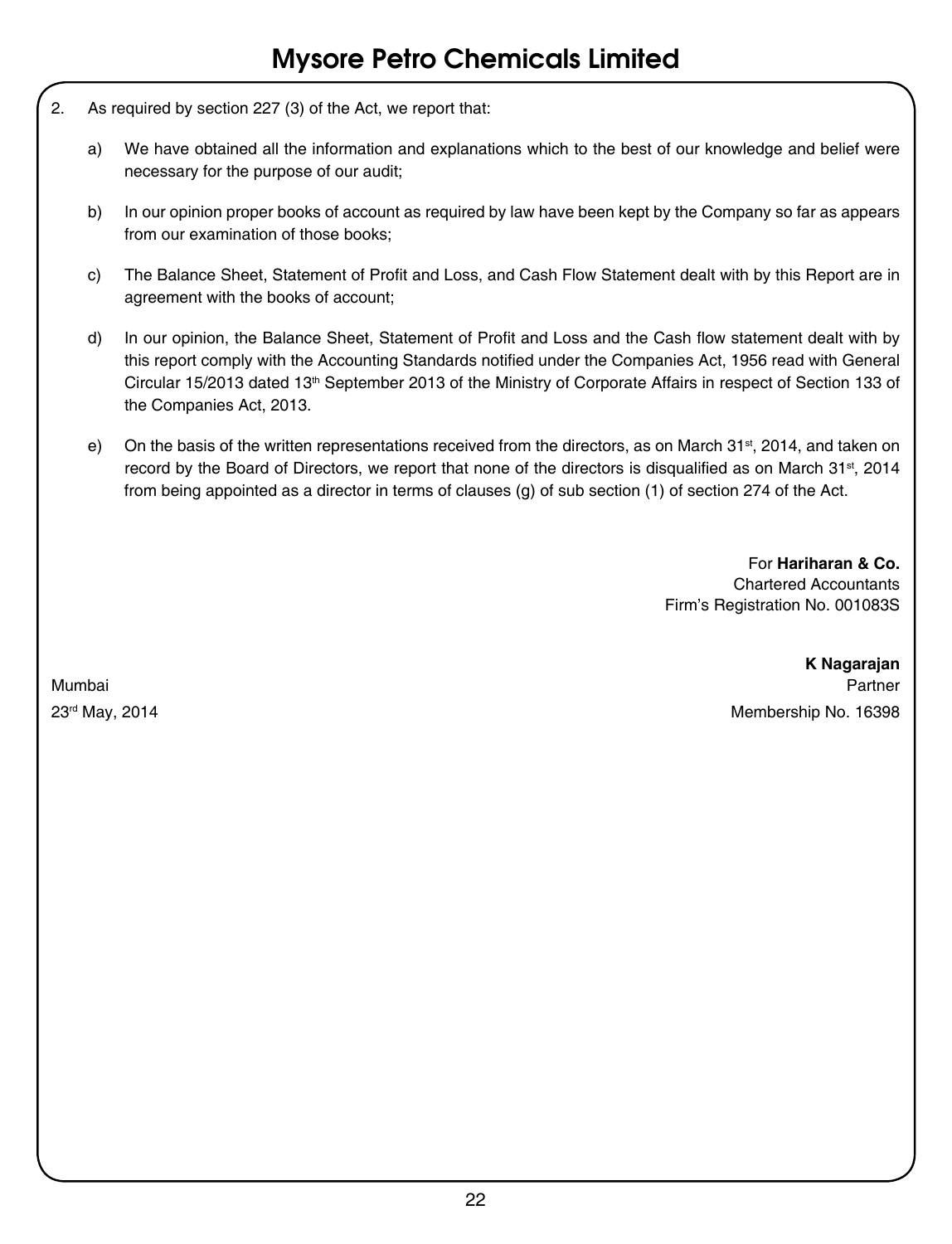2. As required by section 227 (3) of the Act, we report that:

   a) We have obtained all the information and explanations which to the best of our knowledge and belief were necessary for the purpose of our audit;

   b) In our opinion proper books of account as required by law have been kept by the Company so far as appears from our examination of those books;

   c) The Balance Sheet, Statement of Profit and Loss, and Cash Flow Statement dealt with by this Report are in agreement with the books of account;

   d) In our opinion, the Balance Sheet, Statement of Profit and Loss and the Cash flow statement dealt with by this report comply with the Accounting Standards notified under the Companies Act, 1956 read with General Circular 15/2013 dated 13th September 2013 of the Ministry of Corporate Affairs in respect of Section 133 of the Companies Act, 2013.

   e) On the basis of the written representations received from the directors, as on March 31st, 2014, and taken on record by the Board of Directors, we report that none of the directors is disqualified as on March 31st, 2014 from being appointed as a director in terms of clauses (g) of sub section (1) of section 274 of the Act.

For **Hariharan & Co.**
Chartered Accountants
Firm's Registration No. 001083S

**K Nagarajan**
Partner
Membership No. 16398

Mumbai
23rd May, 2014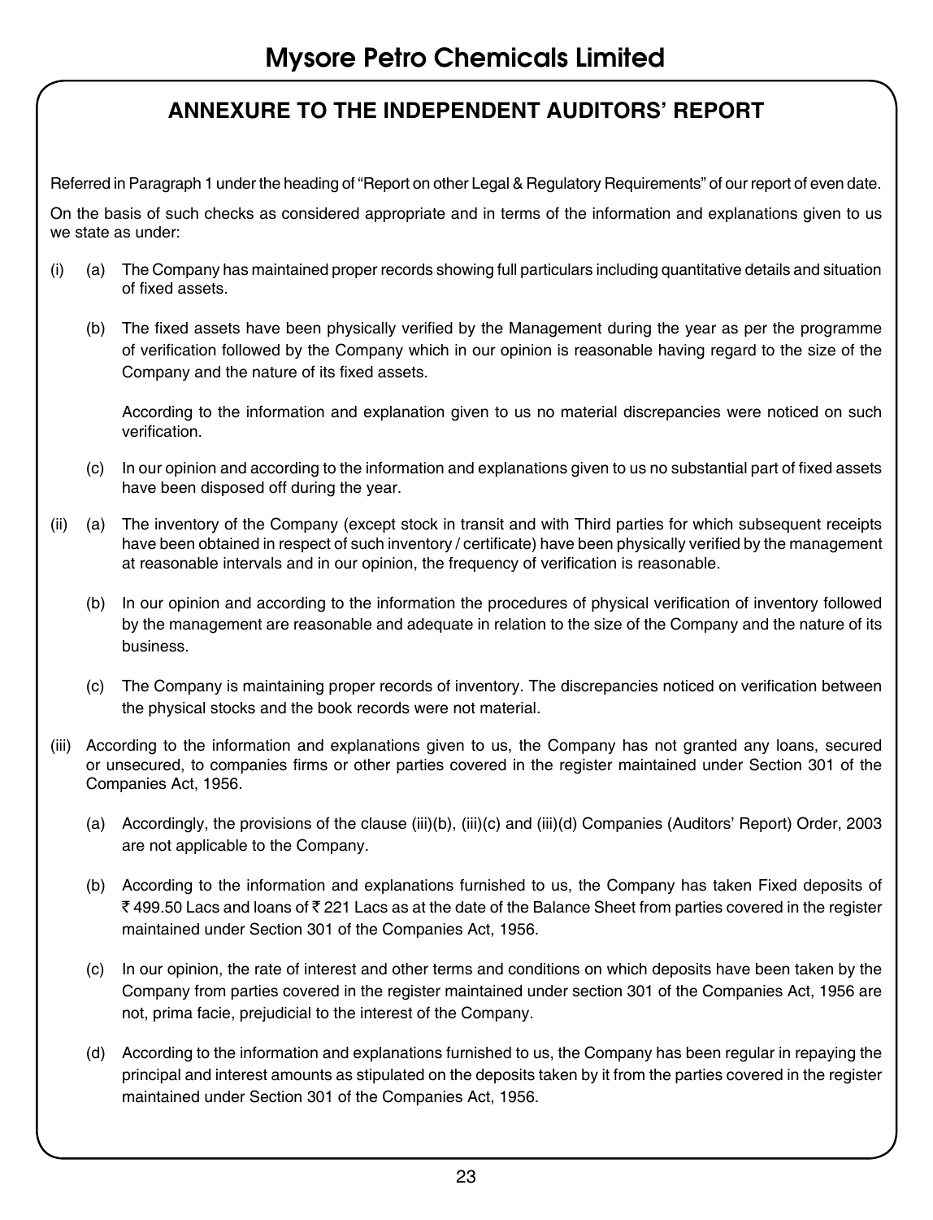## ANNEXURE TO THE INDEPENDENT AUDITORS' REPORT

Referred in Paragraph 1 under the heading of "Report on other Legal & Regulatory Requirements" of our report of even date.

On the basis of such checks as considered appropriate and in terms of the information and explanations given to us we state as under:

(i) (a) The Company has maintained proper records showing full particulars including quantitative details and situation of fixed assets.

(b) The fixed assets have been physically verified by the Management during the year as per the programme of verification followed by the Company which in our opinion is reasonable having regard to the size of the Company and the nature of its fixed assets.

According to the information and explanation given to us no material discrepancies were noticed on such verification.

(c) In our opinion and according to the information and explanations given to us no substantial part of fixed assets have been disposed off during the year.

(ii) (a) The inventory of the Company (except stock in transit and with Third parties for which subsequent receipts have been obtained in respect of such inventory / certificate) have been physically verified by the management at reasonable intervals and in our opinion, the frequency of verification is reasonable.

(b) In our opinion and according to the information the procedures of physical verification of inventory followed by the management are reasonable and adequate in relation to the size of the Company and the nature of its business.

(c) The Company is maintaining proper records of inventory. The discrepancies noticed on verification between the physical stocks and the book records were not material.

(iii) According to the information and explanations given to us, the Company has not granted any loans, secured or unsecured, to companies firms or other parties covered in the register maintained under Section 301 of the Companies Act, 1956.

(a) Accordingly, the provisions of the clause (iii)(b), (iii)(c) and (iii)(d) Companies (Auditors' Report) Order, 2003 are not applicable to the Company.

(b) According to the information and explanations furnished to us, the Company has taken Fixed deposits of ₹ 499.50 Lacs and loans of ₹ 221 Lacs as at the date of the Balance Sheet from parties covered in the register maintained under Section 301 of the Companies Act, 1956.

(c) In our opinion, the rate of interest and other terms and conditions on which deposits have been taken by the Company from parties covered in the register maintained under section 301 of the Companies Act, 1956 are not, prima facie, prejudicial to the interest of the Company.

(d) According to the information and explanations furnished to us, the Company has been regular in repaying the principal and interest amounts as stipulated on the deposits taken by it from the parties covered in the register maintained under Section 301 of the Companies Act, 1956.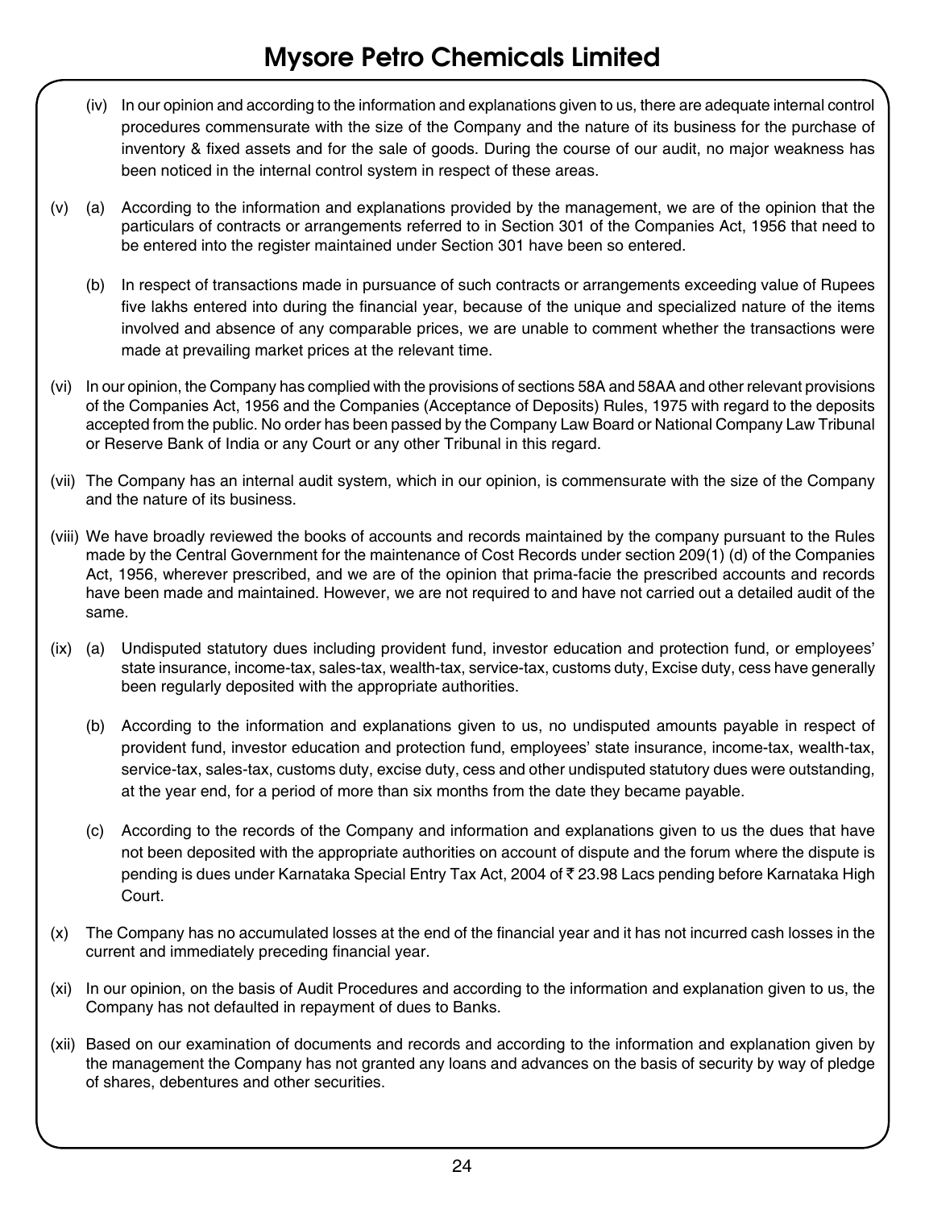(iv) In our opinion and according to the information and explanations given to us, there are adequate internal control procedures commensurate with the size of the Company and the nature of its business for the purchase of inventory & fixed assets and for the sale of goods. During the course of our audit, no major weakness has been noticed in the internal control system in respect of these areas.

(v) (a) According to the information and explanations provided by the management, we are of the opinion that the particulars of contracts or arrangements referred to in Section 301 of the Companies Act, 1956 that need to be entered into the register maintained under Section 301 have been so entered.

(b) In respect of transactions made in pursuance of such contracts or arrangements exceeding value of Rupees five lakhs entered into during the financial year, because of the unique and specialized nature of the items involved and absence of any comparable prices, we are unable to comment whether the transactions were made at prevailing market prices at the relevant time.

(vi) In our opinion, the Company has complied with the provisions of sections 58A and 58AA and other relevant provisions of the Companies Act, 1956 and the Companies (Acceptance of Deposits) Rules, 1975 with regard to the deposits accepted from the public. No order has been passed by the Company Law Board or National Company Law Tribunal or Reserve Bank of India or any Court or any other Tribunal in this regard.

(vii) The Company has an internal audit system, which in our opinion, is commensurate with the size of the Company and the nature of its business.

(viii) We have broadly reviewed the books of accounts and records maintained by the company pursuant to the Rules made by the Central Government for the maintenance of Cost Records under section 209(1) (d) of the Companies Act, 1956, wherever prescribed, and we are of the opinion that prima-facie the prescribed accounts and records have been made and maintained. However, we are not required to and have not carried out a detailed audit of the same.

(ix) (a) Undisputed statutory dues including provident fund, investor education and protection fund, or employees' state insurance, income-tax, sales-tax, wealth-tax, service-tax, customs duty, Excise duty, cess have generally been regularly deposited with the appropriate authorities.

(b) According to the information and explanations given to us, no undisputed amounts payable in respect of provident fund, investor education and protection fund, employees' state insurance, income-tax, wealth-tax, service-tax, sales-tax, customs duty, excise duty, cess and other undisputed statutory dues were outstanding, at the year end, for a period of more than six months from the date they became payable.

(c) According to the records of the Company and information and explanations given to us the dues that have not been deposited with the appropriate authorities on account of dispute and the forum where the dispute is pending is dues under Karnataka Special Entry Tax Act, 2004 of ₹ 23.98 Lacs pending before Karnataka High Court.

(x) The Company has no accumulated losses at the end of the financial year and it has not incurred cash losses in the current and immediately preceding financial year.

(xi) In our opinion, on the basis of Audit Procedures and according to the information and explanation given to us, the Company has not defaulted in repayment of dues to Banks.

(xii) Based on our examination of documents and records and according to the information and explanation given by the management the Company has not granted any loans and advances on the basis of security by way of pledge of shares, debentures and other securities.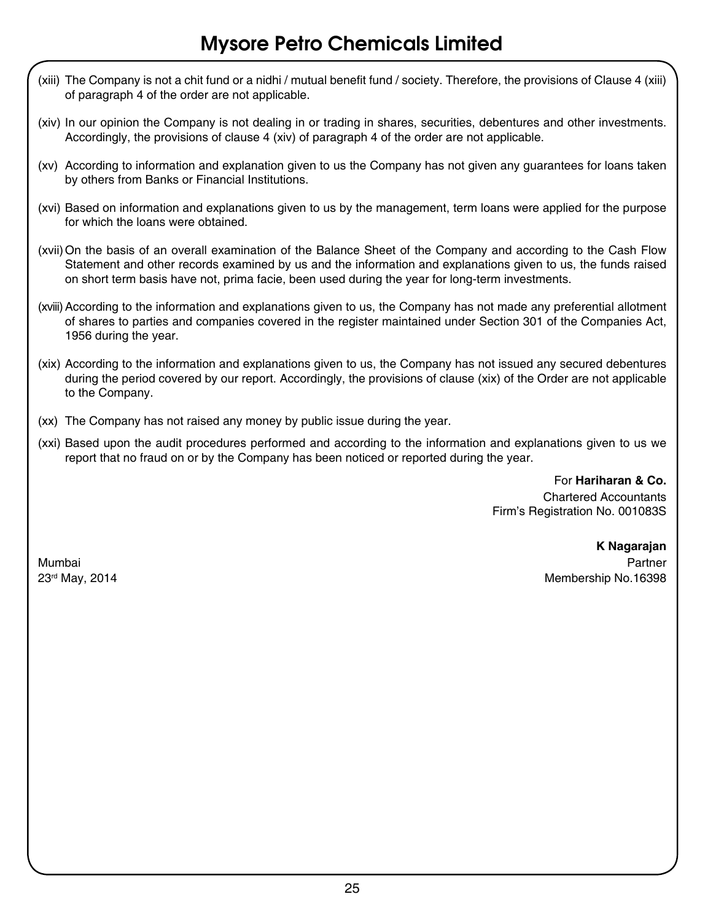(xiii) The Company is not a chit fund or a nidhi / mutual benefit fund / society. Therefore, the provisions of Clause 4 (xiii) of paragraph 4 of the order are not applicable.

(xiv) In our opinion the Company is not dealing in or trading in shares, securities, debentures and other investments. Accordingly, the provisions of clause 4 (xiv) of paragraph 4 of the order are not applicable.

(xv) According to information and explanation given to us the Company has not given any guarantees for loans taken by others from Banks or Financial Institutions.

(xvi) Based on information and explanations given to us by the management, term loans were applied for the purpose for which the loans were obtained.

(xvii) On the basis of an overall examination of the Balance Sheet of the Company and according to the Cash Flow Statement and other records examined by us and the information and explanations given to us, the funds raised on short term basis have not, prima facie, been used during the year for long-term investments.

(xviii) According to the information and explanations given to us, the Company has not made any preferential allotment of shares to parties and companies covered in the register maintained under Section 301 of the Companies Act, 1956 during the year.

(xix) According to the information and explanations given to us, the Company has not issued any secured debentures during the period covered by our report. Accordingly, the provisions of clause (xix) of the Order are not applicable to the Company.

(xx) The Company has not raised any money by public issue during the year.

(xxi) Based upon the audit procedures performed and according to the information and explanations given to us we report that no fraud on or by the Company has been noticed or reported during the year.

For **Hariharan & Co.**
Chartered Accountants
Firm's Registration No. 001083S

**K Nagarajan**
Partner
Membership No.16398

Mumbai
23rd May, 2014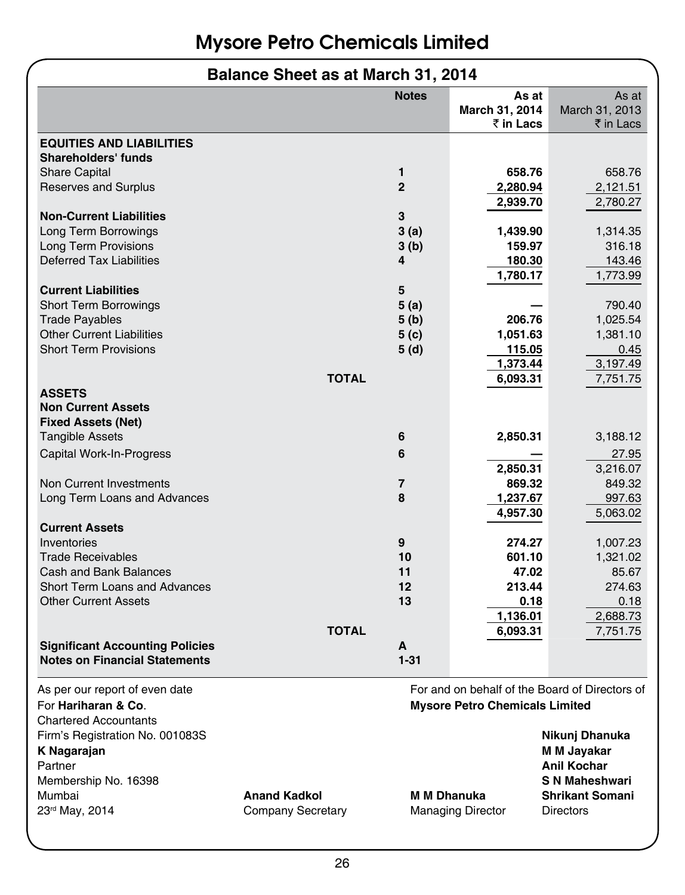# Mysore Petro Chemicals Limited

## Balance Sheet as at March 31, 2014

| | Notes | As at March 31, 2014 ₹ in Lacs | As at March 31, 2013 ₹ in Lacs |
|---|---|---|---|
| **EQUITIES AND LIABILITIES** | | | |
| **Shareholders' funds** | | | |
| Share Capital | 1 | **658.76** | 658.76 |
| Reserves and Surplus | 2 | **2,280.94** | 2,121.51 |
| | | **2,939.70** | 2,780.27 |
| **Non-Current Liabilities** | 3 | | |
| Long Term Borrowings | 3 (a) | **1,439.90** | 1,314.35 |
| Long Term Provisions | 3 (b) | **159.97** | 316.18 |
| Deferred Tax Liabilities | 4 | **180.30** | 143.46 |
| | | **1,780.17** | 1,773.99 |
| **Current Liabilities** | 5 | | |
| Short Term Borrowings | 5 (a) | **—** | 790.40 |
| Trade Payables | 5 (b) | **206.76** | 1,025.54 |
| Other Current Liabilities | 5 (c) | **1,051.63** | 1,381.10 |
| Short Term Provisions | 5 (d) | **115.05** | 0.45 |
| | | **1,373.44** | 3,197.49 |
| **TOTAL** | | **6,093.31** | 7,751.75 |
| **ASSETS** | | | |
| **Non Current Assets** | | | |
| **Fixed Assets (Net)** | | | |
| Tangible Assets | 6 | **2,850.31** | 3,188.12 |
| Capital Work-In-Progress | 6 | **—** | 27.95 |
| | | **2,850.31** | 3,216.07 |
| Non Current Investments | 7 | **869.32** | 849.32 |
| Long Term Loans and Advances | 8 | **1,237.67** | 997.63 |
| | | **4,957.30** | 5,063.02 |
| **Current Assets** | | | |
| Inventories | 9 | **274.27** | 1,007.23 |
| Trade Receivables | 10 | **601.10** | 1,321.02 |
| Cash and Bank Balances | 11 | **47.02** | 85.67 |
| Short Term Loans and Advances | 12 | **213.44** | 274.63 |
| Other Current Assets | 13 | **0.18** | 0.18 |
| | | **1,136.01** | 2,688.73 |
| **TOTAL** | | **6,093.31** | 7,751.75 |
| **Significant Accounting Policies** | A | | |
| **Notes on Financial Statements** | 1-31 | | |

As per our report of even date
For **Hariharan & Co**.
Chartered Accountants
Firm's Registration No. 001083S
**K Nagarajan**
Partner
Membership No. 16398
Mumbai
23rd May, 2014

**Anand Kadkol**
Company Secretary

For and on behalf of the Board of Directors of
**Mysore Petro Chemicals Limited**

**M M Dhanuka**
Managing Director

**Nikunj Dhanuka**
**M M Jayakar**
**Anil Kochar**
**S N Maheshwari**
**Shrikant Somani**
Directors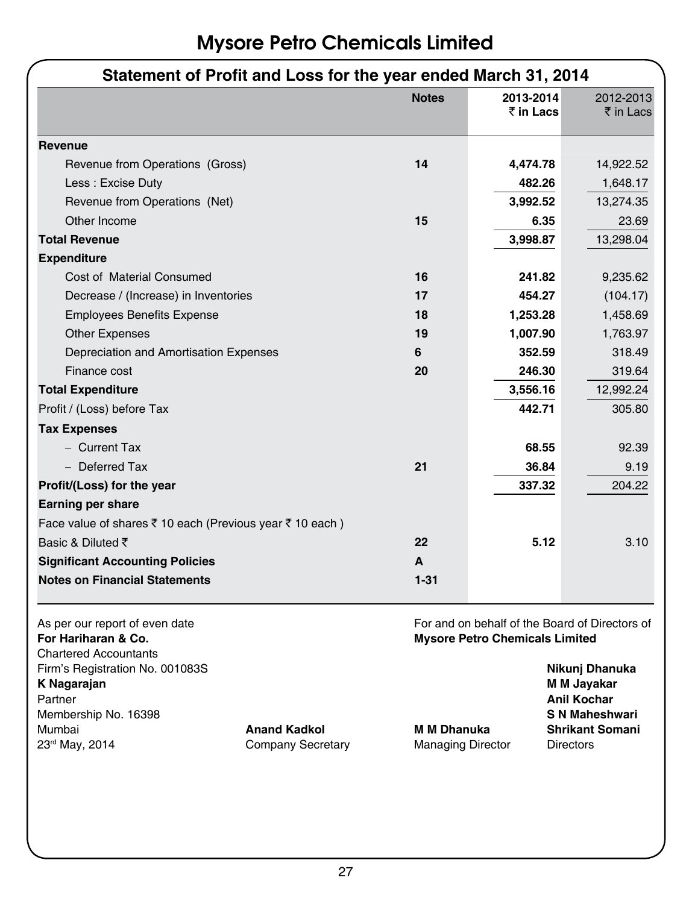# Mysore Petro Chemicals Limited

## Statement of Profit and Loss for the year ended March 31, 2014

| | Notes | 2013-2014 ₹ in Lacs | 2012-2013 ₹ in Lacs |
|---|---|---|---|
| **Revenue** | | | |
| Revenue from Operations (Gross) | 14 | 4,474.78 | 14,922.52 |
| Less : Excise Duty | | 482.26 | 1,648.17 |
| Revenue from Operations (Net) | | 3,992.52 | 13,274.35 |
| Other Income | 15 | 6.35 | 23.69 |
| **Total Revenue** | | 3,998.87 | 13,298.04 |
| **Expenditure** | | | |
| Cost of Material Consumed | 16 | 241.82 | 9,235.62 |
| Decrease / (Increase) in Inventories | 17 | 454.27 | (104.17) |
| Employees Benefits Expense | 18 | 1,253.28 | 1,458.69 |
| Other Expenses | 19 | 1,007.90 | 1,763.97 |
| Depreciation and Amortisation Expenses | 6 | 352.59 | 318.49 |
| Finance cost | 20 | 246.30 | 319.64 |
| **Total Expenditure** | | 3,556.16 | 12,992.24 |
| Profit / (Loss) before Tax | | 442.71 | 305.80 |
| **Tax Expenses** | | | |
| − Current Tax | | 68.55 | 92.39 |
| − Deferred Tax | 21 | 36.84 | 9.19 |
| **Profit/(Loss) for the year** | | 337.32 | 204.22 |
| **Earning per share** | | | |
| Face value of shares ₹ 10 each (Previous year ₹ 10 each ) | | | |
| Basic & Diluted ₹ | 22 | 5.12 | 3.10 |
| **Significant Accounting Policies** | A | | |
| **Notes on Financial Statements** | 1-31 | | |

As per our report of even date
**For Hariharan & Co.**
Chartered Accountants
Firm's Registration No. 001083S
**K Nagarajan**
Partner
Membership No. 16398
Mumbai
23rd May, 2014

**Anand Kadkol**
Company Secretary

For and on behalf of the Board of Directors of
**Mysore Petro Chemicals Limited**

**M M Dhanuka**
Managing Director

**Nikunj Dhanuka**
**M M Jayakar**
**Anil Kochar**
**S N Maheshwari**
**Shrikant Somani**
Directors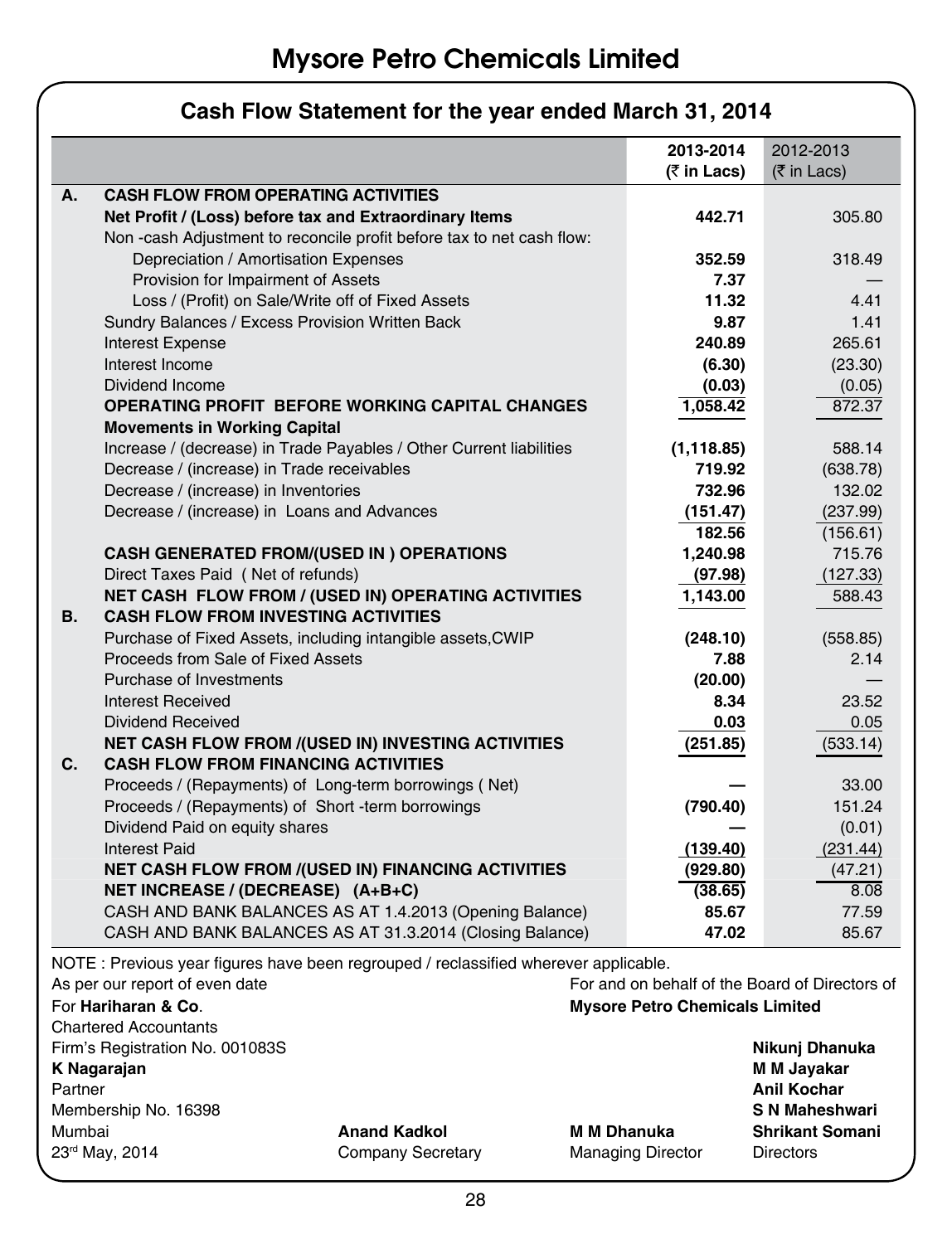# Mysore Petro Chemicals Limited

## Cash Flow Statement for the year ended March 31, 2014

| | | 2013-2014 (₹ in Lacs) | 2012-2013 (₹ in Lacs) |
|---|---|---|---|
| **A.** | **CASH FLOW FROM OPERATING ACTIVITIES** | | |
| | **Net Profit / (Loss) before tax and Extraordinary Items** | **442.71** | 305.80 |
| | Non -cash Adjustment to reconcile profit before tax to net cash flow: | | |
| | Depreciation / Amortisation Expenses | **352.59** | 318.49 |
| | Provision for Impairment of Assets | **7.37** | — |
| | Loss / (Profit) on Sale/Write off of Fixed Assets | **11.32** | 4.41 |
| | Sundry Balances / Excess Provision Written Back | **9.87** | 1.41 |
| | Interest Expense | **240.89** | 265.61 |
| | Interest Income | **(6.30)** | (23.30) |
| | Dividend Income | **(0.03)** | (0.05) |
| | **OPERATING PROFIT BEFORE WORKING CAPITAL CHANGES** | **1,058.42** | 872.37 |
| | **Movements in Working Capital** | | |
| | Increase / (decrease) in Trade Payables / Other Current liabilities | **(1,118.85)** | 588.14 |
| | Decrease / (increase) in Trade receivables | **719.92** | (638.78) |
| | Decrease / (increase) in Inventories | **732.96** | 132.02 |
| | Decrease / (increase) in Loans and Advances | **(151.47)** | (237.99) |
| | | **182.56** | (156.61) |
| | **CASH GENERATED FROM/(USED IN ) OPERATIONS** | **1,240.98** | 715.76 |
| | Direct Taxes Paid ( Net of refunds) | **(97.98)** | (127.33) |
| | **NET CASH FLOW FROM / (USED IN) OPERATING ACTIVITIES** | **1,143.00** | 588.43 |
| **B.** | **CASH FLOW FROM INVESTING ACTIVITIES** | | |
| | Purchase of Fixed Assets, including intangible assets,CWIP | **(248.10)** | (558.85) |
| | Proceeds from Sale of Fixed Assets | **7.88** | 2.14 |
| | Purchase of Investments | **(20.00)** | — |
| | Interest Received | **8.34** | 23.52 |
| | Dividend Received | **0.03** | 0.05 |
| | **NET CASH FLOW FROM /(USED IN) INVESTING ACTIVITIES** | **(251.85)** | (533.14) |
| **C.** | **CASH FLOW FROM FINANCING ACTIVITIES** | | |
| | Proceeds / (Repayments) of Long-term borrowings ( Net) | **—** | 33.00 |
| | Proceeds / (Repayments) of Short -term borrowings | **(790.40)** | 151.24 |
| | Dividend Paid on equity shares | **—** | (0.01) |
| | Interest Paid | **(139.40)** | (231.44) |
| | **NET CASH FLOW FROM /(USED IN) FINANCING ACTIVITIES** | **(929.80)** | (47.21) |
| | **NET INCREASE / (DECREASE) (A+B+C)** | **(38.65)** | 8.08 |
| | CASH AND BANK BALANCES AS AT 1.4.2013 (Opening Balance) | **85.67** | 77.59 |
| | CASH AND BANK BALANCES AS AT 31.3.2014 (Closing Balance) | **47.02** | 85.67 |

NOTE : Previous year figures have been regrouped / reclassified wherever applicable.

As per our report of even date
For **Hariharan & Co**.
Chartered Accountants
Firm's Registration No. 001083S
**K Nagarajan**
Partner
Membership No. 16398
Mumbai
23rd May, 2014

For and on behalf of the Board of Directors of
**Mysore Petro Chemicals Limited**

**Anand Kadkol**
Company Secretary

**M M Dhanuka**
Managing Director

**Nikunj Dhanuka**
**M M Jayakar**
**Anil Kochar**
**S N Maheshwari**
**Shrikant Somani**
Directors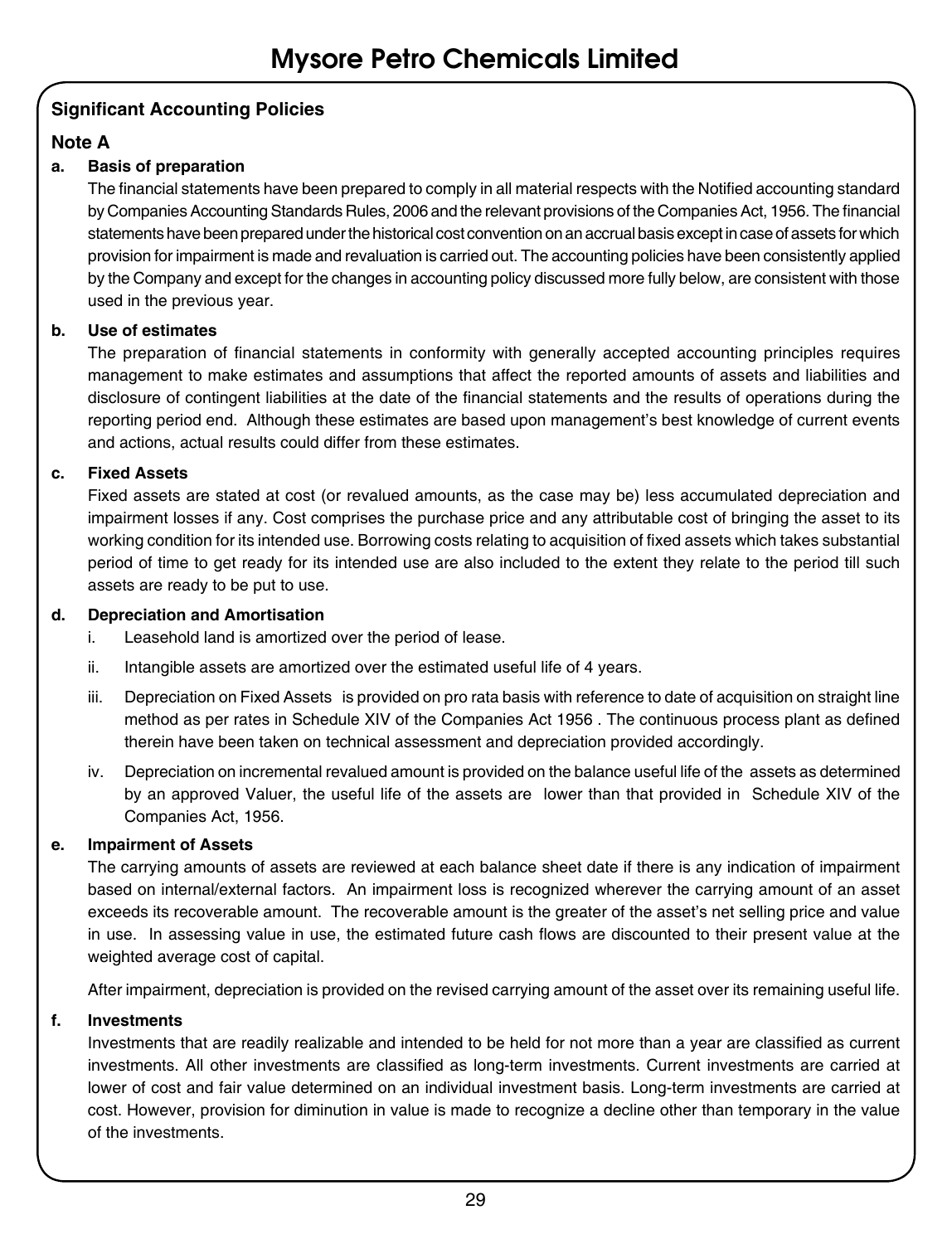## Significant Accounting Policies

### Note A

**a. Basis of preparation**

The financial statements have been prepared to comply in all material respects with the Notified accounting standard by Companies Accounting Standards Rules, 2006 and the relevant provisions of the Companies Act, 1956. The financial statements have been prepared under the historical cost convention on an accrual basis except in case of assets for which provision for impairment is made and revaluation is carried out. The accounting policies have been consistently applied by the Company and except for the changes in accounting policy discussed more fully below, are consistent with those used in the previous year.

**b. Use of estimates**

The preparation of financial statements in conformity with generally accepted accounting principles requires management to make estimates and assumptions that affect the reported amounts of assets and liabilities and disclosure of contingent liabilities at the date of the financial statements and the results of operations during the reporting period end. Although these estimates are based upon management's best knowledge of current events and actions, actual results could differ from these estimates.

**c. Fixed Assets**

Fixed assets are stated at cost (or revalued amounts, as the case may be) less accumulated depreciation and impairment losses if any. Cost comprises the purchase price and any attributable cost of bringing the asset to its working condition for its intended use. Borrowing costs relating to acquisition of fixed assets which takes substantial period of time to get ready for its intended use are also included to the extent they relate to the period till such assets are ready to be put to use.

**d. Depreciation and Amortisation**

i. Leasehold land is amortized over the period of lease.

ii. Intangible assets are amortized over the estimated useful life of 4 years.

iii. Depreciation on Fixed Assets is provided on pro rata basis with reference to date of acquisition on straight line method as per rates in Schedule XIV of the Companies Act 1956 . The continuous process plant as defined therein have been taken on technical assessment and depreciation provided accordingly.

iv. Depreciation on incremental revalued amount is provided on the balance useful life of the assets as determined by an approved Valuer, the useful life of the assets are lower than that provided in Schedule XIV of the Companies Act, 1956.

**e. Impairment of Assets**

The carrying amounts of assets are reviewed at each balance sheet date if there is any indication of impairment based on internal/external factors. An impairment loss is recognized wherever the carrying amount of an asset exceeds its recoverable amount. The recoverable amount is the greater of the asset's net selling price and value in use. In assessing value in use, the estimated future cash flows are discounted to their present value at the weighted average cost of capital.

After impairment, depreciation is provided on the revised carrying amount of the asset over its remaining useful life.

**f. Investments**

Investments that are readily realizable and intended to be held for not more than a year are classified as current investments. All other investments are classified as long-term investments. Current investments are carried at lower of cost and fair value determined on an individual investment basis. Long-term investments are carried at cost. However, provision for diminution in value is made to recognize a decline other than temporary in the value of the investments.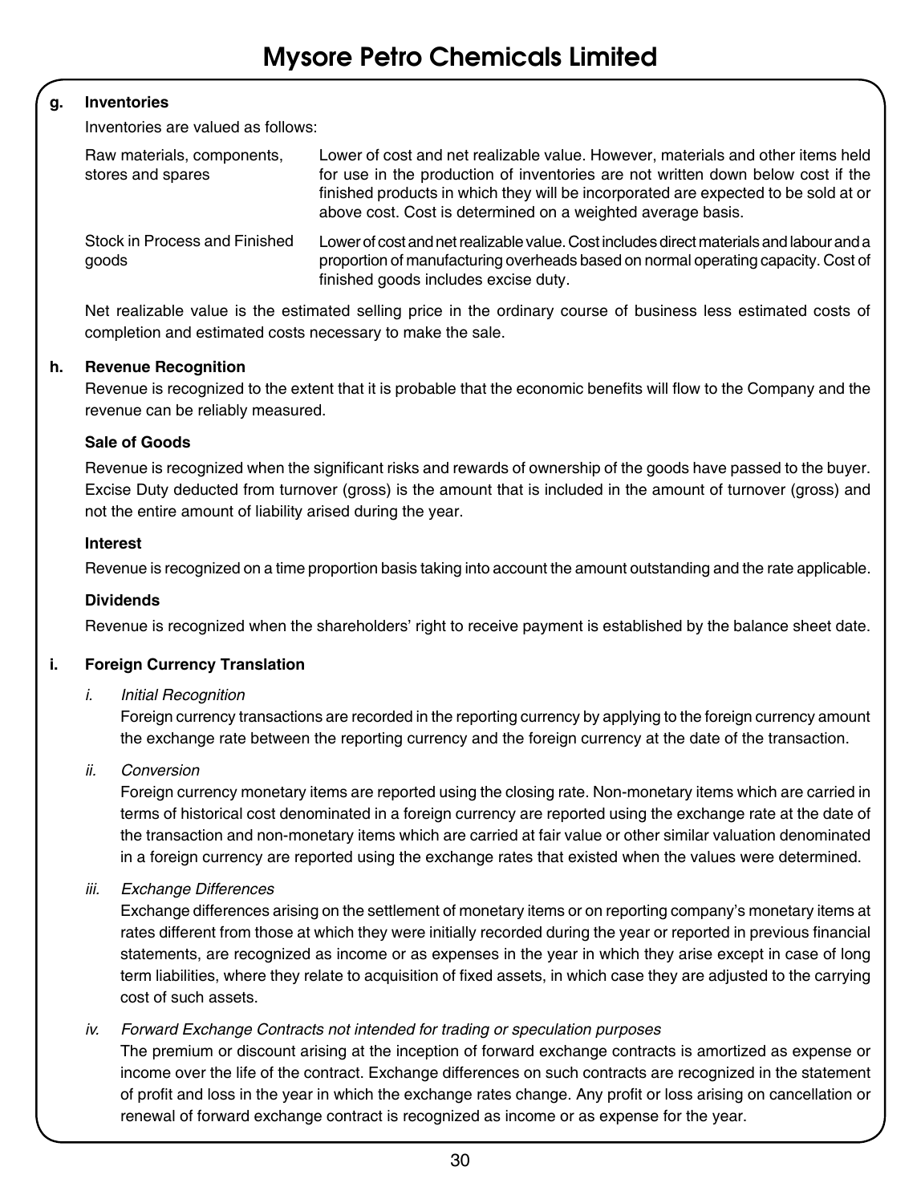**g. Inventories**

Inventories are valued as follows:

| | |
|---|---|
| Raw materials, components, stores and spares | Lower of cost and net realizable value. However, materials and other items held for use in the production of inventories are not written down below cost if the finished products in which they will be incorporated are expected to be sold at or above cost. Cost is determined on a weighted average basis. |
| Stock in Process and Finished goods | Lower of cost and net realizable value. Cost includes direct materials and labour and a proportion of manufacturing overheads based on normal operating capacity. Cost of finished goods includes excise duty. |

Net realizable value is the estimated selling price in the ordinary course of business less estimated costs of completion and estimated costs necessary to make the sale.

**h. Revenue Recognition**

Revenue is recognized to the extent that it is probable that the economic benefits will flow to the Company and the revenue can be reliably measured.

**Sale of Goods**

Revenue is recognized when the significant risks and rewards of ownership of the goods have passed to the buyer. Excise Duty deducted from turnover (gross) is the amount that is included in the amount of turnover (gross) and not the entire amount of liability arised during the year.

**Interest**

Revenue is recognized on a time proportion basis taking into account the amount outstanding and the rate applicable.

**Dividends**

Revenue is recognized when the shareholders' right to receive payment is established by the balance sheet date.

**i. Foreign Currency Translation**

*i. Initial Recognition*

Foreign currency transactions are recorded in the reporting currency by applying to the foreign currency amount the exchange rate between the reporting currency and the foreign currency at the date of the transaction.

*ii. Conversion*

Foreign currency monetary items are reported using the closing rate. Non-monetary items which are carried in terms of historical cost denominated in a foreign currency are reported using the exchange rate at the date of the transaction and non-monetary items which are carried at fair value or other similar valuation denominated in a foreign currency are reported using the exchange rates that existed when the values were determined.

*iii. Exchange Differences*

Exchange differences arising on the settlement of monetary items or on reporting company's monetary items at rates different from those at which they were initially recorded during the year or reported in previous financial statements, are recognized as income or as expenses in the year in which they arise except in case of long term liabilities, where they relate to acquisition of fixed assets, in which case they are adjusted to the carrying cost of such assets.

*iv. Forward Exchange Contracts not intended for trading or speculation purposes*

The premium or discount arising at the inception of forward exchange contracts is amortized as expense or income over the life of the contract. Exchange differences on such contracts are recognized in the statement of profit and loss in the year in which the exchange rates change. Any profit or loss arising on cancellation or renewal of forward exchange contract is recognized as income or as expense for the year.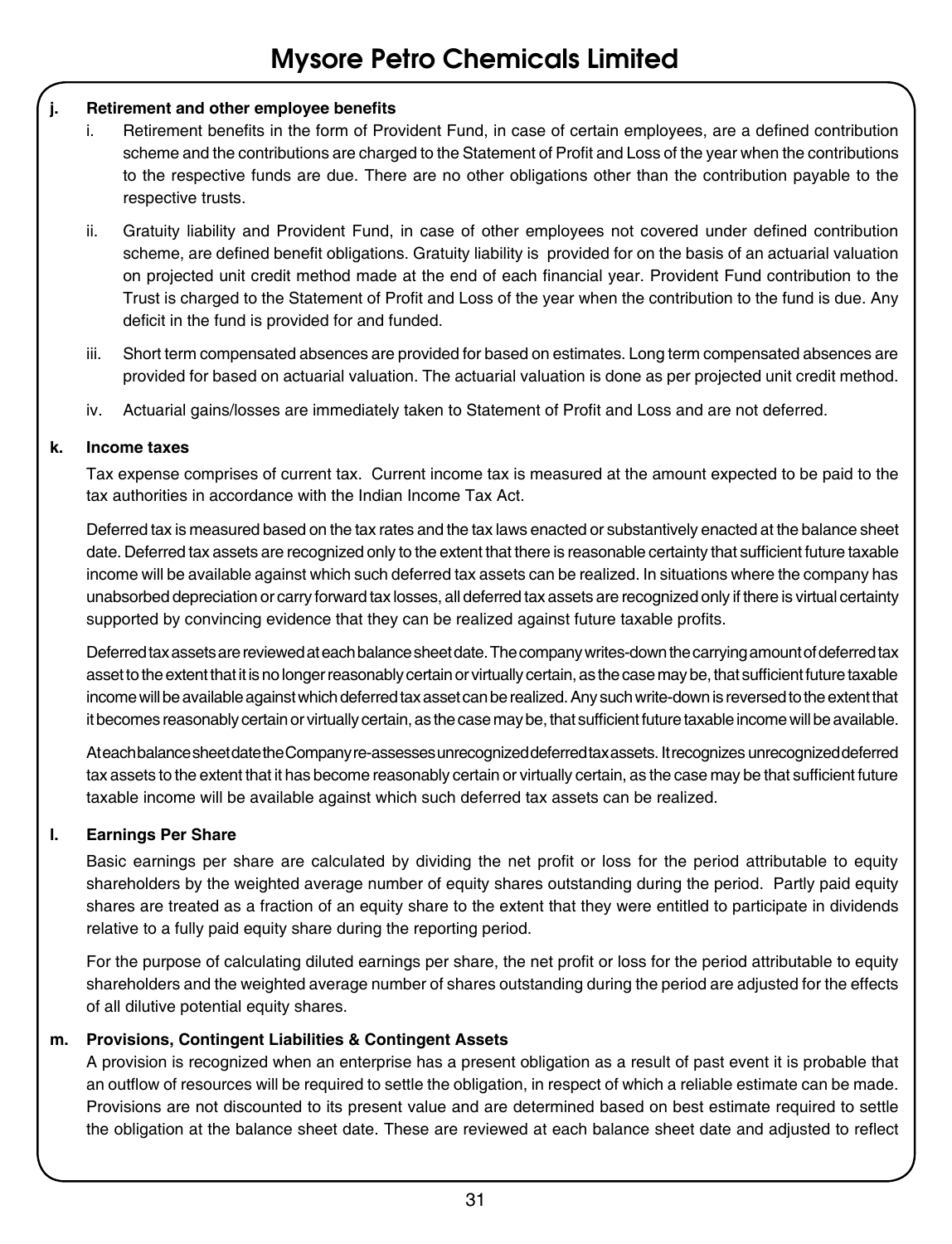**j. Retirement and other employee benefits**

i. Retirement benefits in the form of Provident Fund, in case of certain employees, are a defined contribution scheme and the contributions are charged to the Statement of Profit and Loss of the year when the contributions to the respective funds are due. There are no other obligations other than the contribution payable to the respective trusts.

ii. Gratuity liability and Provident Fund, in case of other employees not covered under defined contribution scheme, are defined benefit obligations. Gratuity liability is provided for on the basis of an actuarial valuation on projected unit credit method made at the end of each financial year. Provident Fund contribution to the Trust is charged to the Statement of Profit and Loss of the year when the contribution to the fund is due. Any deficit in the fund is provided for and funded.

iii. Short term compensated absences are provided for based on estimates. Long term compensated absences are provided for based on actuarial valuation. The actuarial valuation is done as per projected unit credit method.

iv. Actuarial gains/losses are immediately taken to Statement of Profit and Loss and are not deferred.

**k. Income taxes**

Tax expense comprises of current tax. Current income tax is measured at the amount expected to be paid to the tax authorities in accordance with the Indian Income Tax Act.

Deferred tax is measured based on the tax rates and the tax laws enacted or substantively enacted at the balance sheet date. Deferred tax assets are recognized only to the extent that there is reasonable certainty that sufficient future taxable income will be available against which such deferred tax assets can be realized. In situations where the company has unabsorbed depreciation or carry forward tax losses, all deferred tax assets are recognized only if there is virtual certainty supported by convincing evidence that they can be realized against future taxable profits.

Deferred tax assets are reviewed at each balance sheet date. The company writes-down the carrying amount of deferred tax asset to the extent that it is no longer reasonably certain or virtually certain, as the case may be, that sufficient future taxable income will be available against which deferred tax asset can be realized. Any such write-down is reversed to the extent that it becomes reasonably certain or virtually certain, as the case may be, that sufficient future taxable income will be available.

At each balance sheet date the Company re-assesses unrecognized deferred tax assets. It recognizes unrecognized deferred tax assets to the extent that it has become reasonably certain or virtually certain, as the case may be that sufficient future taxable income will be available against which such deferred tax assets can be realized.

**l. Earnings Per Share**

Basic earnings per share are calculated by dividing the net profit or loss for the period attributable to equity shareholders by the weighted average number of equity shares outstanding during the period. Partly paid equity shares are treated as a fraction of an equity share to the extent that they were entitled to participate in dividends relative to a fully paid equity share during the reporting period.

For the purpose of calculating diluted earnings per share, the net profit or loss for the period attributable to equity shareholders and the weighted average number of shares outstanding during the period are adjusted for the effects of all dilutive potential equity shares.

**m. Provisions, Contingent Liabilities & Contingent Assets**

A provision is recognized when an enterprise has a present obligation as a result of past event it is probable that an outflow of resources will be required to settle the obligation, in respect of which a reliable estimate can be made. Provisions are not discounted to its present value and are determined based on best estimate required to settle the obligation at the balance sheet date. These are reviewed at each balance sheet date and adjusted to reflect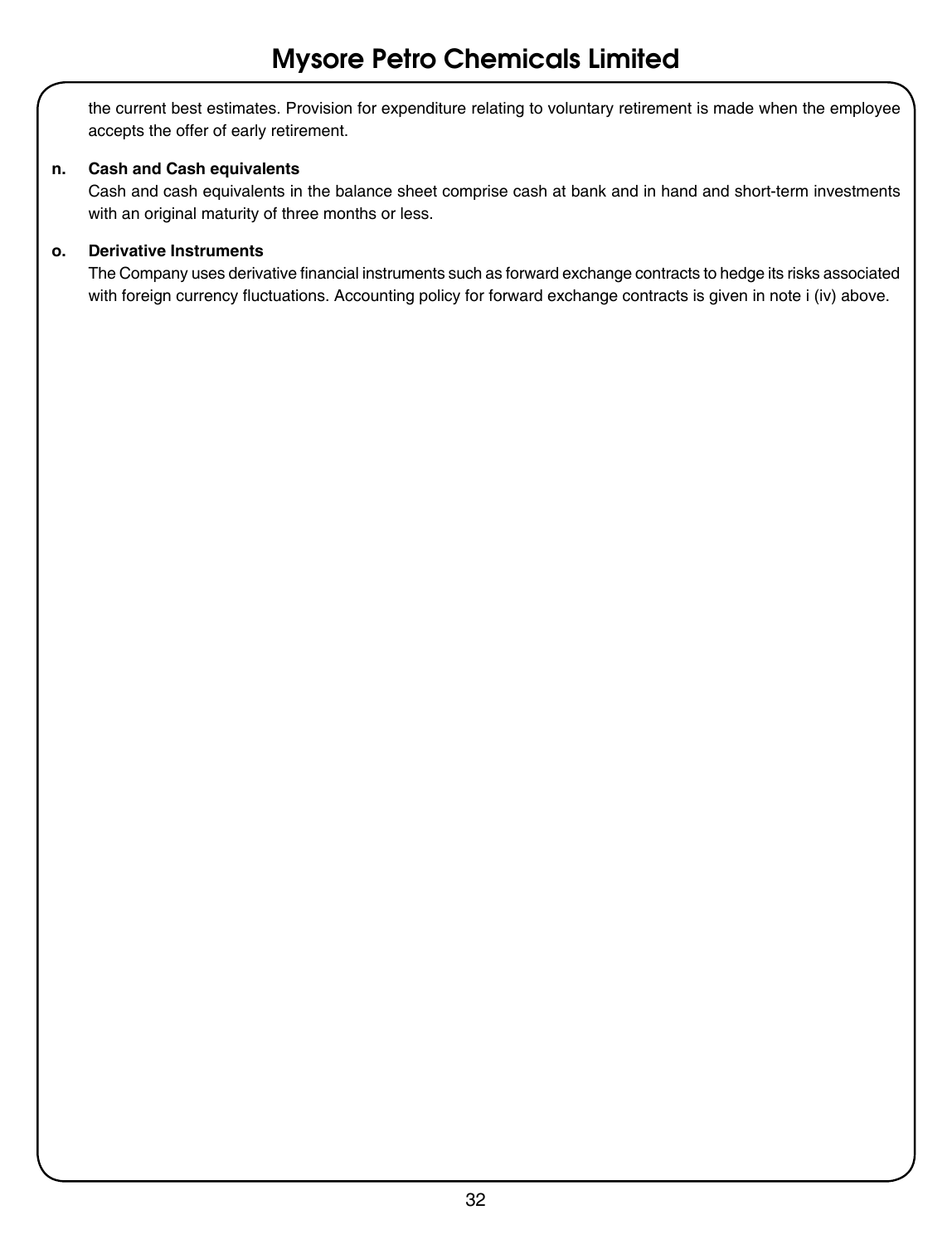the current best estimates. Provision for expenditure relating to voluntary retirement is made when the employee accepts the offer of early retirement.

**n. Cash and Cash equivalents**

Cash and cash equivalents in the balance sheet comprise cash at bank and in hand and short-term investments with an original maturity of three months or less.

**o. Derivative Instruments**

The Company uses derivative financial instruments such as forward exchange contracts to hedge its risks associated with foreign currency fluctuations. Accounting policy for forward exchange contracts is given in note i (iv) above.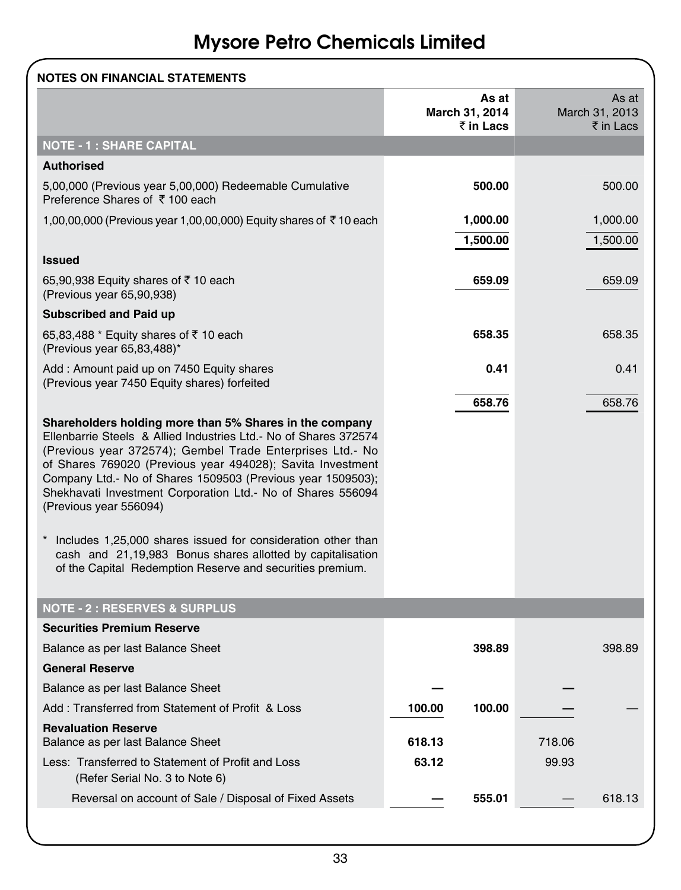# Mysore Petro Chemicals Limited

**NOTES ON FINANCIAL STATEMENTS**

| | | As at March 31, 2014 ₹ in Lacs | | As at March 31, 2013 ₹ in Lacs |
|---|---|---|---|---|
| **NOTE - 1 : SHARE CAPITAL** | | | | |
| **Authorised** | | | | |
| 5,00,000 (Previous year 5,00,000) Redeemable Cumulative Preference Shares of ₹ 100 each | | **500.00** | | 500.00 |
| 1,00,00,000 (Previous year 1,00,00,000) Equity shares of ₹ 10 each | | **1,000.00** | | 1,000.00 |
| | | **1,500.00** | | 1,500.00 |
| **Issued** | | | | |
| 65,90,938 Equity shares of ₹ 10 each (Previous year 65,90,938) | | **659.09** | | 659.09 |
| **Subscribed and Paid up** | | | | |
| 65,83,488 * Equity shares of ₹ 10 each (Previous year 65,83,488)* | | **658.35** | | 658.35 |
| Add : Amount paid up on 7450 Equity shares (Previous year 7450 Equity shares) forfeited | | **0.41** | | 0.41 |
| | | **658.76** | | 658.76 |

**Shareholders holding more than 5% Shares in the company**
Ellenbarrie Steels & Allied Industries Ltd.- No of Shares 372574 (Previous year 372574); Gembel Trade Enterprises Ltd.- No of Shares 769020 (Previous year 494028); Savita Investment Company Ltd.- No of Shares 1509503 (Previous year 1509503); Shekhavati Investment Corporation Ltd.- No of Shares 556094 (Previous year 556094)

\* Includes 1,25,000 shares issued for consideration other than cash and 21,19,983 Bonus shares allotted by capitalisation of the Capital Redemption Reserve and securities premium.

| | | As at March 31, 2014 ₹ in Lacs | | As at March 31, 2013 ₹ in Lacs |
|---|---|---|---|---|
| **NOTE - 2 : RESERVES & SURPLUS** | | | | |
| **Securities Premium Reserve** | | | | |
| Balance as per last Balance Sheet | | **398.89** | | 398.89 |
| **General Reserve** | | | | |
| Balance as per last Balance Sheet | — | | — | |
| Add : Transferred from Statement of Profit & Loss | **100.00** | **100.00** | — | — |
| **Revaluation Reserve** | | | | |
| Balance as per last Balance Sheet | **618.13** | | 718.06 | |
| Less: Transferred to Statement of Profit and Loss (Refer Serial No. 3 to Note 6) | **63.12** | | 99.93 | |
| Reversal on account of Sale / Disposal of Fixed Assets | — | **555.01** | — | 618.13 |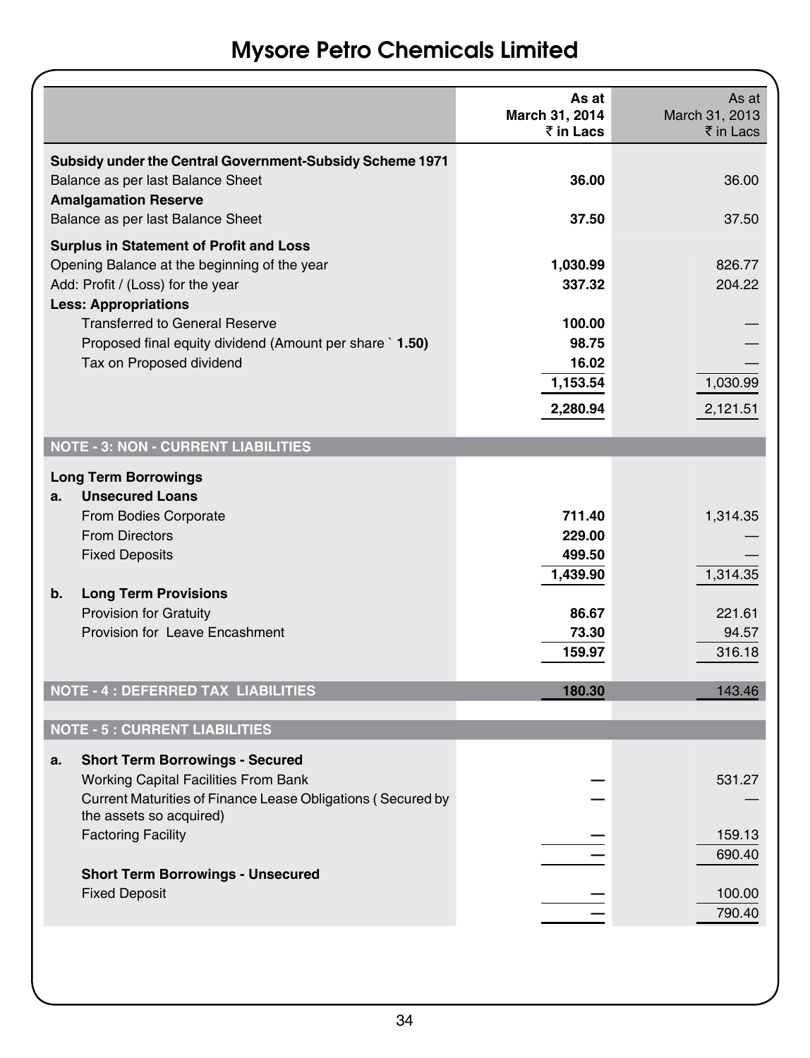# Mysore Petro Chemicals Limited

| | As at March 31, 2014 ₹ in Lacs | As at March 31, 2013 ₹ in Lacs |
|---|---|---|
| **Subsidy under the Central Government-Subsidy Scheme 1971** | | |
| Balance as per last Balance Sheet | **36.00** | 36.00 |
| **Amalgamation Reserve** | | |
| Balance as per last Balance Sheet | **37.50** | 37.50 |
| **Surplus in Statement of Profit and Loss** | | |
| Opening Balance at the beginning of the year | **1,030.99** | 826.77 |
| Add: Profit / (Loss) for the year | **337.32** | 204.22 |
| **Less: Appropriations** | | |
| Transferred to General Reserve | **100.00** | — |
| Proposed final equity dividend (Amount per share ` **1.50)** | **98.75** | — |
| Tax on Proposed dividend | **16.02** | — |
| | **1,153.54** | 1,030.99 |
| | **2,280.94** | 2,121.51 |
| **NOTE - 3: NON - CURRENT LIABILITIES** | | |
| **Long Term Borrowings** | | |
| **a. Unsecured Loans** | | |
| From Bodies Corporate | **711.40** | 1,314.35 |
| From Directors | **229.00** | — |
| Fixed Deposits | **499.50** | — |
| | **1,439.90** | 1,314.35 |
| **b. Long Term Provisions** | | |
| Provision for Gratuity | **86.67** | 221.61 |
| Provision for Leave Encashment | **73.30** | 94.57 |
| | **159.97** | 316.18 |
| **NOTE - 4 : DEFERRED TAX LIABILITIES** | **180.30** | 143.46 |
| **NOTE - 5 : CURRENT LIABILITIES** | | |
| **a. Short Term Borrowings - Secured** | | |
| Working Capital Facilities From Bank | — | 531.27 |
| Current Maturities of Finance Lease Obligations ( Secured by the assets so acquired) | — | — |
| Factoring Facility | — | 159.13 |
| | — | 690.40 |
| **Short Term Borrowings - Unsecured** | | |
| Fixed Deposit | — | 100.00 |
| | — | 790.40 |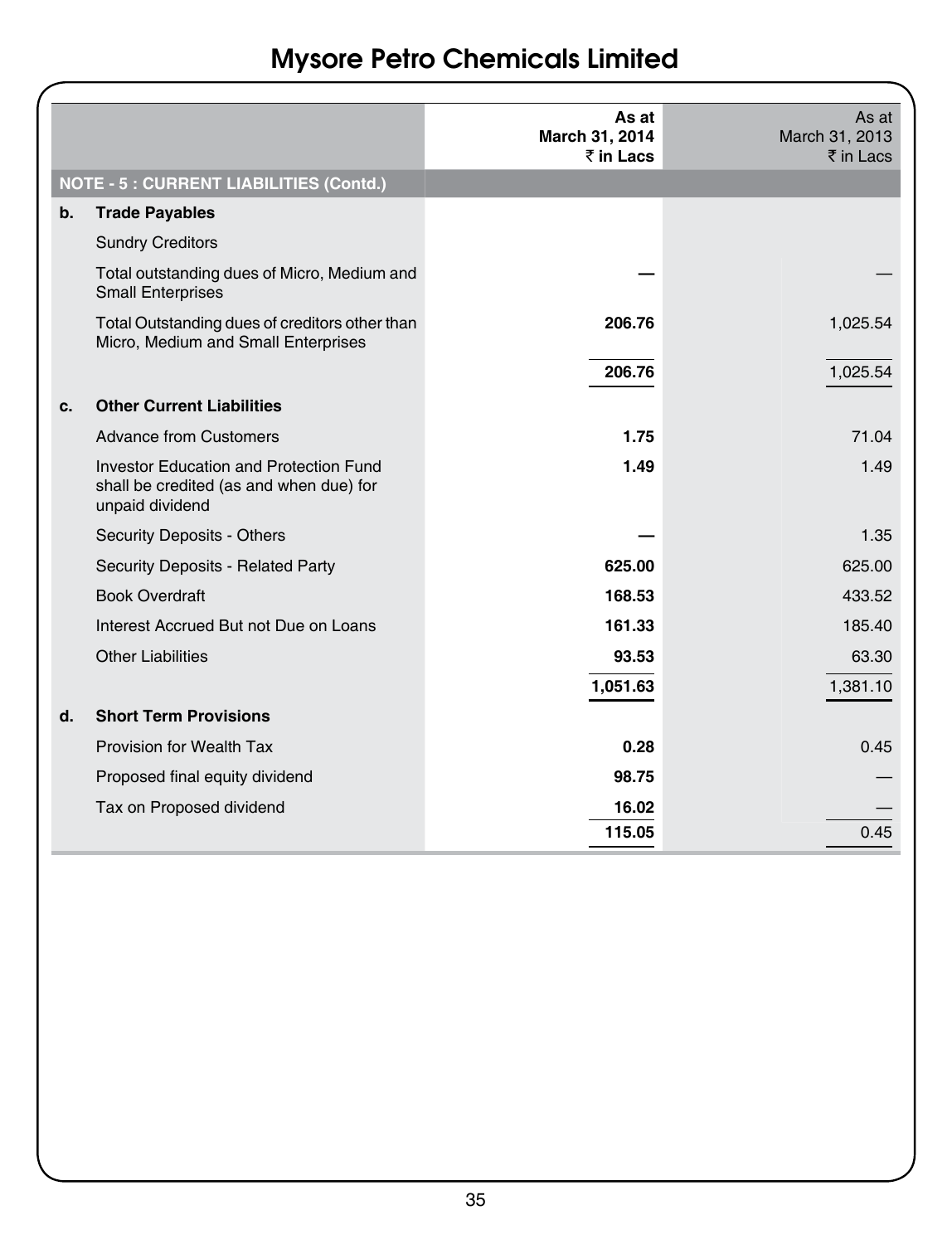# Mysore Petro Chemicals Limited

| | | As at March 31, 2014 ₹ in Lacs | As at March 31, 2013 ₹ in Lacs |
|---|---|---|---|
| **NOTE - 5 : CURRENT LIABILITIES (Contd.)** | | | |
| **b.** | **Trade Payables** | | |
| | Sundry Creditors | | |
| | Total outstanding dues of Micro, Medium and Small Enterprises | **—** | — |
| | Total Outstanding dues of creditors other than Micro, Medium and Small Enterprises | **206.76** | 1,025.54 |
| | | **206.76** | 1,025.54 |
| **c.** | **Other Current Liabilities** | | |
| | Advance from Customers | **1.75** | 71.04 |
| | Investor Education and Protection Fund shall be credited (as and when due) for unpaid dividend | **1.49** | 1.49 |
| | Security Deposits - Others | **—** | 1.35 |
| | Security Deposits - Related Party | **625.00** | 625.00 |
| | Book Overdraft | **168.53** | 433.52 |
| | Interest Accrued But not Due on Loans | **161.33** | 185.40 |
| | Other Liabilities | **93.53** | 63.30 |
| | | **1,051.63** | 1,381.10 |
| **d.** | **Short Term Provisions** | | |
| | Provision for Wealth Tax | **0.28** | 0.45 |
| | Proposed final equity dividend | **98.75** | — |
| | Tax on Proposed dividend | **16.02** | — |
| | | **115.05** | 0.45 |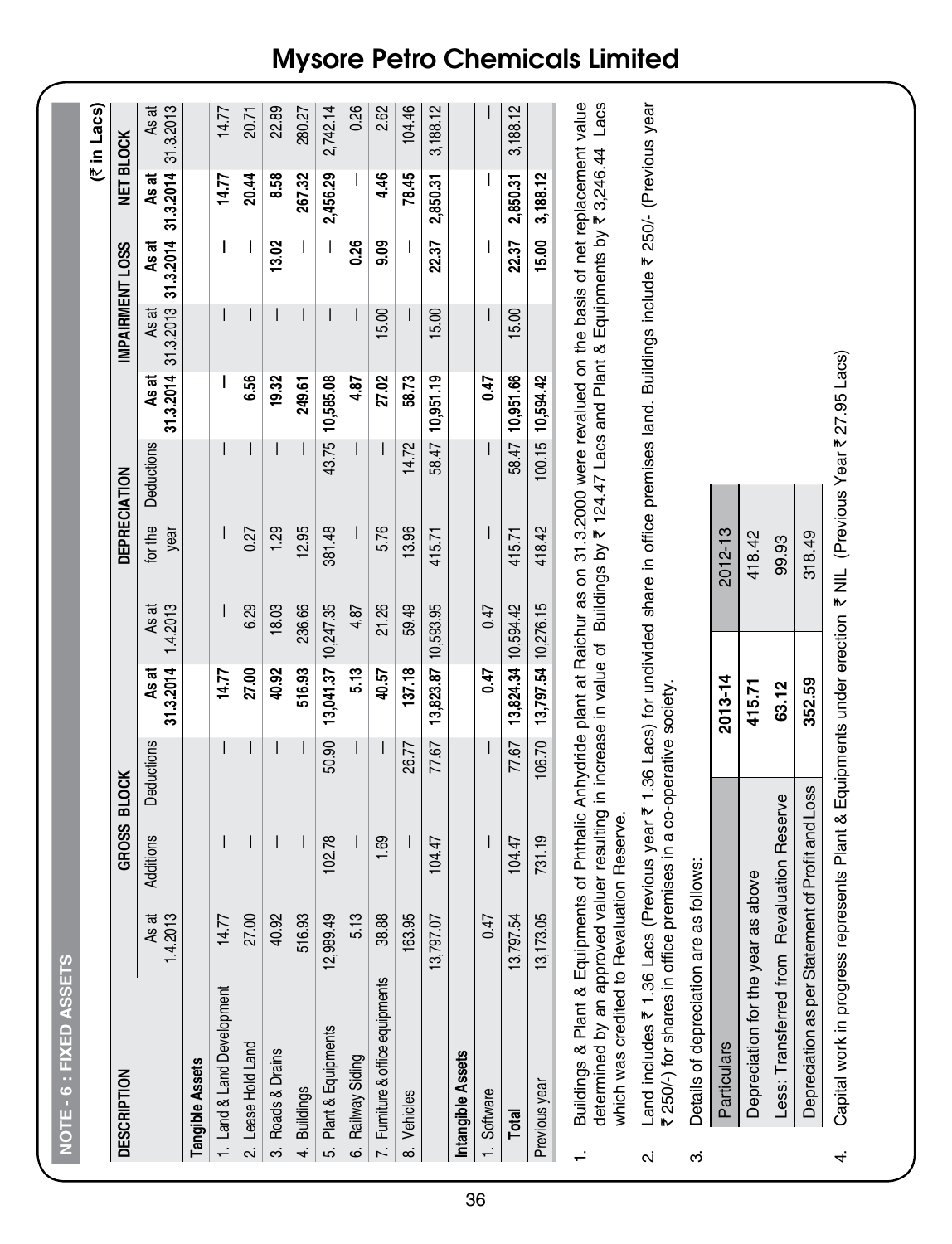## NOTE - 6 : FIXED ASSETS

(₹ in Lacs)

| DESCRIPTION | GROSS BLOCK | | | | DEPRECIATION | | | | IMPAIRMENT LOSS | | NET BLOCK | |
|---|---|---|---|---|---|---|---|---|---|---|---|---|
| | As at 1.4.2013 | Additions | Deductions | As at 31.3.2014 | As at 1.4.2013 | for the year | Deductions | As at 31.3.2014 | As at 31.3.2013 | As at 31.3.2014 | As at 31.3.2014 | As at 31.3.2013 |
| **Tangible Assets** | | | | | | | | | | | | |
| 1. Land & Land Development | 14.77 | — | — | **14.77** | — | — | — | **—** | — | **—** | **14.77** | 14.77 |
| 2. Lease Hold Land | 27.00 | — | — | **27.00** | 6.29 | 0.27 | — | **6.56** | — | **—** | **20.44** | 20.71 |
| 3. Roads & Drains | 40.92 | — | — | **40.92** | 18.03 | 1.29 | — | **19.32** | — | **13.02** | **8.58** | 22.89 |
| 4. Buildings | 516.93 | — | — | **516.93** | 236.66 | 12.95 | — | **249.61** | — | **—** | **267.32** | 280.27 |
| 5. Plant & Equipments | 12,989.49 | 102.78 | 50.90 | **13,041.37** | 10,247.35 | 381.48 | 43.75 | **10,585.08** | — | **—** | **2,456.29** | 2,742.14 |
| 6. Railway Siding | 5.13 | — | — | **5.13** | 4.87 | — | — | **4.87** | — | **0.26** | **—** | 0.26 |
| 7. Furniture & office equipments | 38.88 | 1.69 | — | **40.57** | 21.26 | 5.76 | — | **27.02** | 15.00 | **9.09** | **4.46** | 2.62 |
| 8. Vehicles | 163.95 | — | 26.77 | **137.18** | 59.49 | 13.96 | 14.72 | **58.73** | — | **—** | **78.45** | 104.46 |
| | 13,797.07 | 104.47 | 77.67 | **13,823.87** | 10,593.95 | 415.71 | 58.47 | **10,951.19** | 15.00 | **22.37** | **2,850.31** | 3,188.12 |
| **Intangible Assets** | | | | | | | | | | | | |
| 1. Software | 0.47 | — | — | **0.47** | 0.47 | — | — | **0.47** | — | **—** | **—** | — |
| **Total** | 13,797.54 | 104.47 | 77.67 | **13,824.34** | 10,594.42 | 415.71 | 58.47 | **10,951.66** | 15.00 | **22.37** | **2,850.31** | 3,188.12 |
| Previous year | 13,173.05 | 731.19 | 106.70 | **13,797.54** | 10,276.15 | 418.42 | 100.15 | **10,594.42** | | **15.00** | **3,188.12** | |

1. Buildings & Plant & Equipments of Phthalic Anhydride plant at Raichur as on 31.3.2000 were revalued on the basis of net replacement value determined by an approved valuer resulting in increase in value of Buildings by ₹ 124.47 Lacs and Plant & Equipments by ₹ 3,246.44 Lacs which was credited to Revaluation Reserve.

2. Land includes ₹ 1.36 Lacs (Previous year ₹ 1.36 Lacs) for undivided share in office premises land. Buildings include ₹ 250/- (Previous year ₹ 250/-) for shares in office premises in a co-operative society.

3. Details of depreciation are as follows:

| Particulars | 2013-14 | 2012-13 |
|---|---|---|
| Depreciation for the year as above | **415.71** | 418.42 |
| Less: Transferred from Revaluation Reserve | **63.12** | 99.93 |
| Depreciation as per Statement of Profit and Loss | **352.59** | 318.49 |

4. Capital work in progress represents Plant & Equipments under erection ₹ NIL (Previous Year ₹ 27.95 Lacs)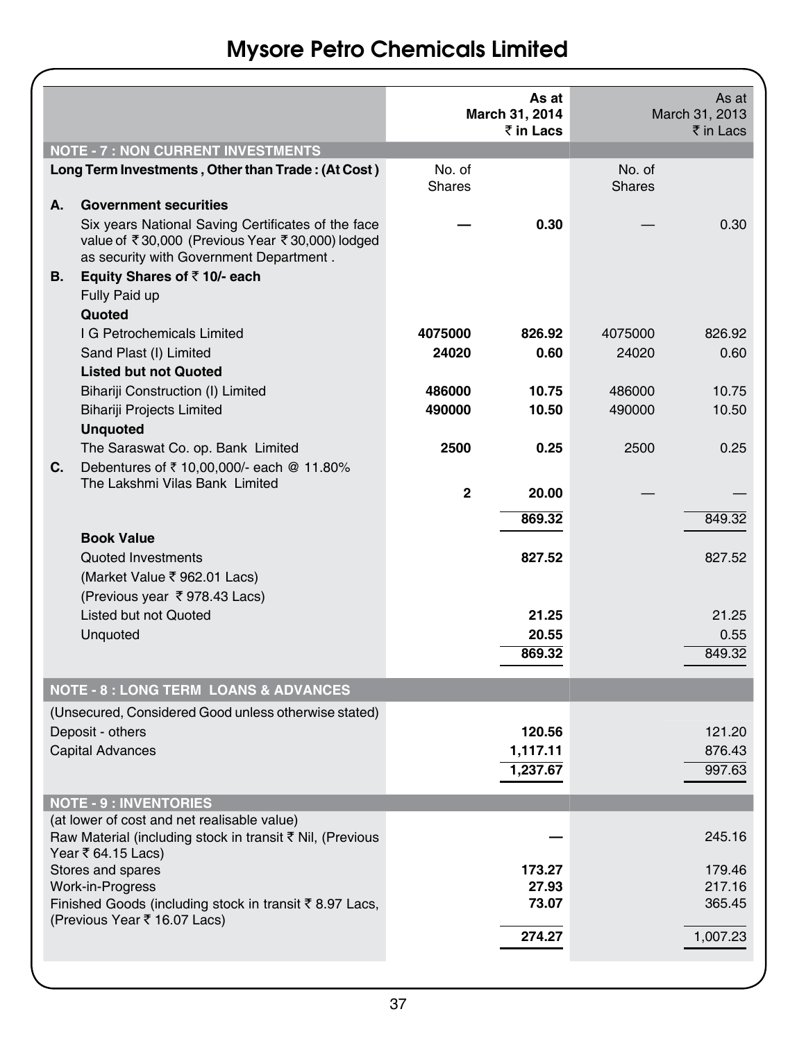# Mysore Petro Chemicals Limited

| | | | As at March 31, 2014 ₹ in Lacs | | As at March 31, 2013 ₹ in Lacs |
|---|---|---|---|---|---|
| **NOTE - 7 : NON CURRENT INVESTMENTS** | | | | | |
| **Long Term Investments , Other than Trade : (At Cost )** | | No. of Shares | | No. of Shares | |
| **A.** | **Government securities** | | | | |
| | Six years National Saving Certificates of the face value of ₹ 30,000 (Previous Year ₹ 30,000) lodged as security with Government Department . | **—** | **0.30** | — | 0.30 |
| **B.** | **Equity Shares of ₹ 10/- each** | | | | |
| | Fully Paid up | | | | |
| | **Quoted** | | | | |
| | I G Petrochemicals Limited | **4075000** | **826.92** | 4075000 | 826.92 |
| | Sand Plast (I) Limited | **24020** | **0.60** | 24020 | 0.60 |
| | **Listed but not Quoted** | | | | |
| | Bihariji Construction (I) Limited | **486000** | **10.75** | 486000 | 10.75 |
| | Bihariji Projects Limited | **490000** | **10.50** | 490000 | 10.50 |
| | **Unquoted** | | | | |
| | The Saraswat Co. op. Bank Limited | **2500** | **0.25** | 2500 | 0.25 |
| **C.** | Debentures of ₹ 10,00,000/- each @ 11.80% The Lakshmi Vilas Bank Limited | **2** | **20.00** | — | — |
| | | | **869.32** | | 849.32 |
| | **Book Value** | | | | |
| | Quoted Investments | | **827.52** | | 827.52 |
| | (Market Value ₹ 962.01 Lacs) | | | | |
| | (Previous year ₹ 978.43 Lacs) | | | | |
| | Listed but not Quoted | | **21.25** | | 21.25 |
| | Unquoted | | **20.55** | | 0.55 |
| | | | **869.32** | | 849.32 |

| | As at March 31, 2014 ₹ in Lacs | As at March 31, 2013 ₹ in Lacs |
|---|---|---|
| **NOTE - 8 : LONG TERM LOANS & ADVANCES** | | |
| (Unsecured, Considered Good unless otherwise stated) | | |
| Deposit - others | **120.56** | 121.20 |
| Capital Advances | **1,117.11** | 876.43 |
| | **1,237.67** | 997.63 |
| **NOTE - 9 : INVENTORIES** | | |
| (at lower of cost and net realisable value) | | |
| Raw Material (including stock in transit ₹ Nil, (Previous Year ₹ 64.15 Lacs) | **—** | 245.16 |
| Stores and spares | **173.27** | 179.46 |
| Work-in-Progress | **27.93** | 217.16 |
| Finished Goods (including stock in transit ₹ 8.97 Lacs, (Previous Year ₹ 16.07 Lacs) | **73.07** | 365.45 |
| | **274.27** | 1,007.23 |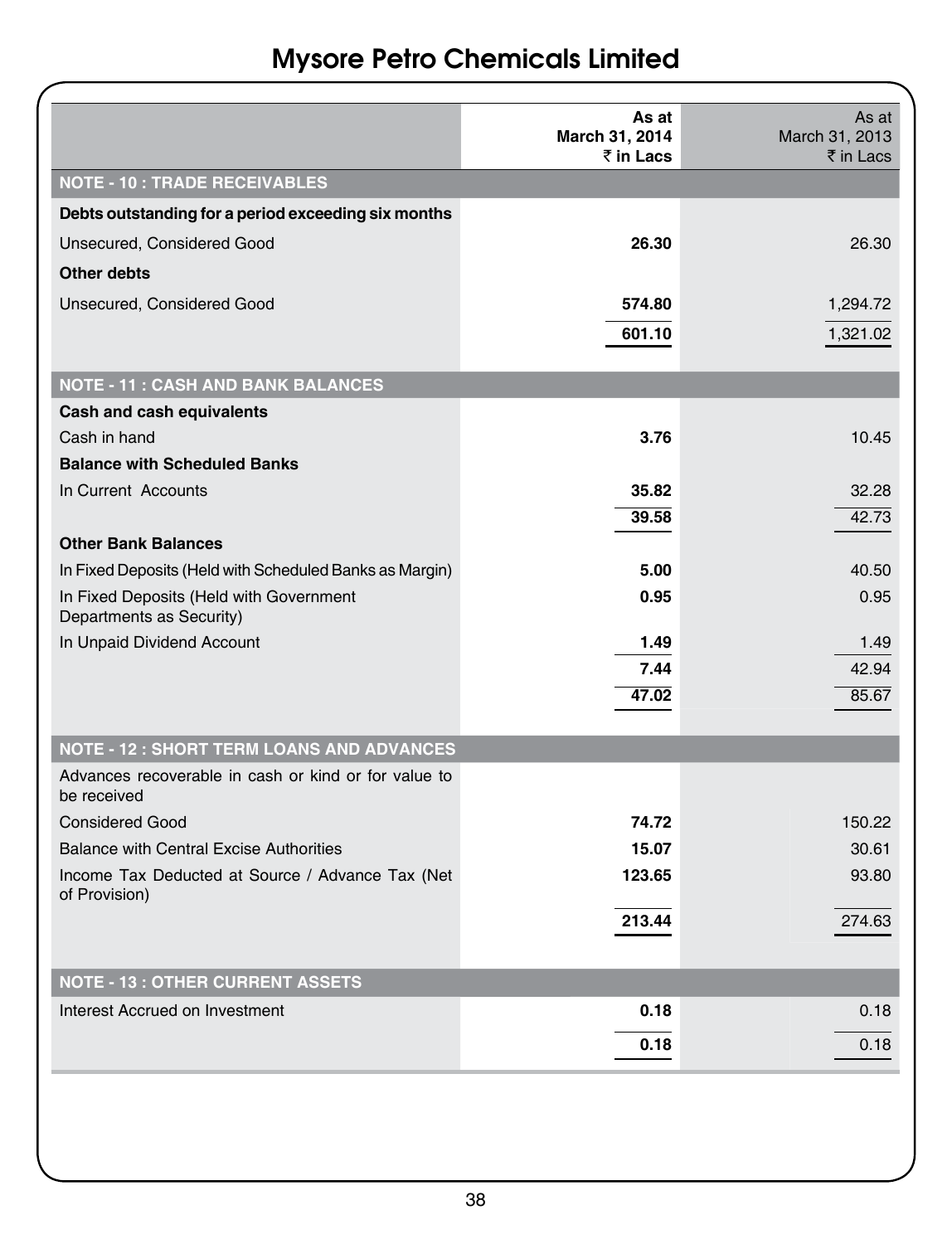# Mysore Petro Chemicals Limited

| | As at March 31, 2014 ₹ in Lacs | As at March 31, 2013 ₹ in Lacs |
|---|---|---|
| **NOTE - 10 : TRADE RECEIVABLES** | | |
| **Debts outstanding for a period exceeding six months** | | |
| Unsecured, Considered Good | **26.30** | 26.30 |
| **Other debts** | | |
| Unsecured, Considered Good | **574.80** | 1,294.72 |
| | **601.10** | 1,321.02 |
| **NOTE - 11 : CASH AND BANK BALANCES** | | |
| **Cash and cash equivalents** | | |
| Cash in hand | **3.76** | 10.45 |
| **Balance with Scheduled Banks** | | |
| In Current Accounts | **35.82** | 32.28 |
| | **39.58** | 42.73 |
| **Other Bank Balances** | | |
| In Fixed Deposits (Held with Scheduled Banks as Margin) | **5.00** | 40.50 |
| In Fixed Deposits (Held with Government Departments as Security) | **0.95** | 0.95 |
| In Unpaid Dividend Account | **1.49** | 1.49 |
| | **7.44** | 42.94 |
| | **47.02** | 85.67 |
| **NOTE - 12 : SHORT TERM LOANS AND ADVANCES** | | |
| Advances recoverable in cash or kind or for value to be received | | |
| Considered Good | **74.72** | 150.22 |
| Balance with Central Excise Authorities | **15.07** | 30.61 |
| Income Tax Deducted at Source / Advance Tax (Net of Provision) | **123.65** | 93.80 |
| | **213.44** | 274.63 |
| **NOTE - 13 : OTHER CURRENT ASSETS** | | |
| Interest Accrued on Investment | **0.18** | 0.18 |
| | **0.18** | 0.18 |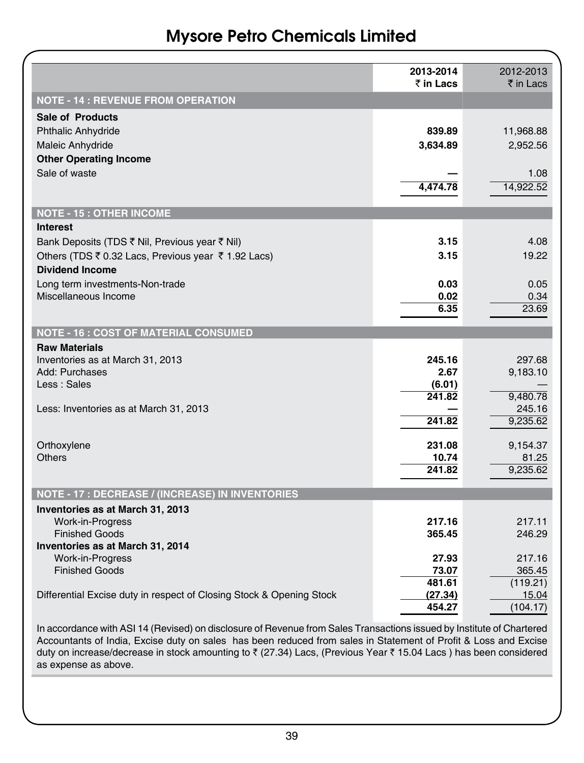# Mysore Petro Chemicals Limited

| | 2013-2014 ₹ in Lacs | 2012-2013 ₹ in Lacs |
|---|---|---|
| **NOTE - 14 : REVENUE FROM OPERATION** | | |
| **Sale of Products** | | |
| Phthalic Anhydride | **839.89** | 11,968.88 |
| Maleic Anhydride | **3,634.89** | 2,952.56 |
| **Other Operating Income** | | |
| Sale of waste | **—** | 1.08 |
| | **4,474.78** | 14,922.52 |
| **NOTE - 15 : OTHER INCOME** | | |
| **Interest** | | |
| Bank Deposits (TDS ₹ Nil, Previous year ₹ Nil) | **3.15** | 4.08 |
| Others (TDS ₹ 0.32 Lacs, Previous year ₹ 1.92 Lacs) | **3.15** | 19.22 |
| **Dividend Income** | | |
| Long term investments-Non-trade | **0.03** | 0.05 |
| Miscellaneous Income | **0.02** | 0.34 |
| | **6.35** | 23.69 |
| **NOTE - 16 : COST OF MATERIAL CONSUMED** | | |
| **Raw Materials** | | |
| Inventories as at March 31, 2013 | **245.16** | 297.68 |
| Add: Purchases | **2.67** | 9,183.10 |
| Less : Sales | **(6.01)** | — |
| | **241.82** | 9,480.78 |
| Less: Inventories as at March 31, 2013 | **—** | 245.16 |
| | **241.82** | 9,235.62 |
| Orthoxylene | **231.08** | 9,154.37 |
| Others | **10.74** | 81.25 |
| | **241.82** | 9,235.62 |
| **NOTE - 17 : DECREASE / (INCREASE) IN INVENTORIES** | | |
| **Inventories as at March 31, 2013** | | |
| Work-in-Progress | **217.16** | 217.11 |
| Finished Goods | **365.45** | 246.29 |
| **Inventories as at March 31, 2014** | | |
| Work-in-Progress | **27.93** | 217.16 |
| Finished Goods | **73.07** | 365.45 |
| | **481.61** | (119.21) |
| Differential Excise duty in respect of Closing Stock & Opening Stock | **(27.34)** | 15.04 |
| | **454.27** | (104.17) |

In accordance with ASI 14 (Revised) on disclosure of Revenue from Sales Transactions issued by Institute of Chartered Accountants of India, Excise duty on sales has been reduced from sales in Statement of Profit & Loss and Excise duty on increase/decrease in stock amounting to ₹ (27.34) Lacs, (Previous Year ₹ 15.04 Lacs ) has been considered as expense as above.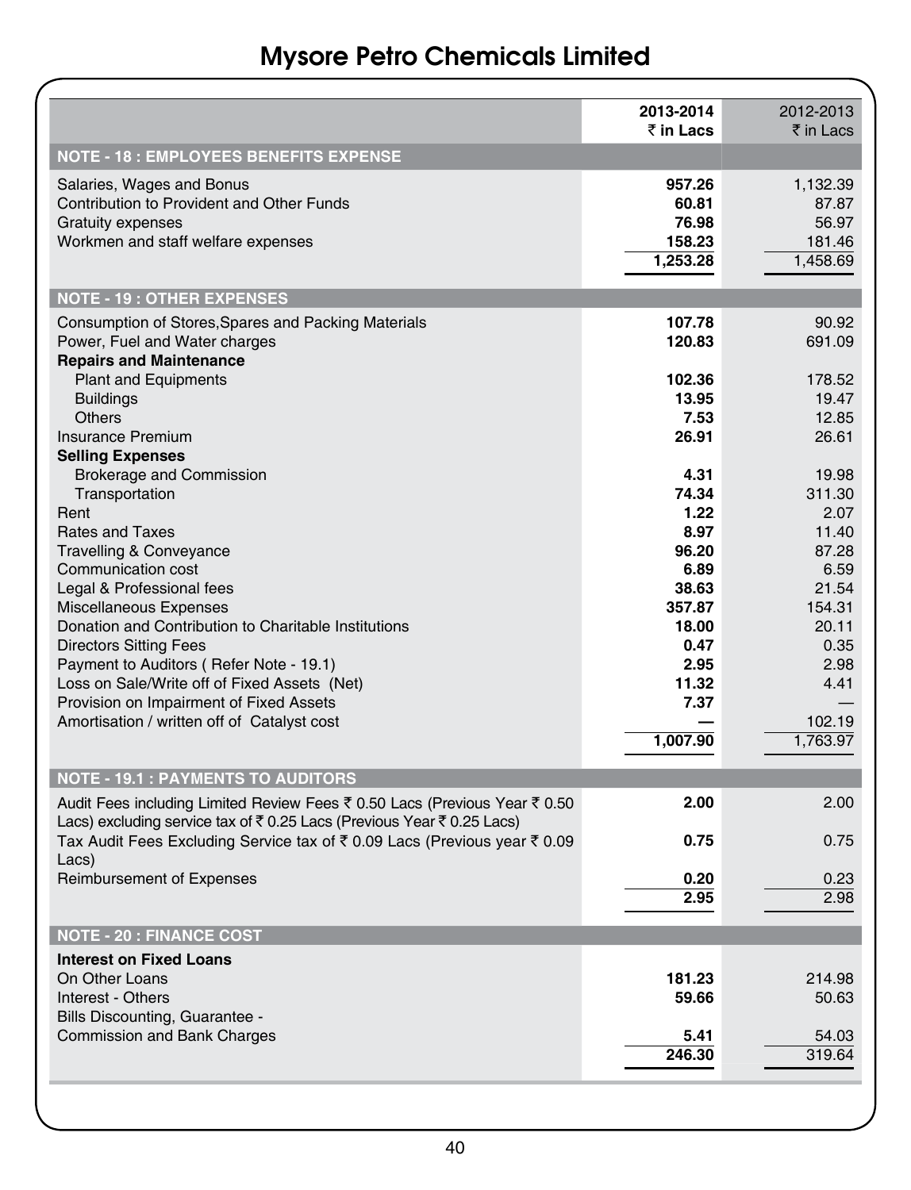# Mysore Petro Chemicals Limited

| | 2013-2014 ₹ in Lacs | 2012-2013 ₹ in Lacs |
|---|---|---|
| **NOTE - 18 : EMPLOYEES BENEFITS EXPENSE** | | |
| Salaries, Wages and Bonus | **957.26** | 1,132.39 |
| Contribution to Provident and Other Funds | **60.81** | 87.87 |
| Gratuity expenses | **76.98** | 56.97 |
| Workmen and staff welfare expenses | **158.23** | 181.46 |
| | **1,253.28** | 1,458.69 |
| **NOTE - 19 : OTHER EXPENSES** | | |
| Consumption of Stores,Spares and Packing Materials | **107.78** | 90.92 |
| Power, Fuel and Water charges | **120.83** | 691.09 |
| **Repairs and Maintenance** | | |
| Plant and Equipments | **102.36** | 178.52 |
| Buildings | **13.95** | 19.47 |
| Others | **7.53** | 12.85 |
| Insurance Premium | **26.91** | 26.61 |
| **Selling Expenses** | | |
| Brokerage and Commission | **4.31** | 19.98 |
| Transportation | **74.34** | 311.30 |
| Rent | **1.22** | 2.07 |
| Rates and Taxes | **8.97** | 11.40 |
| Travelling & Conveyance | **96.20** | 87.28 |
| Communication cost | **6.89** | 6.59 |
| Legal & Professional fees | **38.63** | 21.54 |
| Miscellaneous Expenses | **357.87** | 154.31 |
| Donation and Contribution to Charitable Institutions | **18.00** | 20.11 |
| Directors Sitting Fees | **0.47** | 0.35 |
| Payment to Auditors ( Refer Note - 19.1) | **2.95** | 2.98 |
| Loss on Sale/Write off of Fixed Assets (Net) | **11.32** | 4.41 |
| Provision on Impairment of Fixed Assets | **7.37** | — |
| Amortisation / written off of Catalyst cost | **—** | 102.19 |
| | **1,007.90** | 1,763.97 |
| **NOTE - 19.1 : PAYMENTS TO AUDITORS** | | |
| Audit Fees including Limited Review Fees ₹ 0.50 Lacs (Previous Year ₹ 0.50 Lacs) excluding service tax of ₹ 0.25 Lacs (Previous Year ₹ 0.25 Lacs) | **2.00** | 2.00 |
| Tax Audit Fees Excluding Service tax of ₹ 0.09 Lacs (Previous year ₹ 0.09 Lacs) | **0.75** | 0.75 |
| Reimbursement of Expenses | **0.20** | 0.23 |
| | **2.95** | 2.98 |
| **NOTE - 20 : FINANCE COST** | | |
| **Interest on Fixed Loans** | | |
| On Other Loans | **181.23** | 214.98 |
| Interest - Others | **59.66** | 50.63 |
| Bills Discounting, Guarantee - Commission and Bank Charges | **5.41** | 54.03 |
| | **246.30** | 319.64 |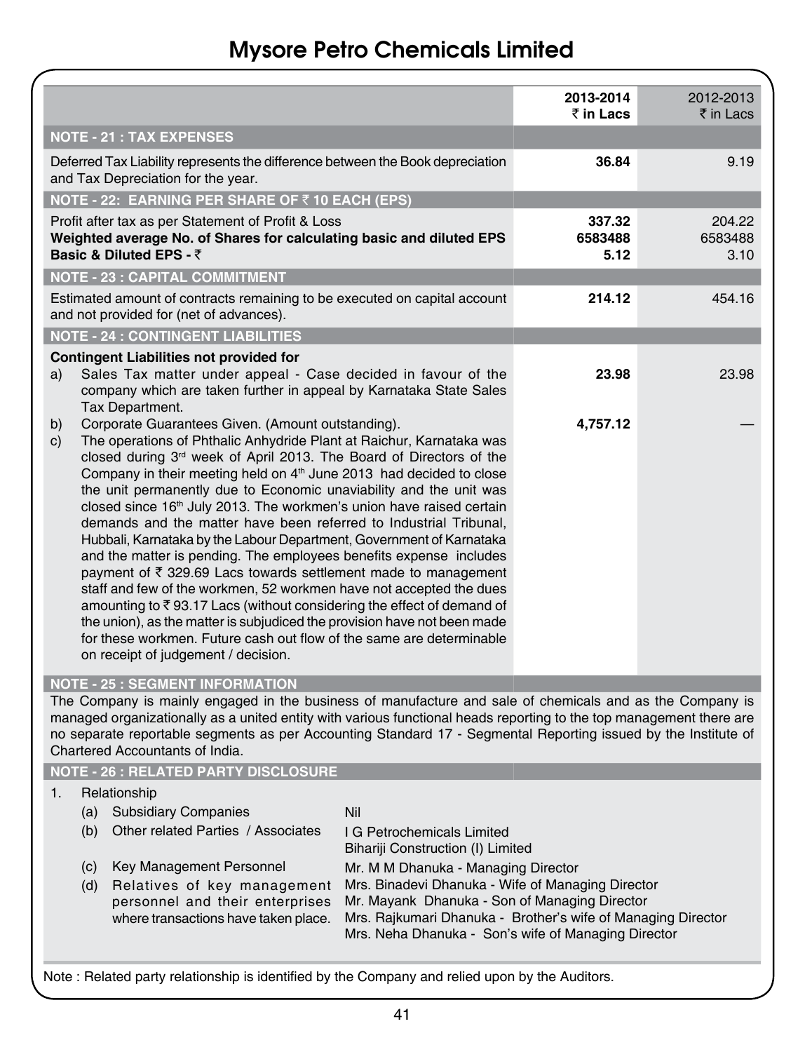# Mysore Petro Chemicals Limited

| | 2013-2014 ₹ in Lacs | 2012-2013 ₹ in Lacs |
|---|---|---|
| **NOTE - 21 : TAX EXPENSES** | | |
| Deferred Tax Liability represents the difference between the Book depreciation and Tax Depreciation for the year. | **36.84** | 9.19 |
| **NOTE - 22: EARNING PER SHARE OF ₹ 10 EACH (EPS)** | | |
| Profit after tax as per Statement of Profit & Loss | **337.32** | 204.22 |
| **Weighted average No. of Shares for calculating basic and diluted EPS** | **6583488** | 6583488 |
| **Basic & Diluted EPS - ₹** | **5.12** | 3.10 |
| **NOTE - 23 : CAPITAL COMMITMENT** | | |
| Estimated amount of contracts remaining to be executed on capital account and not provided for (net of advances). | **214.12** | 454.16 |
| **NOTE - 24 : CONTINGENT LIABILITIES** | | |
| **Contingent Liabilities not provided for** | | |
| a) Sales Tax matter under appeal - Case decided in favour of the company which are taken further in appeal by Karnataka State Sales Tax Department. | **23.98** | 23.98 |
| b) Corporate Guarantees Given. (Amount outstanding). | **4,757.12** | — |
| c) The operations of Phthalic Anhydride Plant at Raichur, Karnataka was closed during 3rd week of April 2013. The Board of Directors of the Company in their meeting held on 4th June 2013 had decided to close the unit permanently due to Economic unaviability and the unit was closed since 16th July 2013. The workmen's union have raised certain demands and the matter have been referred to Industrial Tribunal, Hubbali, Karnataka by the Labour Department, Government of Karnataka and the matter is pending. The employees benefits expense includes payment of ₹ 329.69 Lacs towards settlement made to management staff and few of the workmen, 52 workmen have not accepted the dues amounting to ₹ 93.17 Lacs (without considering the effect of demand of the union), as the matter is subjudiced the provision have not been made for these workmen. Future cash out flow of the same are determinable on receipt of judgement / decision. | | |

**NOTE - 25 : SEGMENT INFORMATION**

The Company is mainly engaged in the business of manufacture and sale of chemicals and as the Company is managed organizationally as a united entity with various functional heads reporting to the top management there are no separate reportable segments as per Accounting Standard 17 - Segmental Reporting issued by the Institute of Chartered Accountants of India.

**NOTE - 26 : RELATED PARTY DISCLOSURE**

1. Relationship

| | | |
|---|---|---|
| (a) | Subsidiary Companies | Nil |
| (b) | Other related Parties / Associates | I G Petrochemicals Limited<br>Bihariji Construction (I) Limited |
| (c) | Key Management Personnel | Mr. M M Dhanuka - Managing Director |
| (d) | Relatives of key management personnel and their enterprises where transactions have taken place. | Mrs. Binadevi Dhanuka - Wife of Managing Director<br>Mr. Mayank Dhanuka - Son of Managing Director<br>Mrs. Rajkumari Dhanuka - Brother's wife of Managing Director<br>Mrs. Neha Dhanuka - Son's wife of Managing Director |

Note : Related party relationship is identified by the Company and relied upon by the Auditors.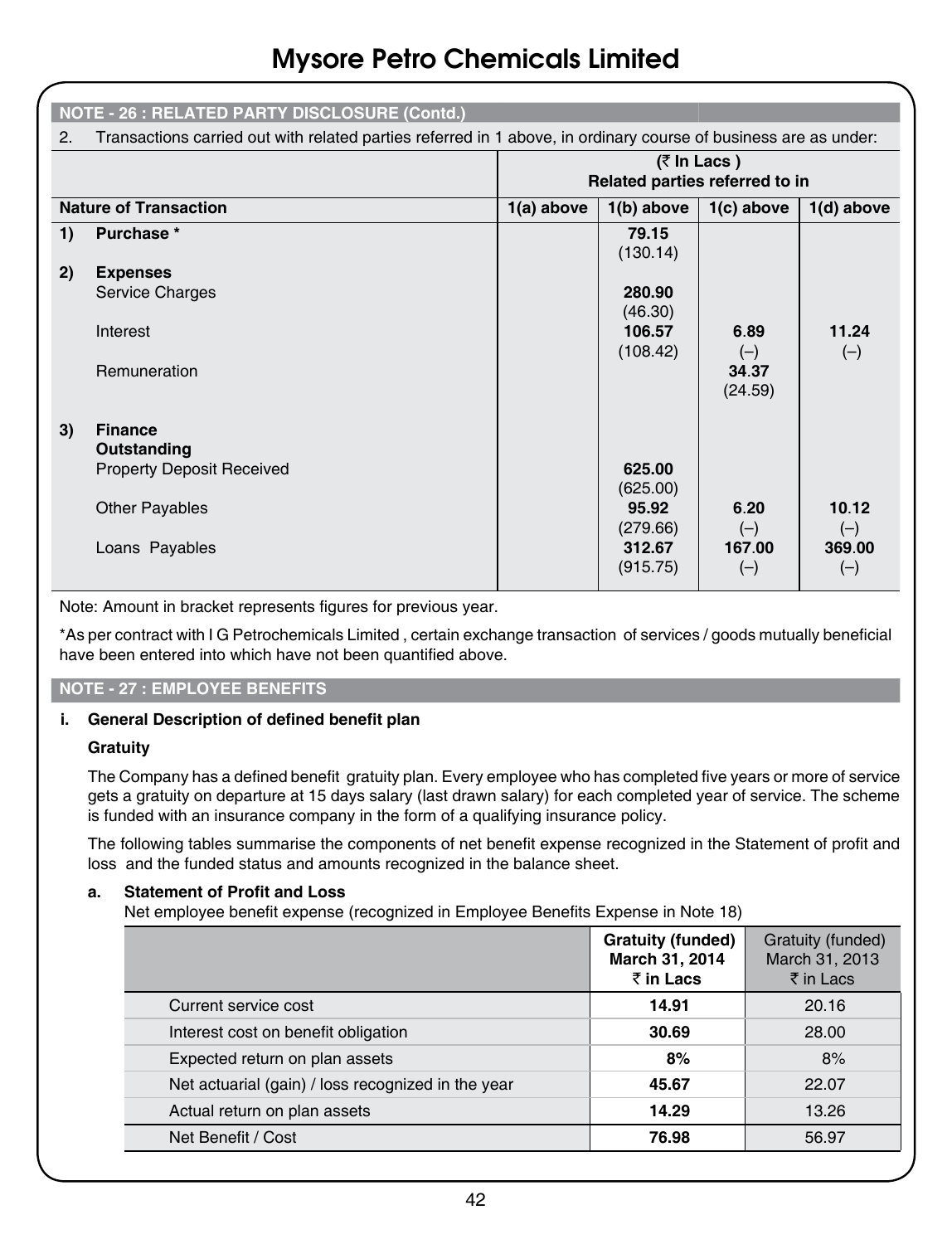## NOTE - 26 : RELATED PARTY DISCLOSURE (Contd.)

2. Transactions carried out with related parties referred in 1 above, in ordinary course of business are as under:

| | (₹ In Lacs ) Related parties referred to in | | | |
|---|---|---|---|---|
| **Nature of Transaction** | **1(a) above** | **1(b) above** | **1(c) above** | **1(d) above** |
| **1) Purchase *** | | **79.15** (130.14) | | |
| **2) Expenses** | | | | |
| Service Charges | | **280.90** (46.30) | | |
| Interest | | **106.57** (108.42) | **6.89** (–) | **11.24** (–) |
| Remuneration | | | **34.37** (24.59) | |
| **3) Finance Outstanding** | | | | |
| Property Deposit Received | | **625.00** (625.00) | | |
| Other Payables | | **95.92** (279.66) | **6.20** (–) | **10.12** (–) |
| Loans Payables | | **312.67** (915.75) | **167.00** (–) | **369.00** (–) |

Note: Amount in bracket represents figures for previous year.

*As per contract with I G Petrochemicals Limited , certain exchange transaction of services / goods mutually beneficial have been entered into which have not been quantified above.

## NOTE - 27 : EMPLOYEE BENEFITS

**i. General Description of defined benefit plan**

**Gratuity**

The Company has a defined benefit gratuity plan. Every employee who has completed five years or more of service gets a gratuity on departure at 15 days salary (last drawn salary) for each completed year of service. The scheme is funded with an insurance company in the form of a qualifying insurance policy.

The following tables summarise the components of net benefit expense recognized in the Statement of profit and loss and the funded status and amounts recognized in the balance sheet.

**a. Statement of Profit and Loss**

Net employee benefit expense (recognized in Employee Benefits Expense in Note 18)

| | **Gratuity (funded) March 31, 2014 ₹ in Lacs** | Gratuity (funded) March 31, 2013 ₹ in Lacs |
|---|---|---|
| Current service cost | **14.91** | 20.16 |
| Interest cost on benefit obligation | **30.69** | 28.00 |
| Expected return on plan assets | **8%** | 8% |
| Net actuarial (gain) / loss recognized in the year | **45.67** | 22.07 |
| Actual return on plan assets | **14.29** | 13.26 |
| Net Benefit / Cost | **76.98** | 56.97 |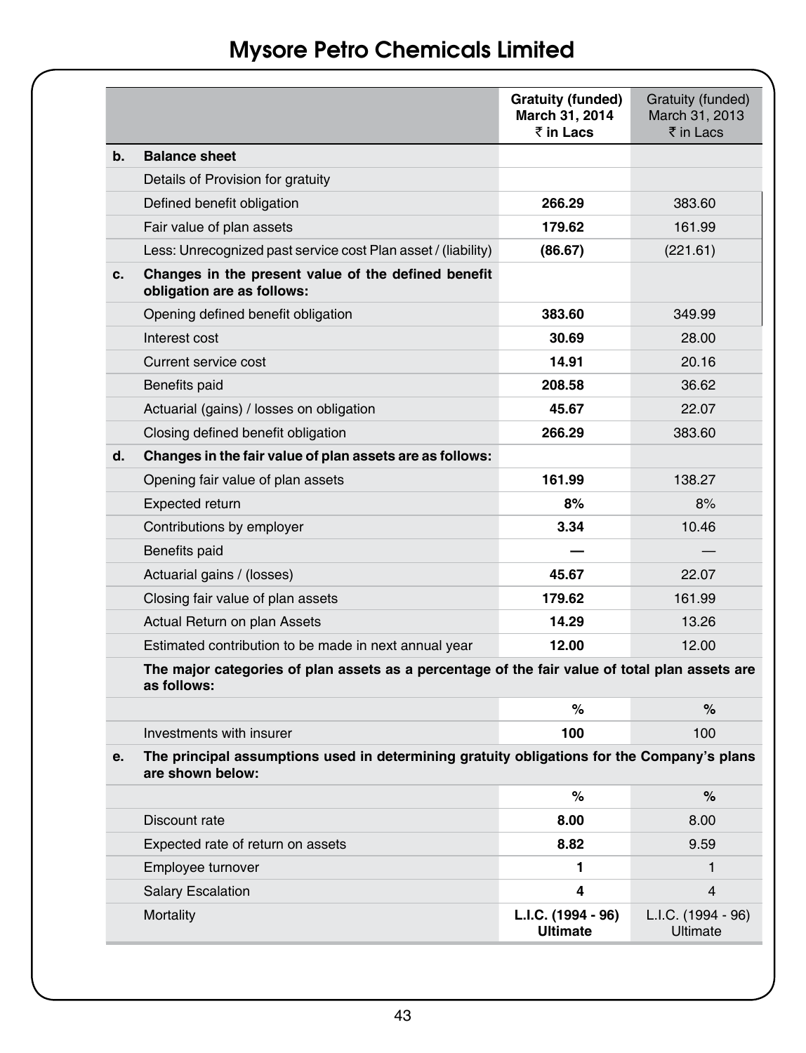# Mysore Petro Chemicals Limited

| | | Gratuity (funded) March 31, 2014 ₹ in Lacs | Gratuity (funded) March 31, 2013 ₹ in Lacs |
|---|---|---|---|
| **b.** | **Balance sheet** | | |
| | Details of Provision for gratuity | | |
| | Defined benefit obligation | **266.29** | 383.60 |
| | Fair value of plan assets | **179.62** | 161.99 |
| | Less: Unrecognized past service cost Plan asset / (liability) | **(86.67)** | (221.61) |
| **c.** | **Changes in the present value of the defined benefit obligation are as follows:** | | |
| | Opening defined benefit obligation | **383.60** | 349.99 |
| | Interest cost | **30.69** | 28.00 |
| | Current service cost | **14.91** | 20.16 |
| | Benefits paid | **208.58** | 36.62 |
| | Actuarial (gains) / losses on obligation | **45.67** | 22.07 |
| | Closing defined benefit obligation | **266.29** | 383.60 |
| **d.** | **Changes in the fair value of plan assets are as follows:** | | |
| | Opening fair value of plan assets | **161.99** | 138.27 |
| | Expected return | **8%** | 8% |
| | Contributions by employer | **3.34** | 10.46 |
| | Benefits paid | **—** | — |
| | Actuarial gains / (losses) | **45.67** | 22.07 |
| | Closing fair value of plan assets | **179.62** | 161.99 |
| | Actual Return on plan Assets | **14.29** | 13.26 |
| | Estimated contribution to be made in next annual year | **12.00** | 12.00 |
| | **The major categories of plan assets as a percentage of the fair value of total plan assets are as follows:** | | |
| | | **%** | **%** |
| | Investments with insurer | **100** | 100 |
| **e.** | **The principal assumptions used in determining gratuity obligations for the Company's plans are shown below:** | | |
| | | **%** | **%** |
| | Discount rate | **8.00** | 8.00 |
| | Expected rate of return on assets | **8.82** | 9.59 |
| | Employee turnover | **1** | 1 |
| | Salary Escalation | **4** | 4 |
| | Mortality | **L.I.C. (1994 - 96) Ultimate** | L.I.C. (1994 - 96) Ultimate |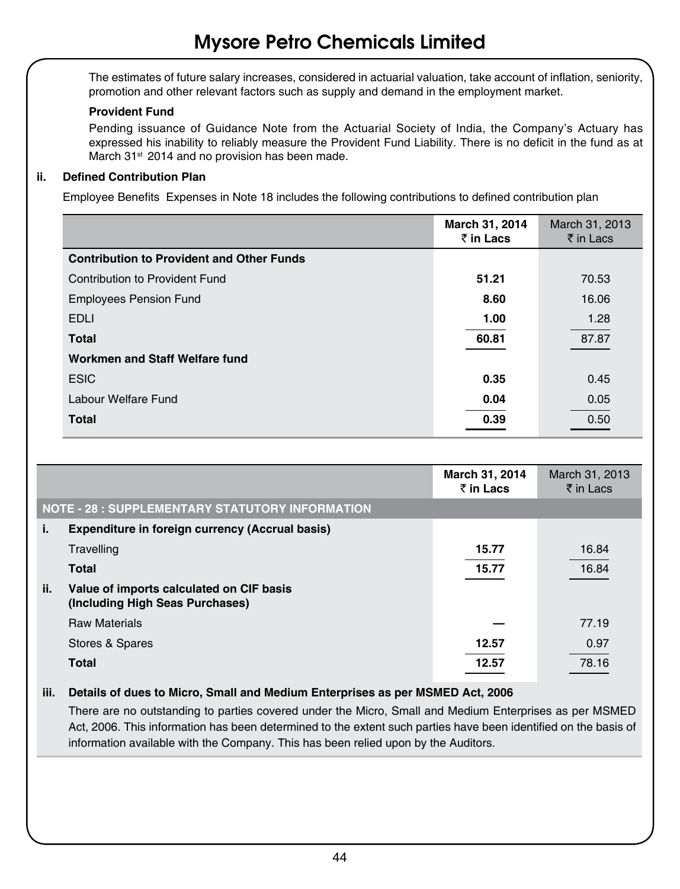The estimates of future salary increases, considered in actuarial valuation, take account of inflation, seniority, promotion and other relevant factors such as supply and demand in the employment market.

**Provident Fund**

Pending issuance of Guidance Note from the Actuarial Society of India, the Company's Actuary has expressed his inability to reliably measure the Provident Fund Liability. There is no deficit in the fund as at March 31st 2014 and no provision has been made.

**ii. Defined Contribution Plan**

Employee Benefits Expenses in Note 18 includes the following contributions to defined contribution plan

| | **March 31, 2014 ₹ in Lacs** | March 31, 2013 ₹ in Lacs |
|---|---|---|
| **Contribution to Provident and Other Funds** | | |
| Contribution to Provident Fund | **51.21** | 70.53 |
| Employees Pension Fund | **8.60** | 16.06 |
| EDLI | **1.00** | 1.28 |
| **Total** | **60.81** | 87.87 |
| **Workmen and Staff Welfare fund** | | |
| ESIC | **0.35** | 0.45 |
| Labour Welfare Fund | **0.04** | 0.05 |
| **Total** | **0.39** | 0.50 |

| | | **March 31, 2014 ₹ in Lacs** | March 31, 2013 ₹ in Lacs |
|---|---|---|---|
| **NOTE - 28 : SUPPLEMENTARY STATUTORY INFORMATION** | | | |
| **i.** | **Expenditure in foreign currency (Accrual basis)** | | |
| | Travelling | **15.77** | 16.84 |
| | **Total** | **15.77** | 16.84 |
| **ii.** | **Value of imports calculated on CIF basis (Including High Seas Purchases)** | | |
| | Raw Materials | **—** | 77.19 |
| | Stores & Spares | **12.57** | 0.97 |
| | **Total** | **12.57** | 78.16 |

**iii. Details of dues to Micro, Small and Medium Enterprises as per MSMED Act, 2006**

There are no outstanding to parties covered under the Micro, Small and Medium Enterprises as per MSMED Act, 2006. This information has been determined to the extent such parties have been identified on the basis of information available with the Company. This has been relied upon by the Auditors.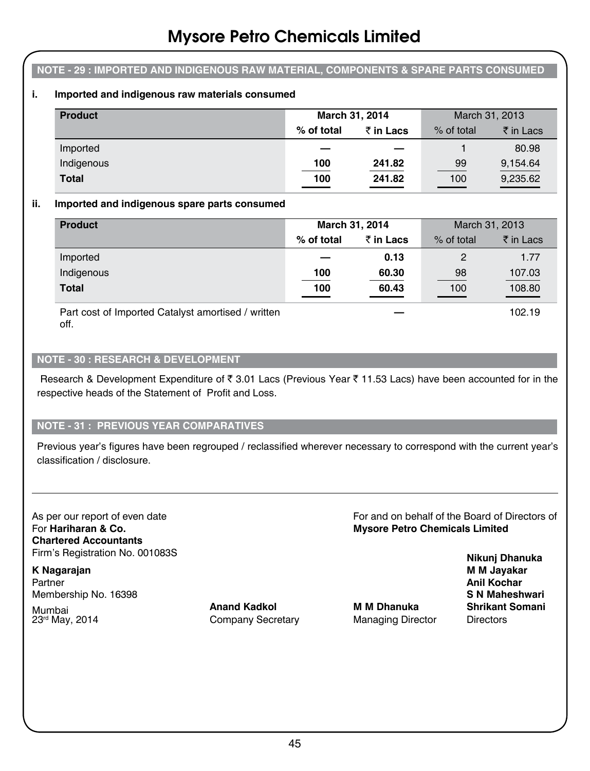## NOTE - 29 : IMPORTED AND INDIGENOUS RAW MATERIAL, COMPONENTS & SPARE PARTS CONSUMED

**i. Imported and indigenous raw materials consumed**

| Product | March 31, 2014 | | March 31, 2013 | |
|---|---|---|---|---|
| | % of total | ₹ in Lacs | % of total | ₹ in Lacs |
| Imported | — | — | 1 | 80.98 |
| Indigenous | 100 | 241.82 | 99 | 9,154.64 |
| **Total** | 100 | 241.82 | 100 | 9,235.62 |

**ii. Imported and indigenous spare parts consumed**

| Product | March 31, 2014 | | March 31, 2013 | |
|---|---|---|---|---|
| | % of total | ₹ in Lacs | % of total | ₹ in Lacs |
| Imported | — | 0.13 | 2 | 1.77 |
| Indigenous | 100 | 60.30 | 98 | 107.03 |
| **Total** | 100 | 60.43 | 100 | 108.80 |
| Part cost of Imported Catalyst amortised / written off. | | — | | 102.19 |

## NOTE - 30 : RESEARCH & DEVELOPMENT

Research & Development Expenditure of ₹ 3.01 Lacs (Previous Year ₹ 11.53 Lacs) have been accounted for in the respective heads of the Statement of Profit and Loss.

## NOTE - 31 : PREVIOUS YEAR COMPARATIVES

Previous year's figures have been regrouped / reclassified wherever necessary to correspond with the current year's classification / disclosure.

---

As per our report of even date
For **Hariharan & Co.**
**Chartered Accountants**
Firm's Registration No. 001083S

**K Nagarajan**
Partner
Membership No. 16398

Mumbai
23rd May, 2014

For and on behalf of the Board of Directors of
**Mysore Petro Chemicals Limited**

**Anand Kadkol**
Company Secretary

**M M Dhanuka**
Managing Director

**Nikunj Dhanuka**
**M M Jayakar**
**Anil Kochar**
**S N Maheshwari**
**Shrikant Somani**
Directors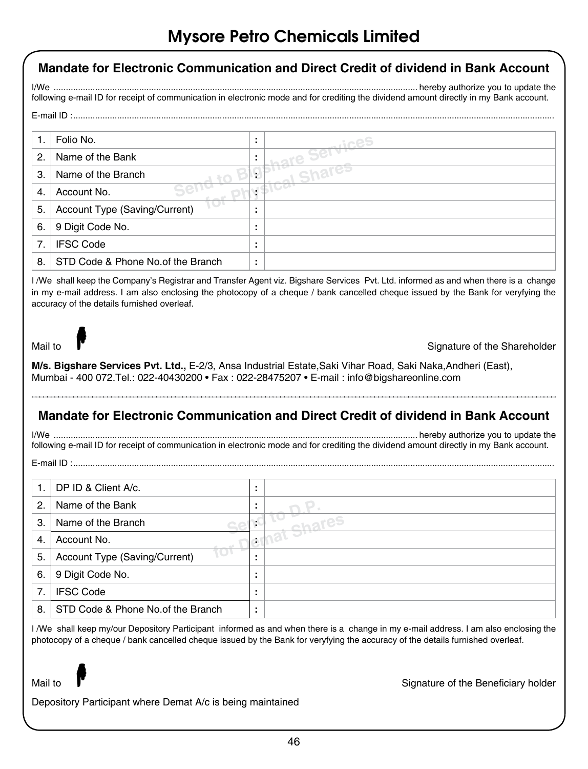# Mysore Petro Chemicals Limited

## Mandate for Electronic Communication and Direct Credit of dividend in Bank Account

I/We ........................................................................................................................................... hereby authorize you to update the following e-mail ID for receipt of communication in electronic mode and for crediting the dividend amount directly in my Bank account.

E-mail ID :......................................................................................................................................................................................

*Send to Bigshare Services for Physical Shares*

| | | | |
|---|---|---|---|
| 1. | Folio No. | : | |
| 2. | Name of the Bank | : | |
| 3. | Name of the Branch | : | |
| 4. | Account No. | : | |
| 5. | Account Type (Saving/Current) | : | |
| 6. | 9 Digit Code No. | : | |
| 7. | IFSC Code | : | |
| 8. | STD Code & Phone No.of the Branch | : | |

I /We shall keep the Company's Registrar and Transfer Agent viz. Bigshare Services Pvt. Ltd. informed as and when there is a change in my e-mail address. I am also enclosing the photocopy of a cheque / bank cancelled cheque issued by the Bank for veryfying the accuracy of the details furnished overleaf.

Mail to

Signature of the Shareholder

**M/s. Bigshare Services Pvt. Ltd.,** E-2/3, Ansa Industrial Estate,Saki Vihar Road, Saki Naka,Andheri (East), Mumbai - 400 072.Tel.: 022-40430200 • Fax : 022-28475207 • E-mail : info@bigshareonline.com

---

## Mandate for Electronic Communication and Direct Credit of dividend in Bank Account

I/We ........................................................................................................................................... hereby authorize you to update the following e-mail ID for receipt of communication in electronic mode and for crediting the dividend amount directly in my Bank account.

E-mail ID :......................................................................................................................................................................................

*Send to D.P. for Demat Shares*

| | | | |
|---|---|---|---|
| 1. | DP ID & Client A/c. | : | |
| 2. | Name of the Bank | : | |
| 3. | Name of the Branch | : | |
| 4. | Account No. | : | |
| 5. | Account Type (Saving/Current) | : | |
| 6. | 9 Digit Code No. | : | |
| 7. | IFSC Code | : | |
| 8. | STD Code & Phone No.of the Branch | : | |

I /We shall keep my/our Depository Participant informed as and when there is a change in my e-mail address. I am also enclosing the photocopy of a cheque / bank cancelled cheque issued by the Bank for veryfying the accuracy of the details furnished overleaf.

Mail to

Signature of the Beneficiary holder

Depository Participant where Demat A/c is being maintained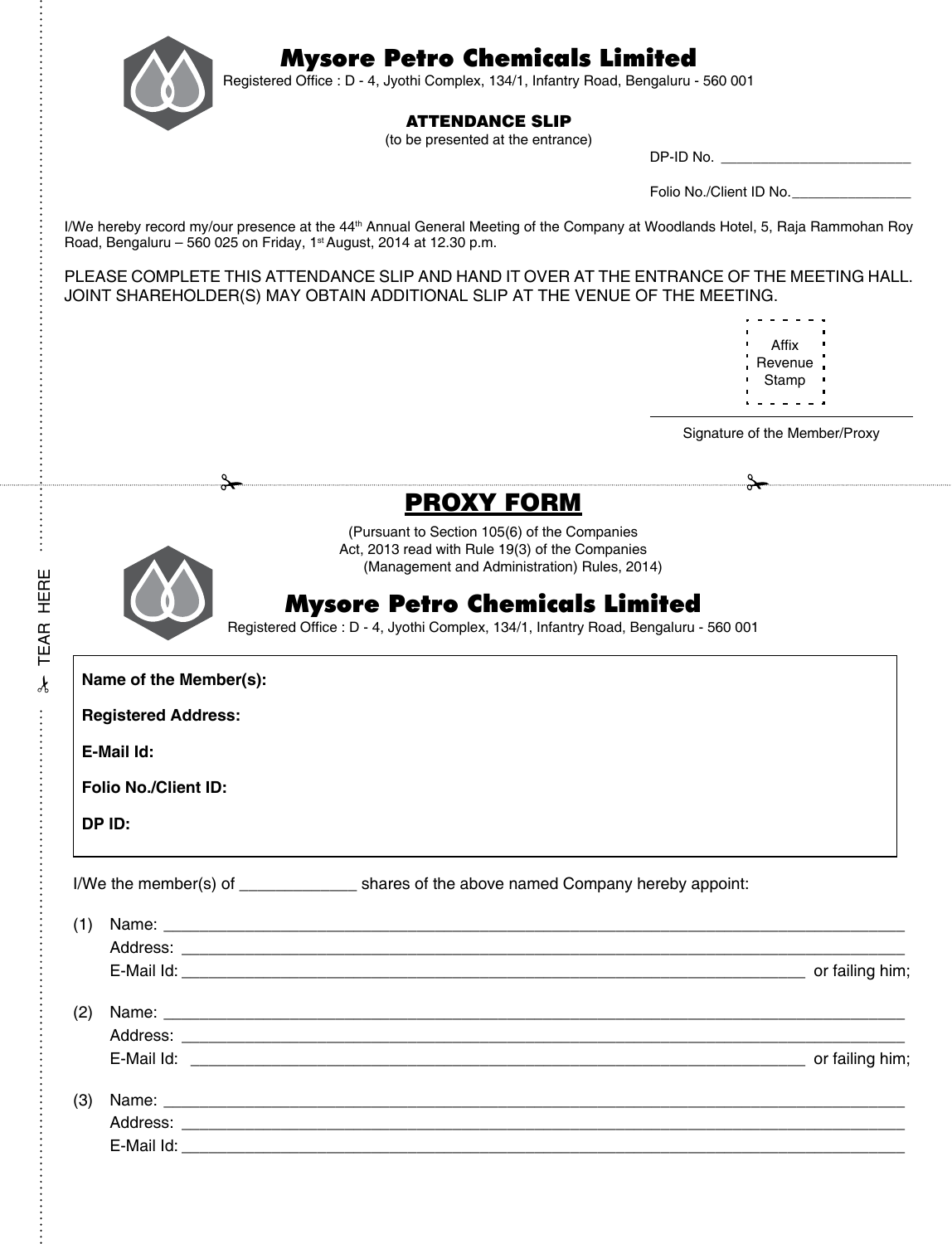# Mysore Petro Chemicals Limited

Registered Office : D - 4, Jyothi Complex, 134/1, Infantry Road, Bengaluru - 560 001

## ATTENDANCE SLIP

(to be presented at the entrance)

DP-ID No. ________________________

Folio No./Client ID No.________________

I/We hereby record my/our presence at the 44th Annual General Meeting of the Company at Woodlands Hotel, 5, Raja Rammohan Roy Road, Bengaluru – 560 025 on Friday, 1st August, 2014 at 12.30 p.m.

PLEASE COMPLETE THIS ATTENDANCE SLIP AND HAND IT OVER AT THE ENTRANCE OF THE MEETING HALL. JOINT SHAREHOLDER(S) MAY OBTAIN ADDITIONAL SLIP AT THE VENUE OF THE MEETING.

Affix Revenue Stamp

Signature of the Member/Proxy

TEAR HERE

## PROXY FORM

(Pursuant to Section 105(6) of the Companies Act, 2013 read with Rule 19(3) of the Companies (Management and Administration) Rules, 2014)

# Mysore Petro Chemicals Limited

Registered Office : D - 4, Jyothi Complex, 134/1, Infantry Road, Bengaluru - 560 001

**Name of the Member(s):**

**Registered Address:**

**E-Mail Id:**

**Folio No./Client ID:**

**DP ID:**

I/We the member(s) of _____________ shares of the above named Company hereby appoint:

(1) Name: ________________________________________________________________________________
Address: ______________________________________________________________________________
E-Mail Id: _____________________________________________________________________ or failing him;

(2) Name: ________________________________________________________________________________
Address: ______________________________________________________________________________
E-Mail Id: _____________________________________________________________________ or failing him;

(3) Name: ________________________________________________________________________________
Address: ______________________________________________________________________________
E-Mail Id: ______________________________________________________________________________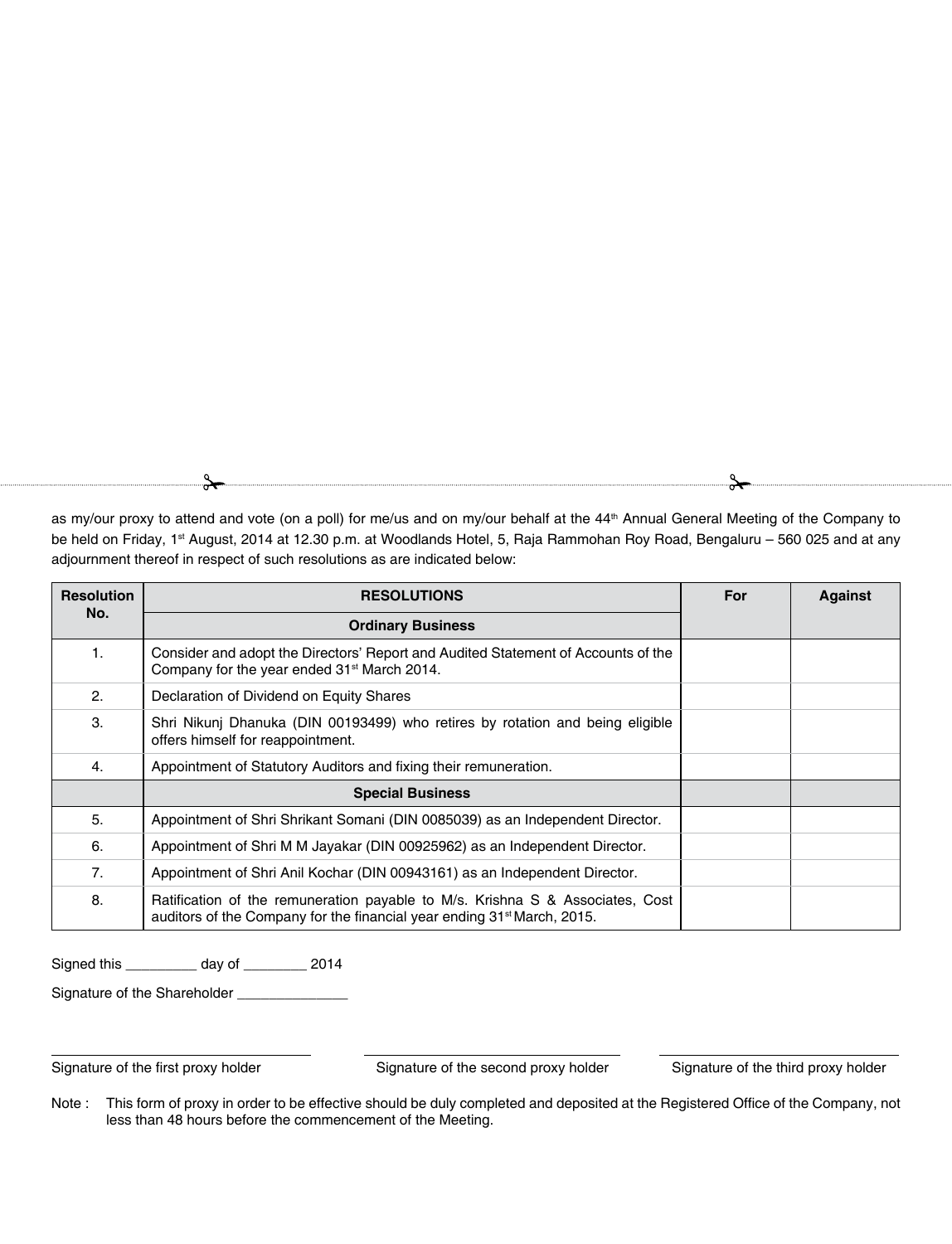as my/our proxy to attend and vote (on a poll) for me/us and on my/our behalf at the 44th Annual General Meeting of the Company to be held on Friday, 1st August, 2014 at 12.30 p.m. at Woodlands Hotel, 5, Raja Rammohan Roy Road, Bengaluru – 560 025 and at any adjournment thereof in respect of such resolutions as are indicated below:

| Resolution No. | RESOLUTIONS | For | Against |
|---|---|---|---|
| | **Ordinary Business** | | |
| 1. | Consider and adopt the Directors' Report and Audited Statement of Accounts of the Company for the year ended 31st March 2014. | | |
| 2. | Declaration of Dividend on Equity Shares | | |
| 3. | Shri Nikunj Dhanuka (DIN 00193499) who retires by rotation and being eligible offers himself for reappointment. | | |
| 4. | Appointment of Statutory Auditors and fixing their remuneration. | | |
| | **Special Business** | | |
| 5. | Appointment of Shri Shrikant Somani (DIN 0085039) as an Independent Director. | | |
| 6. | Appointment of Shri M M Jayakar (DIN 00925962) as an Independent Director. | | |
| 7. | Appointment of Shri Anil Kochar (DIN 00943161) as an Independent Director. | | |
| 8. | Ratification of the remuneration payable to M/s. Krishna S & Associates, Cost auditors of the Company for the financial year ending 31st March, 2015. | | |

Signed this _________ day of ________ 2014

Signature of the Shareholder ______________

Signature of the first proxy holder

Signature of the second proxy holder

Signature of the third proxy holder

Note : This form of proxy in order to be effective should be duly completed and deposited at the Registered Office of the Company, not less than 48 hours before the commencement of the Meeting.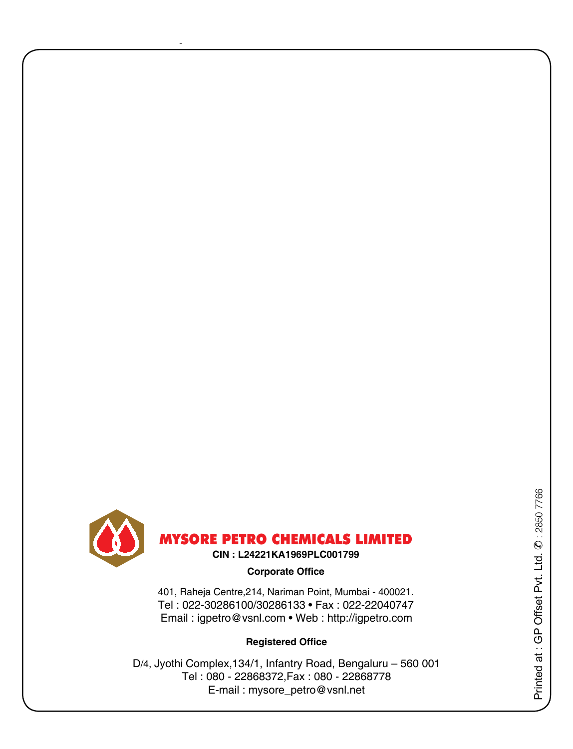# MYSORE PETRO CHEMICALS LIMITED

**CIN : L24221KA1969PLC001799**

**Corporate Office**

401, Raheja Centre,214, Nariman Point, Mumbai - 400021.
Tel : 022-30286100/30286133 • Fax : 022-22040747
Email : igpetro@vsnl.com • Web : http://igpetro.com

**Registered Office**

D/4, Jyothi Complex,134/1, Infantry Road, Bengaluru – 560 001
Tel : 080 - 22868372,Fax : 080 - 22868778
E-mail : mysore_petro@vsnl.net

Printed at : GP Offset Pvt. Ltd. ✆ : 2850 7766